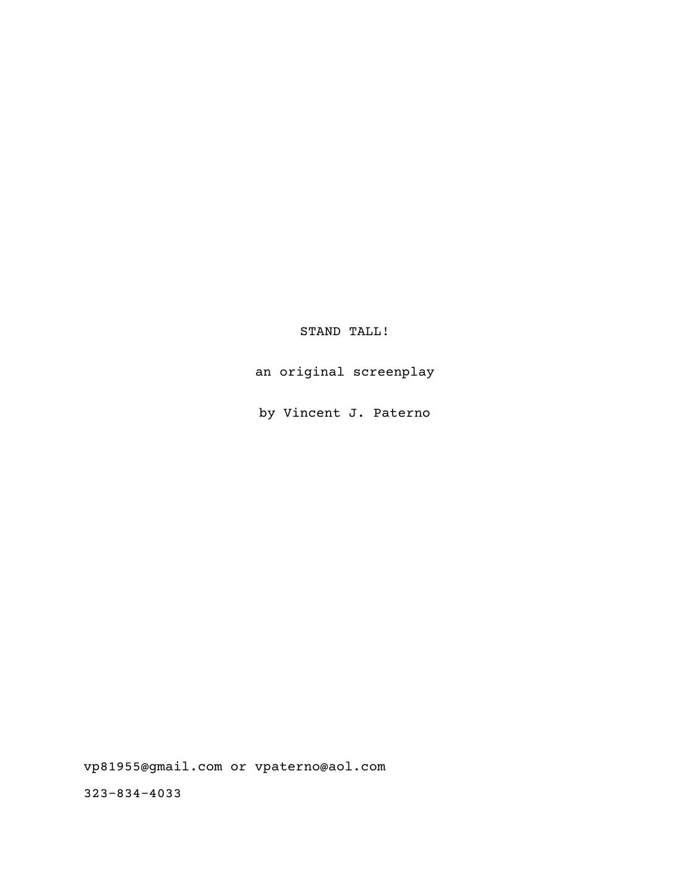STAND TALL!

an original screenplay

by Vincent J. Paterno

vp81955@gmail.com or vpaterno@aol.com

323-834-4033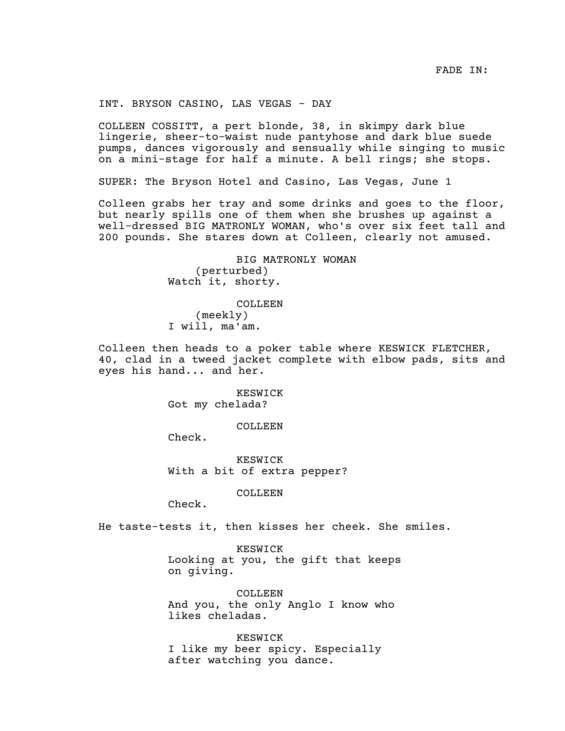FADE IN:

INT. BRYSON CASINO, LAS VEGAS - DAY

COLLEEN COSSITT, a pert blonde, 38, in skimpy dark blue lingerie, sheer-to-waist nude pantyhose and dark blue suede pumps, dances vigorously and sensually while singing to music on a mini-stage for half a minute. A bell rings; she stops.

SUPER: The Bryson Hotel and Casino, Las Vegas, June 1

Colleen grabs her tray and some drinks and goes to the floor, but nearly spills one of them when she brushes up against a well-dressed BIG MATRONLY WOMAN, who's over six feet tall and 200 pounds. She stares down at Colleen, clearly not amused.

BIG MATRONLY WOMAN
(perturbed)
Watch it, shorty.

COLLEEN
(meekly)
I will, ma'am.

Colleen then heads to a poker table where KESWICK FLETCHER, 40, clad in a tweed jacket complete with elbow pads, sits and eyes his hand... and her.

KESWICK
Got my chelada?

COLLEEN
Check.

KESWICK
With a bit of extra pepper?

COLLEEN
Check.

He taste-tests it, then kisses her cheek. She smiles.

KESWICK
Looking at you, the gift that keeps on giving.

COLLEEN
And you, the only Anglo I know who likes cheladas.

KESWICK
I like my beer spicy. Especially after watching you dance.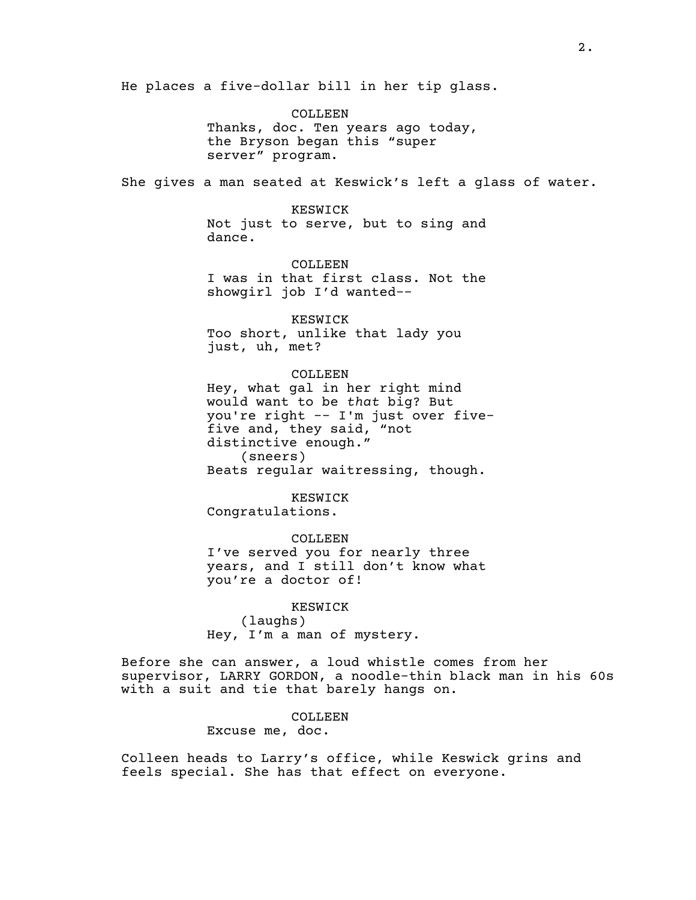He places a five-dollar bill in her tip glass.

COLLEEN
Thanks, doc. Ten years ago today, the Bryson began this "super server" program.

She gives a man seated at Keswick's left a glass of water.

KESWICK
Not just to serve, but to sing and dance.

COLLEEN
I was in that first class. Not the showgirl job I'd wanted--

KESWICK
Too short, unlike that lady you just, uh, met?

COLLEEN
Hey, what gal in her right mind would want to be *that* big? But you're right -- I'm just over five-five and, they said, "not distinctive enough."
(sneers)
Beats regular waitressing, though.

KESWICK
Congratulations.

COLLEEN
I've served you for nearly three years, and I still don't know what you're a doctor of!

KESWICK
(laughs)
Hey, I'm a man of mystery.

Before she can answer, a loud whistle comes from her supervisor, LARRY GORDON, a noodle-thin black man in his 60s with a suit and tie that barely hangs on.

COLLEEN
Excuse me, doc.

Colleen heads to Larry's office, while Keswick grins and feels special. She has that effect on everyone.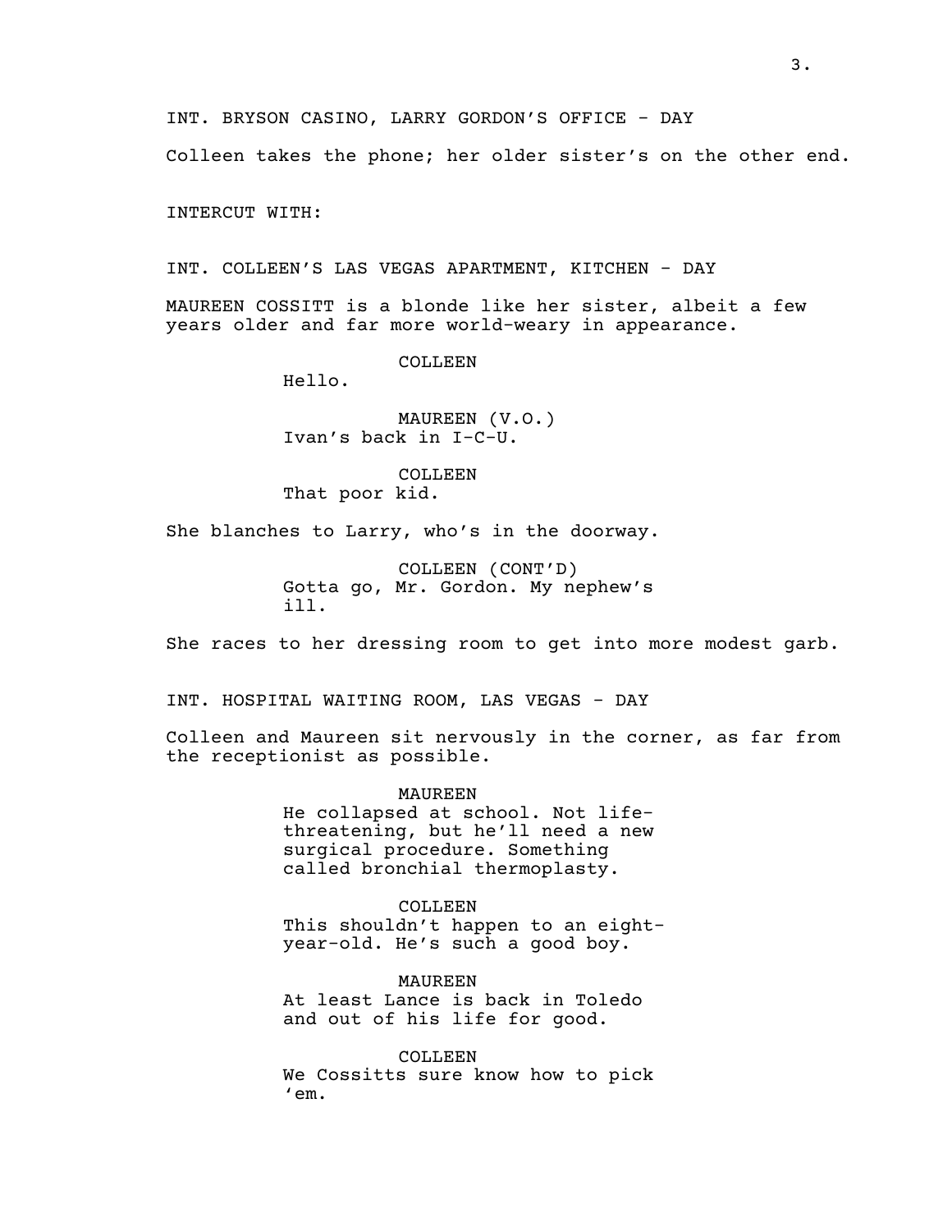INT. BRYSON CASINO, LARRY GORDON'S OFFICE - DAY

Colleen takes the phone; her older sister's on the other end.

INTERCUT WITH:

INT. COLLEEN'S LAS VEGAS APARTMENT, KITCHEN - DAY

MAUREEN COSSITT is a blonde like her sister, albeit a few years older and far more world-weary in appearance.

COLLEEN
Hello.

MAUREEN (V.O.)
Ivan's back in I-C-U.

COLLEEN
That poor kid.

She blanches to Larry, who's in the doorway.

COLLEEN (CONT'D)
Gotta go, Mr. Gordon. My nephew's ill.

She races to her dressing room to get into more modest garb.

INT. HOSPITAL WAITING ROOM, LAS VEGAS - DAY

Colleen and Maureen sit nervously in the corner, as far from the receptionist as possible.

MAUREEN
He collapsed at school. Not life-threatening, but he'll need a new surgical procedure. Something called bronchial thermoplasty.

COLLEEN
This shouldn't happen to an eight-year-old. He's such a good boy.

MAUREEN
At least Lance is back in Toledo and out of his life for good.

COLLEEN
We Cossitts sure know how to pick 'em.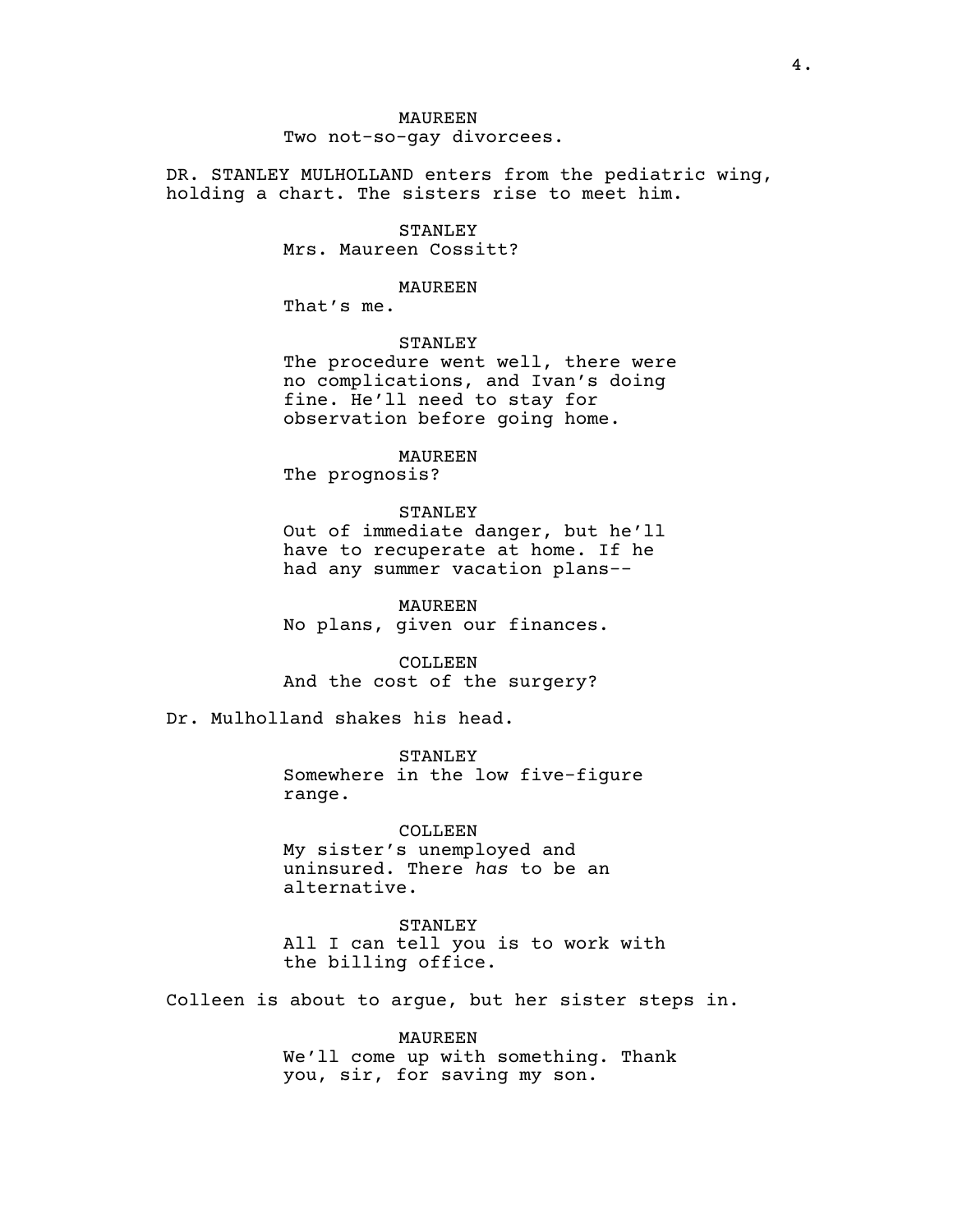MAUREEN
Two not-so-gay divorcees.

DR. STANLEY MULHOLLAND enters from the pediatric wing, holding a chart. The sisters rise to meet him.

STANLEY
Mrs. Maureen Cossitt?

MAUREEN
That's me.

STANLEY
The procedure went well, there were no complications, and Ivan's doing fine. He'll need to stay for observation before going home.

MAUREEN
The prognosis?

STANLEY
Out of immediate danger, but he'll have to recuperate at home. If he had any summer vacation plans--

MAUREEN
No plans, given our finances.

COLLEEN
And the cost of the surgery?

Dr. Mulholland shakes his head.

STANLEY
Somewhere in the low five-figure range.

COLLEEN
My sister's unemployed and uninsured. There *has* to be an alternative.

STANLEY
All I can tell you is to work with the billing office.

Colleen is about to argue, but her sister steps in.

MAUREEN
We'll come up with something. Thank you, sir, for saving my son.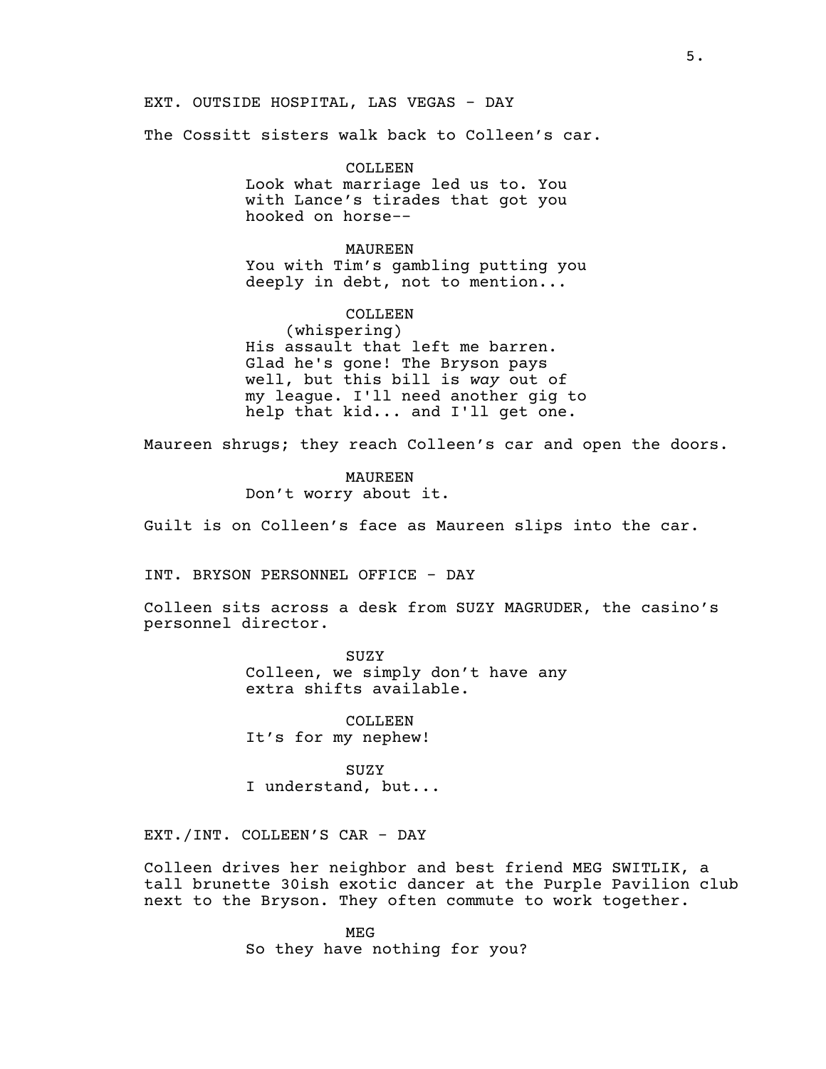EXT. OUTSIDE HOSPITAL, LAS VEGAS - DAY

The Cossitt sisters walk back to Colleen's car.

COLLEEN
Look what marriage led us to. You with Lance's tirades that got you hooked on horse--

MAUREEN
You with Tim's gambling putting you deeply in debt, not to mention...

COLLEEN
(whispering)
His assault that left me barren. Glad he's gone! The Bryson pays well, but this bill is *way* out of my league. I'll need another gig to help that kid... and I'll get one.

Maureen shrugs; they reach Colleen's car and open the doors.

MAUREEN
Don't worry about it.

Guilt is on Colleen's face as Maureen slips into the car.

INT. BRYSON PERSONNEL OFFICE - DAY

Colleen sits across a desk from SUZY MAGRUDER, the casino's personnel director.

SUZY
Colleen, we simply don't have any extra shifts available.

COLLEEN
It's for my nephew!

SUZY
I understand, but...

EXT./INT. COLLEEN'S CAR - DAY

Colleen drives her neighbor and best friend MEG SWITLIK, a tall brunette 30ish exotic dancer at the Purple Pavilion club next to the Bryson. They often commute to work together.

MEG
So they have nothing for you?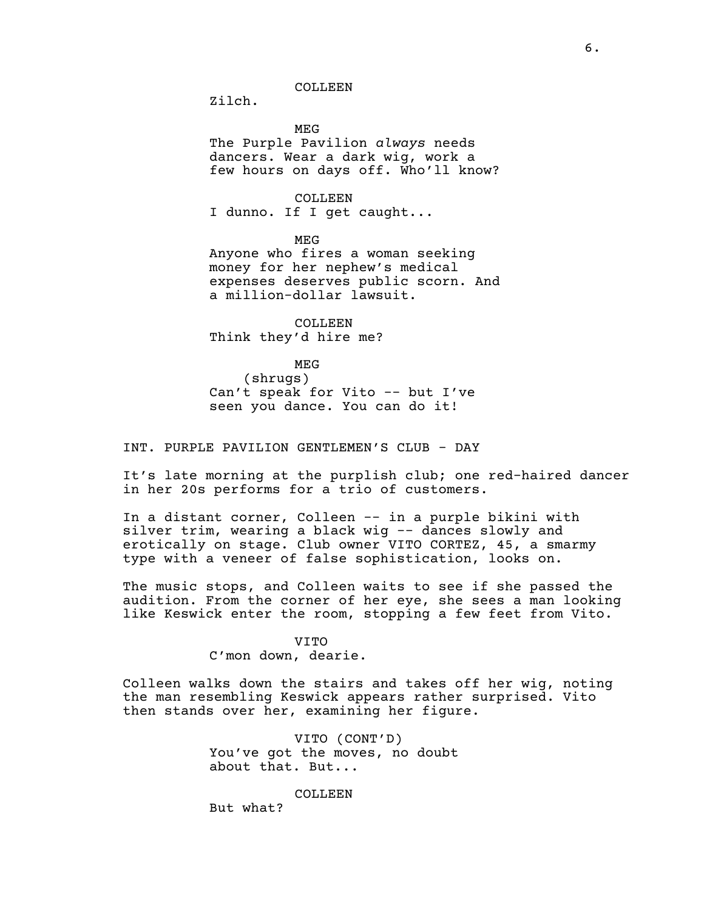COLLEEN

Zilch.

MEG

The Purple Pavilion *always* needs dancers. Wear a dark wig, work a few hours on days off. Who'll know?

COLLEEN

I dunno. If I get caught...

MEG

Anyone who fires a woman seeking money for her nephew's medical expenses deserves public scorn. And a million-dollar lawsuit.

COLLEEN

Think they'd hire me?

MEG

(shrugs)

Can't speak for Vito -- but I've seen you dance. You can do it!

INT. PURPLE PAVILION GENTLEMEN'S CLUB - DAY

It's late morning at the purplish club; one red-haired dancer in her 20s performs for a trio of customers.

In a distant corner, Colleen -- in a purple bikini with silver trim, wearing a black wig -- dances slowly and erotically on stage. Club owner VITO CORTEZ, 45, a smarmy type with a veneer of false sophistication, looks on.

The music stops, and Colleen waits to see if she passed the audition. From the corner of her eye, she sees a man looking like Keswick enter the room, stopping a few feet from Vito.

VITO

C'mon down, dearie.

Colleen walks down the stairs and takes off her wig, noting the man resembling Keswick appears rather surprised. Vito then stands over her, examining her figure.

VITO (CONT'D)

You've got the moves, no doubt about that. But...

COLLEEN

But what?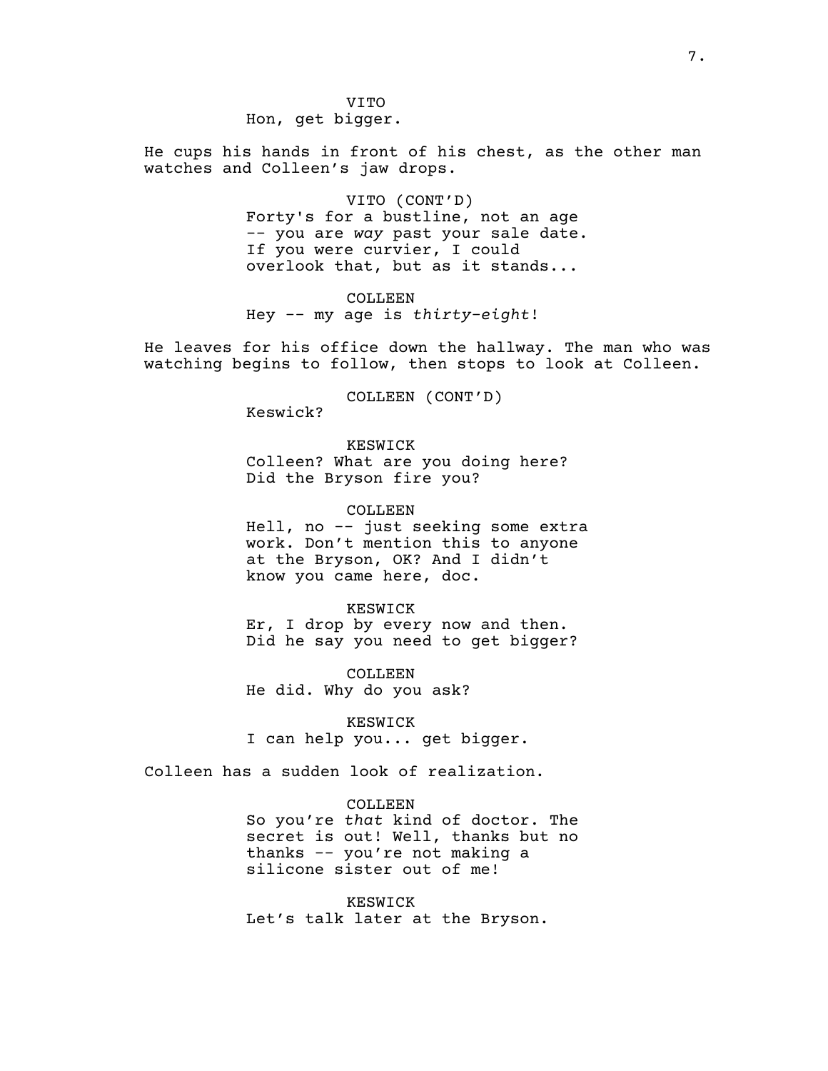VITO

Hon, get bigger.

He cups his hands in front of his chest, as the other man watches and Colleen's jaw drops.

VITO (CONT'D)

Forty's for a bustline, not an age -- you are *way* past your sale date. If you were curvier, I could overlook that, but as it stands...

COLLEEN

Hey -- my age is *thirty-eight*!

He leaves for his office down the hallway. The man who was watching begins to follow, then stops to look at Colleen.

COLLEEN (CONT'D)

Keswick?

KESWICK

Colleen? What are you doing here? Did the Bryson fire you?

COLLEEN

Hell, no -- just seeking some extra work. Don't mention this to anyone at the Bryson, OK? And I didn't know you came here, doc.

KESWICK

Er, I drop by every now and then. Did he say you need to get bigger?

COLLEEN

He did. Why do you ask?

KESWICK

I can help you... get bigger.

Colleen has a sudden look of realization.

COLLEEN

So you're *that* kind of doctor. The secret is out! Well, thanks but no thanks -- you're not making a silicone sister out of me!

KESWICK

Let's talk later at the Bryson.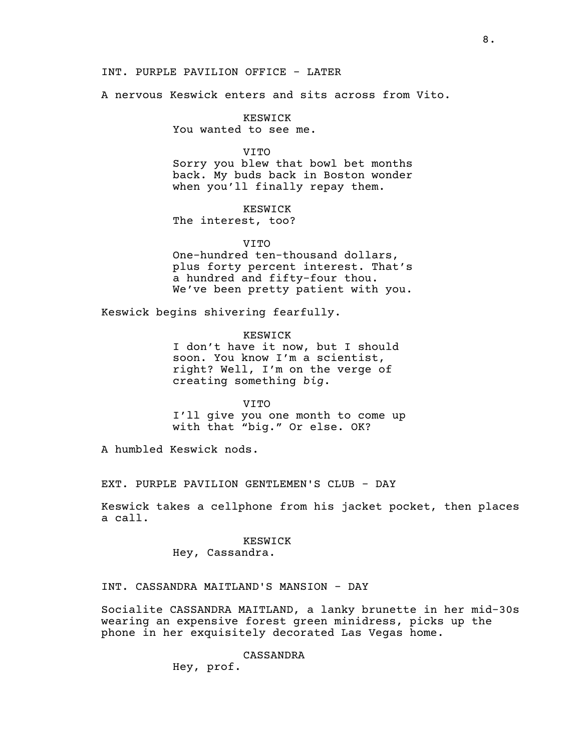INT. PURPLE PAVILION OFFICE - LATER

A nervous Keswick enters and sits across from Vito.

KESWICK
You wanted to see me.

VITO
Sorry you blew that bowl bet months back. My buds back in Boston wonder when you'll finally repay them.

KESWICK
The interest, too?

VITO
One-hundred ten-thousand dollars, plus forty percent interest. That's a hundred and fifty-four thou. We've been pretty patient with you.

Keswick begins shivering fearfully.

KESWICK
I don't have it now, but I should soon. You know I'm a scientist, right? Well, I'm on the verge of creating something *big*.

VITO
I'll give you one month to come up with that "big." Or else. OK?

A humbled Keswick nods.

EXT. PURPLE PAVILION GENTLEMEN'S CLUB - DAY

Keswick takes a cellphone from his jacket pocket, then places a call.

KESWICK
Hey, Cassandra.

INT. CASSANDRA MAITLAND'S MANSION - DAY

Socialite CASSANDRA MAITLAND, a lanky brunette in her mid-30s wearing an expensive forest green minidress, picks up the phone in her exquisitely decorated Las Vegas home.

CASSANDRA
Hey, prof.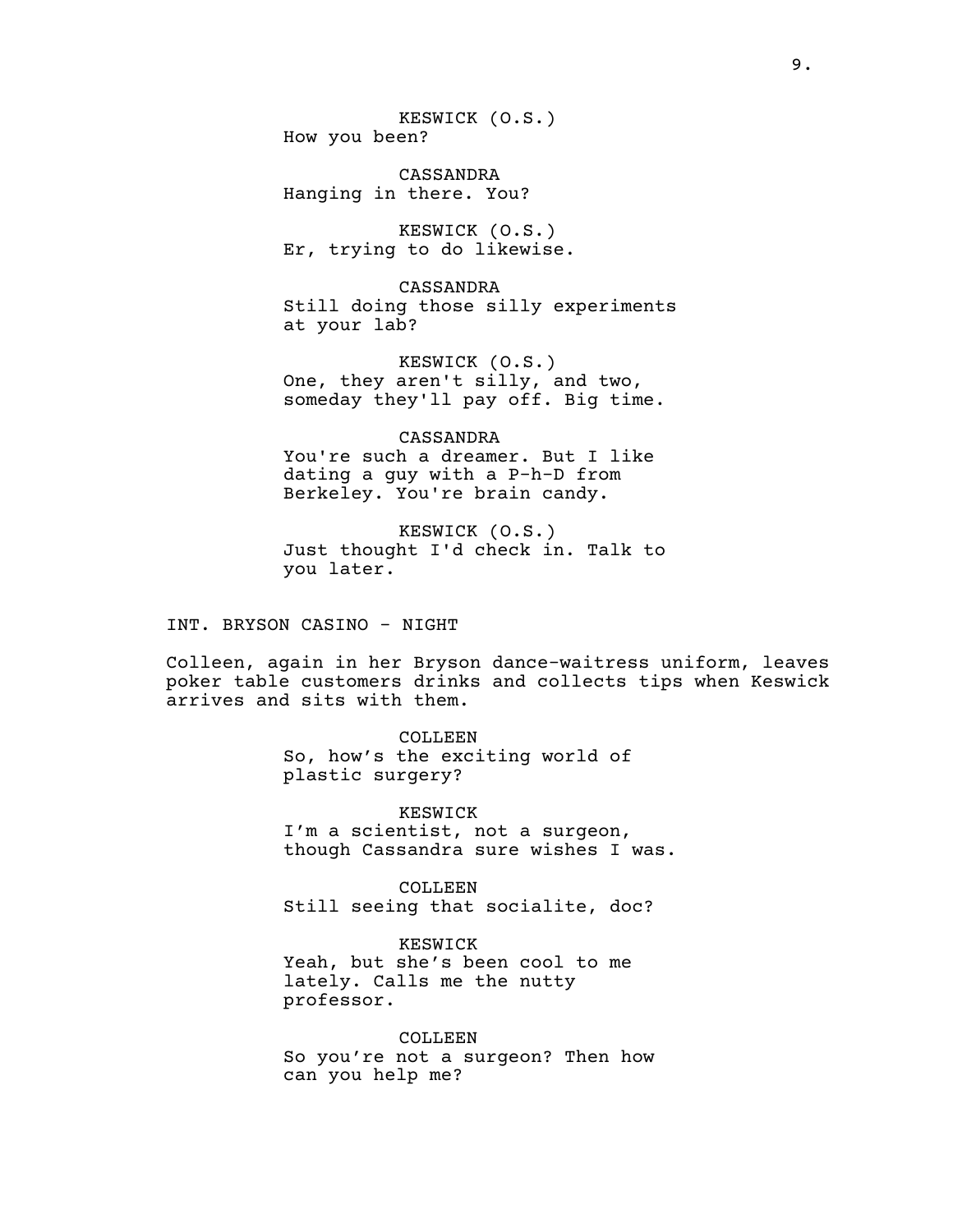KESWICK (O.S.)
How you been?

CASSANDRA
Hanging in there. You?

KESWICK (O.S.)
Er, trying to do likewise.

CASSANDRA
Still doing those silly experiments at your lab?

KESWICK (O.S.)
One, they aren't silly, and two, someday they'll pay off. Big time.

CASSANDRA
You're such a dreamer. But I like dating a guy with a P-h-D from Berkeley. You're brain candy.

KESWICK (O.S.)
Just thought I'd check in. Talk to you later.

INT. BRYSON CASINO - NIGHT

Colleen, again in her Bryson dance-waitress uniform, leaves poker table customers drinks and collects tips when Keswick arrives and sits with them.

COLLEEN
So, how's the exciting world of plastic surgery?

KESWICK
I'm a scientist, not a surgeon, though Cassandra sure wishes I was.

COLLEEN
Still seeing that socialite, doc?

KESWICK
Yeah, but she's been cool to me lately. Calls me the nutty professor.

COLLEEN
So you're not a surgeon? Then how can you help me?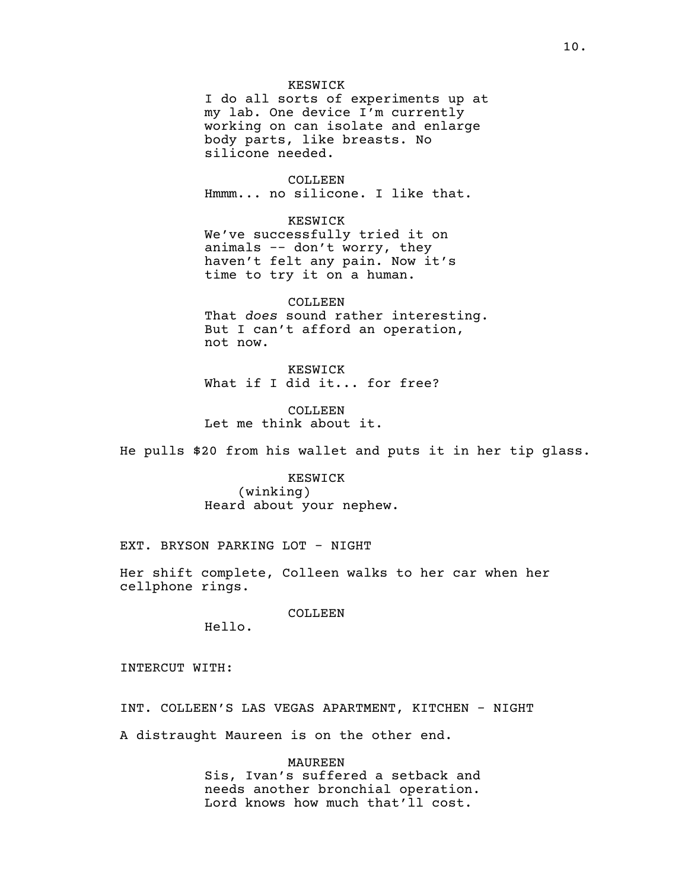KESWICK
I do all sorts of experiments up at my lab. One device I'm currently working on can isolate and enlarge body parts, like breasts. No silicone needed.

COLLEEN
Hmmm... no silicone. I like that.

KESWICK
We've successfully tried it on animals -- don't worry, they haven't felt any pain. Now it's time to try it on a human.

COLLEEN
That *does* sound rather interesting. But I can't afford an operation, not now.

KESWICK
What if I did it... for free?

COLLEEN
Let me think about it.

He pulls $20 from his wallet and puts it in her tip glass.

KESWICK
(winking)
Heard about your nephew.

EXT. BRYSON PARKING LOT - NIGHT

Her shift complete, Colleen walks to her car when her cellphone rings.

COLLEEN
Hello.

INTERCUT WITH:

INT. COLLEEN'S LAS VEGAS APARTMENT, KITCHEN - NIGHT

A distraught Maureen is on the other end.

MAUREEN
Sis, Ivan's suffered a setback and needs another bronchial operation. Lord knows how much that'll cost.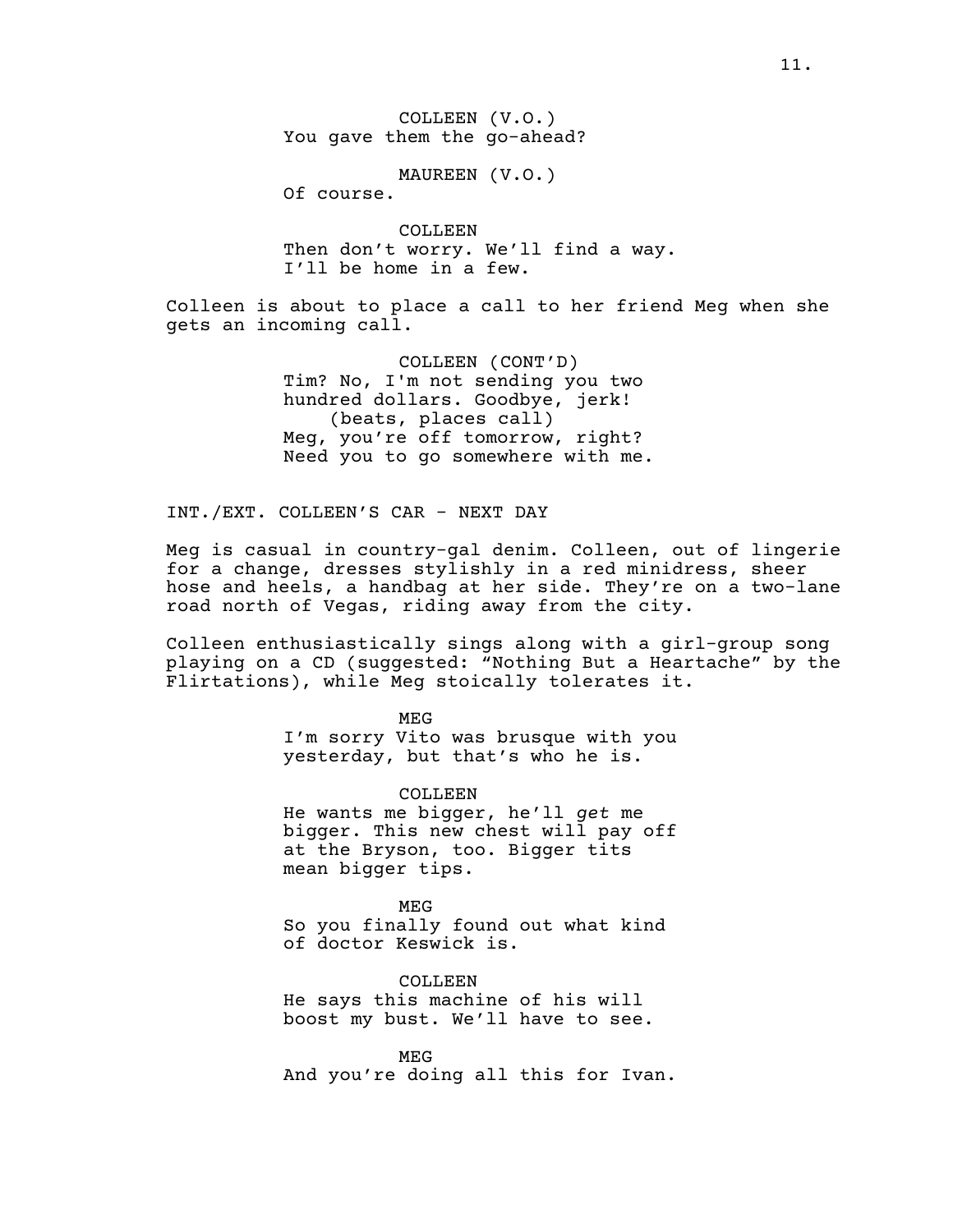COLLEEN (V.O.)
You gave them the go-ahead?

MAUREEN (V.O.)
Of course.

COLLEEN
Then don't worry. We'll find a way.
I'll be home in a few.

Colleen is about to place a call to her friend Meg when she gets an incoming call.

COLLEEN (CONT'D)
Tim? No, I'm not sending you two hundred dollars. Goodbye, jerk!
(beats, places call)
Meg, you're off tomorrow, right?
Need you to go somewhere with me.

INT./EXT. COLLEEN'S CAR - NEXT DAY

Meg is casual in country-gal denim. Colleen, out of lingerie for a change, dresses stylishly in a red minidress, sheer hose and heels, a handbag at her side. They're on a two-lane road north of Vegas, riding away from the city.

Colleen enthusiastically sings along with a girl-group song playing on a CD (suggested: "Nothing But a Heartache" by the Flirtations), while Meg stoically tolerates it.

MEG
I'm sorry Vito was brusque with you yesterday, but that's who he is.

COLLEEN
He wants me bigger, he'll *get* me bigger. This new chest will pay off at the Bryson, too. Bigger tits mean bigger tips.

MEG
So you finally found out what kind of doctor Keswick is.

COLLEEN
He says this machine of his will boost my bust. We'll have to see.

MEG
And you're doing all this for Ivan.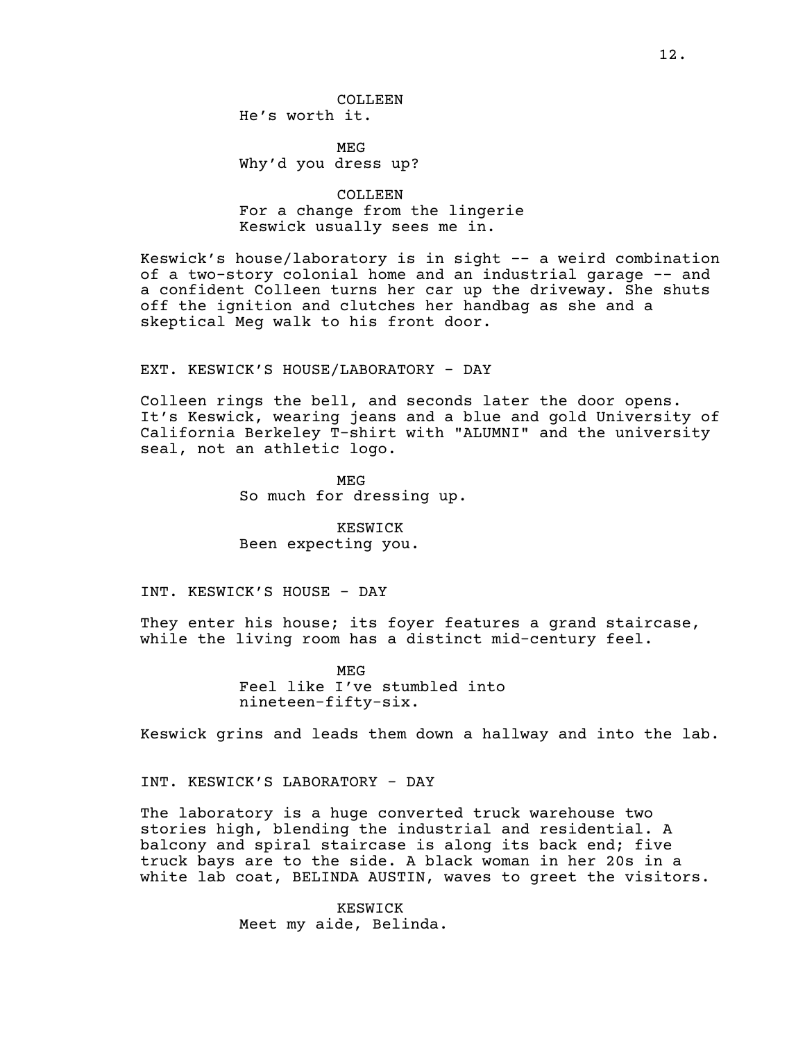COLLEEN
He's worth it.

MEG
Why'd you dress up?

COLLEEN
For a change from the lingerie Keswick usually sees me in.

Keswick's house/laboratory is in sight -- a weird combination of a two-story colonial home and an industrial garage -- and a confident Colleen turns her car up the driveway. She shuts off the ignition and clutches her handbag as she and a skeptical Meg walk to his front door.

EXT. KESWICK'S HOUSE/LABORATORY - DAY

Colleen rings the bell, and seconds later the door opens. It's Keswick, wearing jeans and a blue and gold University of California Berkeley T-shirt with "ALUMNI" and the university seal, not an athletic logo.

MEG
So much for dressing up.

KESWICK
Been expecting you.

INT. KESWICK'S HOUSE - DAY

They enter his house; its foyer features a grand staircase, while the living room has a distinct mid-century feel.

MEG
Feel like I've stumbled into nineteen-fifty-six.

Keswick grins and leads them down a hallway and into the lab.

INT. KESWICK'S LABORATORY - DAY

The laboratory is a huge converted truck warehouse two stories high, blending the industrial and residential. A balcony and spiral staircase is along its back end; five truck bays are to the side. A black woman in her 20s in a white lab coat, BELINDA AUSTIN, waves to greet the visitors.

KESWICK
Meet my aide, Belinda.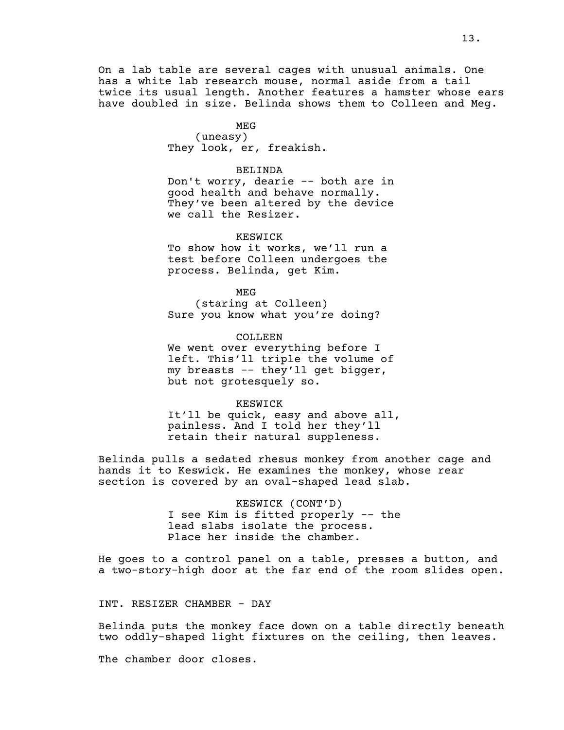On a lab table are several cages with unusual animals. One has a white lab research mouse, normal aside from a tail twice its usual length. Another features a hamster whose ears have doubled in size. Belinda shows them to Colleen and Meg.

MEG
(uneasy)
They look, er, freakish.

BELINDA
Don't worry, dearie -- both are in good health and behave normally. They've been altered by the device we call the Resizer.

KESWICK
To show how it works, we'll run a test before Colleen undergoes the process. Belinda, get Kim.

MEG
(staring at Colleen)
Sure you know what you're doing?

COLLEEN
We went over everything before I left. This'll triple the volume of my breasts -- they'll get bigger, but not grotesquely so.

KESWICK
It'll be quick, easy and above all, painless. And I told her they'll retain their natural suppleness.

Belinda pulls a sedated rhesus monkey from another cage and hands it to Keswick. He examines the monkey, whose rear section is covered by an oval-shaped lead slab.

KESWICK (CONT'D)
I see Kim is fitted properly -- the lead slabs isolate the process. Place her inside the chamber.

He goes to a control panel on a table, presses a button, and a two-story-high door at the far end of the room slides open.

INT. RESIZER CHAMBER - DAY

Belinda puts the monkey face down on a table directly beneath two oddly-shaped light fixtures on the ceiling, then leaves.

The chamber door closes.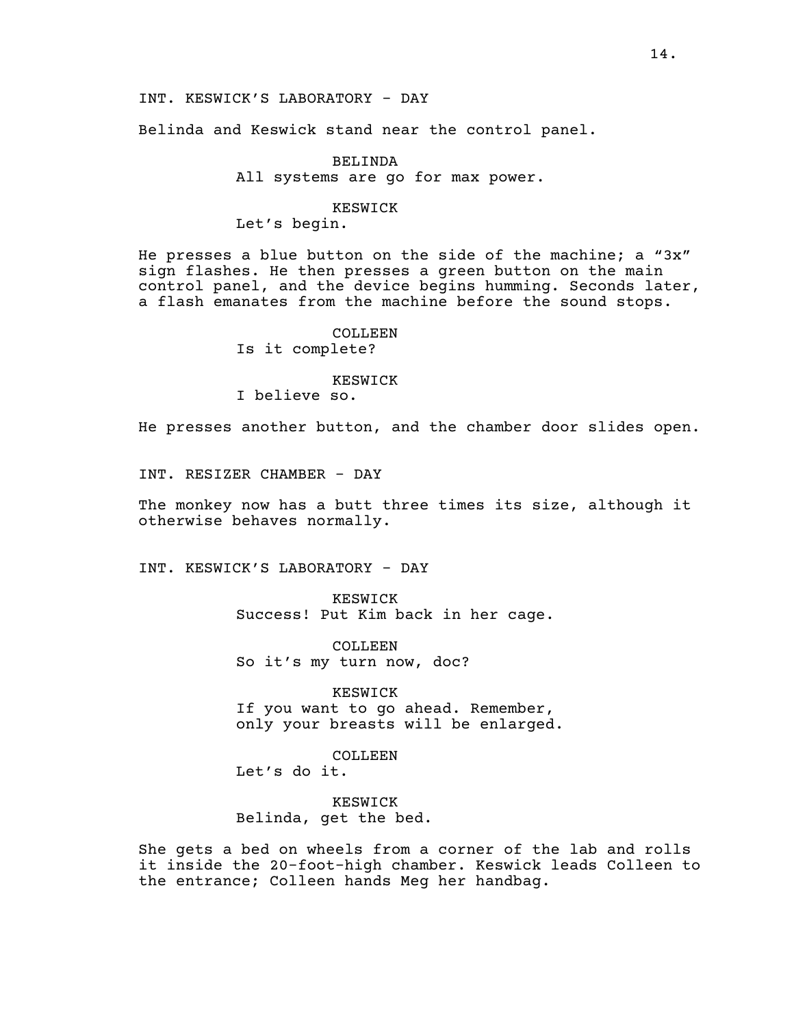INT. KESWICK'S LABORATORY - DAY

Belinda and Keswick stand near the control panel.

BELINDA
All systems are go for max power.

KESWICK
Let's begin.

He presses a blue button on the side of the machine; a "3x" sign flashes. He then presses a green button on the main control panel, and the device begins humming. Seconds later, a flash emanates from the machine before the sound stops.

COLLEEN
Is it complete?

KESWICK
I believe so.

He presses another button, and the chamber door slides open.

INT. RESIZER CHAMBER - DAY

The monkey now has a butt three times its size, although it otherwise behaves normally.

INT. KESWICK'S LABORATORY - DAY

KESWICK
Success! Put Kim back in her cage.

COLLEEN
So it's my turn now, doc?

KESWICK
If you want to go ahead. Remember, only your breasts will be enlarged.

COLLEEN
Let's do it.

KESWICK
Belinda, get the bed.

She gets a bed on wheels from a corner of the lab and rolls it inside the 20-foot-high chamber. Keswick leads Colleen to the entrance; Colleen hands Meg her handbag.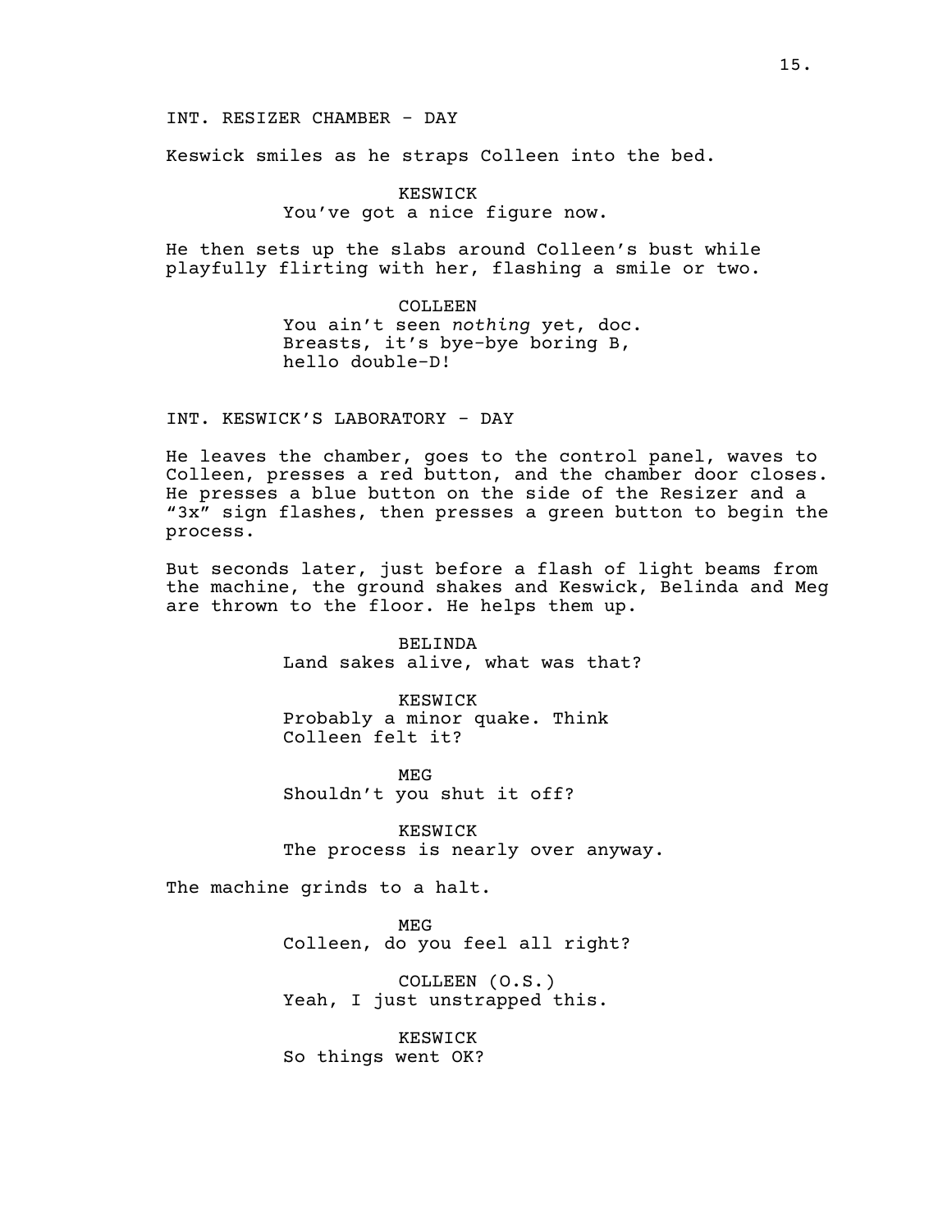INT. RESIZER CHAMBER - DAY

Keswick smiles as he straps Colleen into the bed.

KESWICK
You've got a nice figure now.

He then sets up the slabs around Colleen's bust while playfully flirting with her, flashing a smile or two.

COLLEEN
You ain't seen *nothing* yet, doc. Breasts, it's bye-bye boring B, hello double-D!

INT. KESWICK'S LABORATORY - DAY

He leaves the chamber, goes to the control panel, waves to Colleen, presses a red button, and the chamber door closes. He presses a blue button on the side of the Resizer and a "3x" sign flashes, then presses a green button to begin the process.

But seconds later, just before a flash of light beams from the machine, the ground shakes and Keswick, Belinda and Meg are thrown to the floor. He helps them up.

BELINDA
Land sakes alive, what was that?

KESWICK
Probably a minor quake. Think Colleen felt it?

MEG
Shouldn't you shut it off?

KESWICK
The process is nearly over anyway.

The machine grinds to a halt.

MEG
Colleen, do you feel all right?

COLLEEN (O.S.)
Yeah, I just unstrapped this.

KESWICK
So things went OK?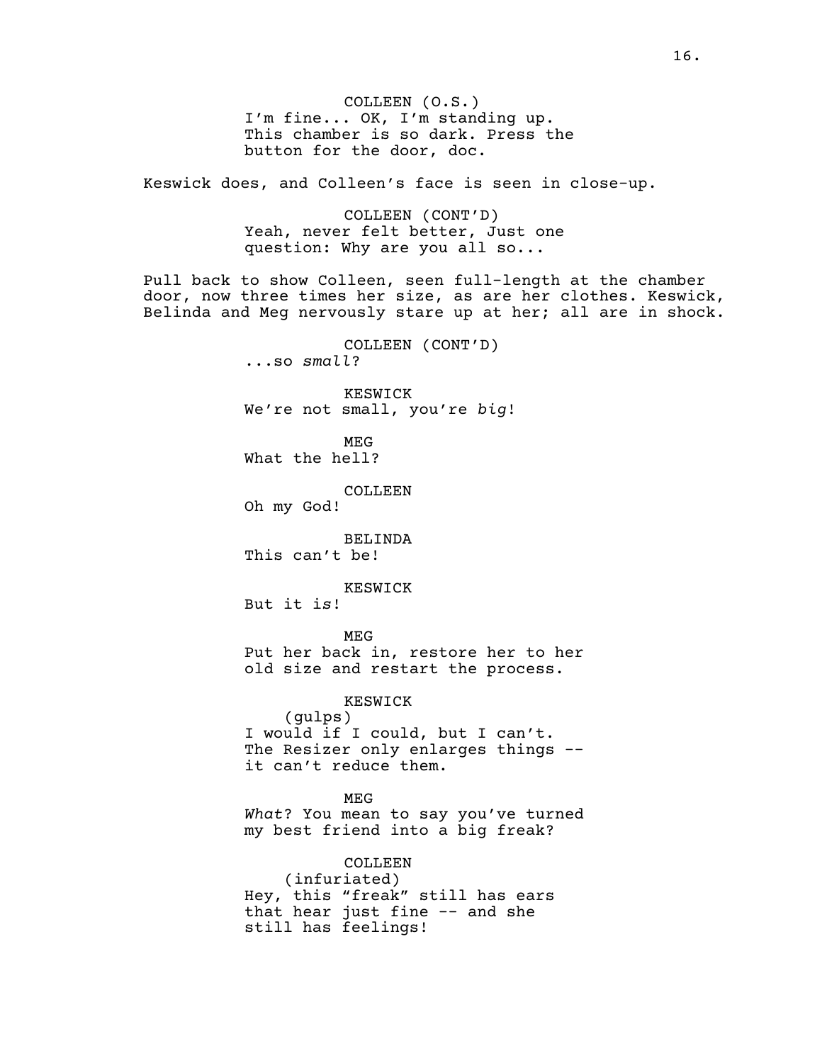COLLEEN (O.S.)
I'm fine... OK, I'm standing up. This chamber is so dark. Press the button for the door, doc.

Keswick does, and Colleen's face is seen in close-up.

COLLEEN (CONT'D)
Yeah, never felt better, Just one question: Why are you all so...

Pull back to show Colleen, seen full-length at the chamber door, now three times her size, as are her clothes. Keswick, Belinda and Meg nervously stare up at her; all are in shock.

COLLEEN (CONT'D)
...so *small*?

KESWICK
We're not small, you're *big*!

MEG
What the hell?

COLLEEN
Oh my God!

BELINDA
This can't be!

KESWICK
But it *is*!

MEG
Put her back in, restore her to her old size and restart the process.

KESWICK
(gulps)
I would if I could, but I can't. The Resizer only enlarges things -- it can't reduce them.

MEG
*What*? You mean to say you've turned my best friend into a big freak?

COLLEEN
(infuriated)
Hey, this "freak" still has ears that hear just fine -- and she still has feelings!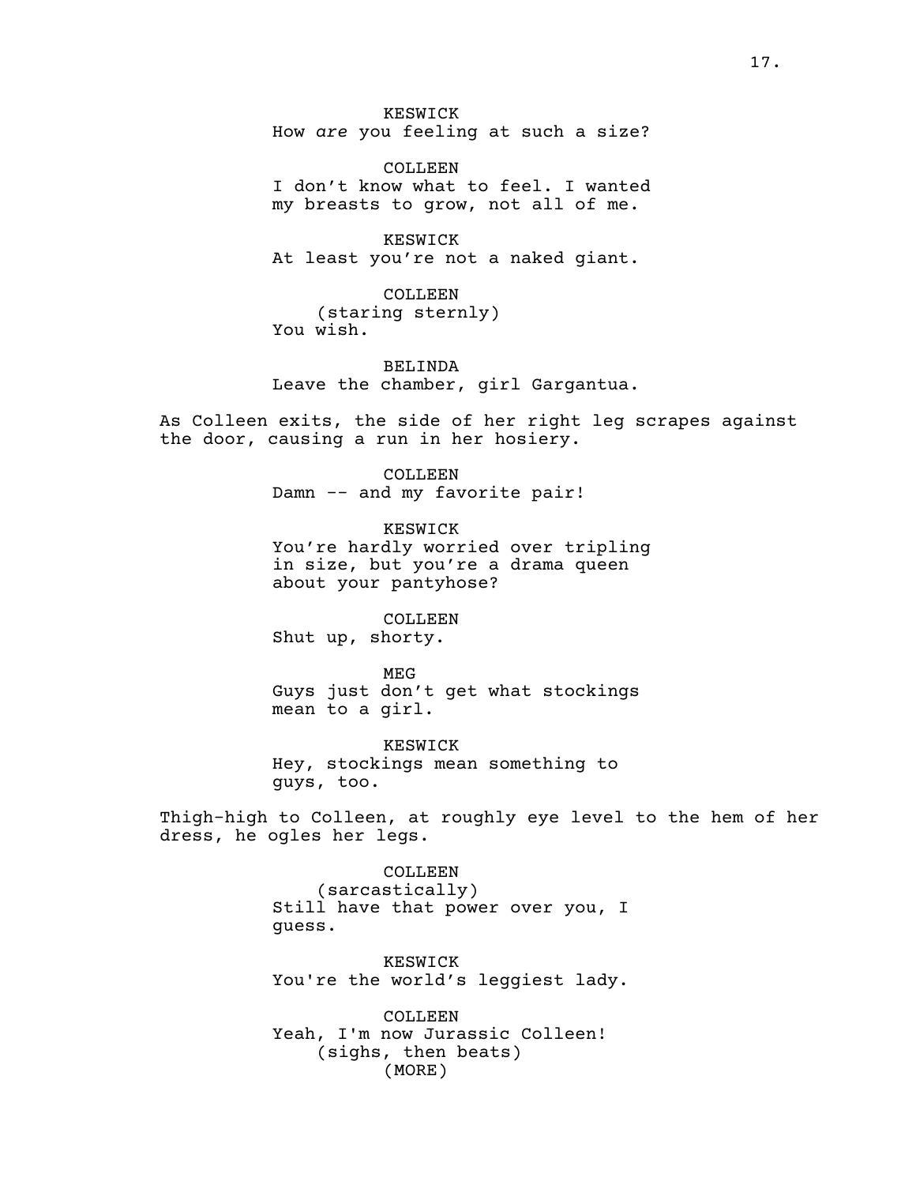KESWICK
How *are* you feeling at such a size?

COLLEEN
I don't know what to feel. I wanted my breasts to grow, not all of me.

KESWICK
At least you're not a naked giant.

COLLEEN
(staring sternly)
You wish.

BELINDA
Leave the chamber, girl Gargantua.

As Colleen exits, the side of her right leg scrapes against the door, causing a run in her hosiery.

COLLEEN
Damn -- and my favorite pair!

KESWICK
You're hardly worried over tripling in size, but you're a drama queen about your pantyhose?

COLLEEN
Shut up, shorty.

MEG
Guys just don't get what stockings mean to a girl.

KESWICK
Hey, stockings mean something to guys, too.

Thigh-high to Colleen, at roughly eye level to the hem of her dress, he ogles her legs.

COLLEEN
(sarcastically)
Still have that power over you, I guess.

KESWICK
You're the world's leggiest lady.

COLLEEN
Yeah, I'm now Jurassic Colleen!
(sighs, then beats)
(MORE)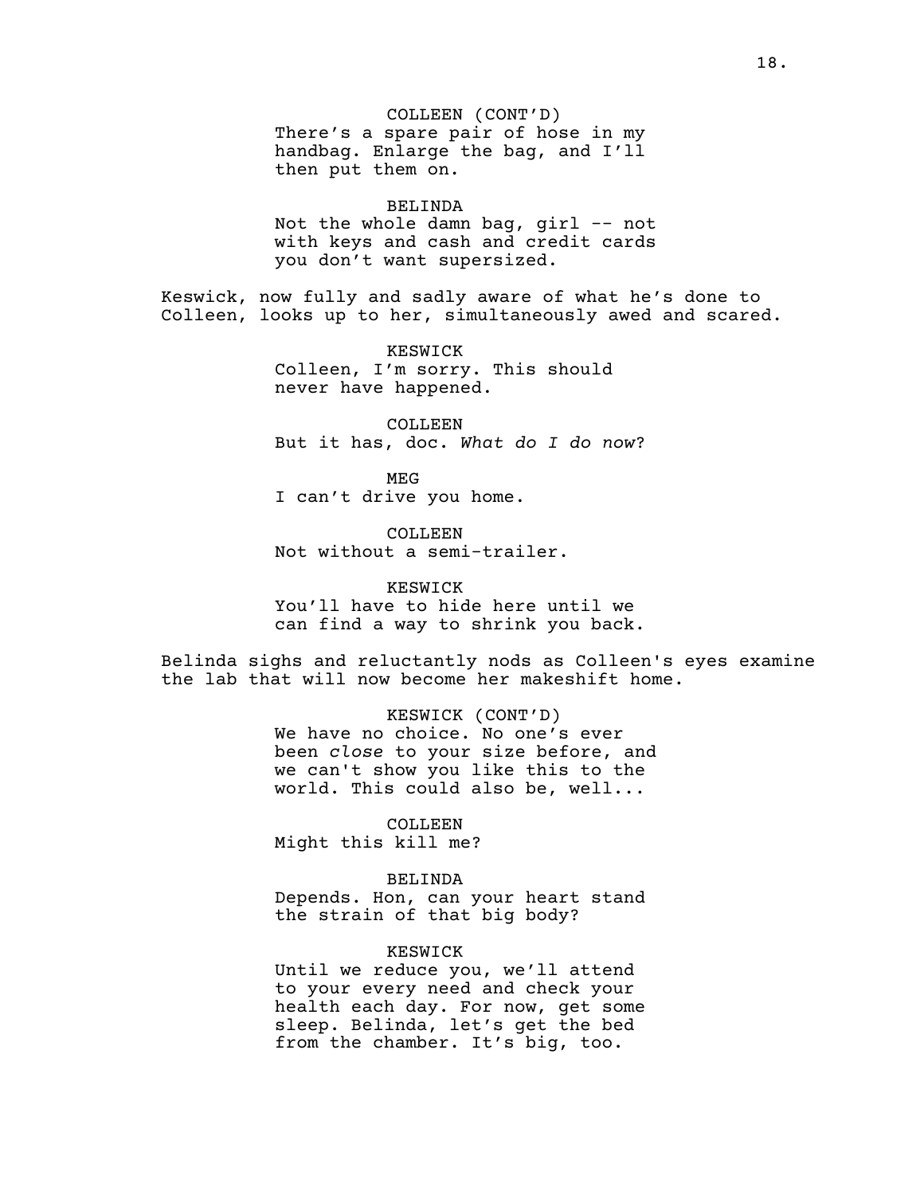COLLEEN (CONT'D)
There's a spare pair of hose in my handbag. Enlarge the bag, and I'll then put them on.

BELINDA
Not the whole damn bag, girl -- not with keys and cash and credit cards you don't want supersized.

Keswick, now fully and sadly aware of what he's done to Colleen, looks up to her, simultaneously awed and scared.

KESWICK
Colleen, I'm sorry. This should never have happened.

COLLEEN
But it has, doc. *What do I do now*?

MEG
I can't drive you home.

COLLEEN
Not without a semi-trailer.

KESWICK
You'll have to hide here until we can find a way to shrink you back.

Belinda sighs and reluctantly nods as Colleen's eyes examine the lab that will now become her makeshift home.

KESWICK (CONT'D)
We have no choice. No one's ever been *close* to your size before, and we can't show you like this to the world. This could also be, well...

COLLEEN
Might this kill me?

BELINDA
Depends. Hon, can your heart stand the strain of that big body?

KESWICK
Until we reduce you, we'll attend to your every need and check your health each day. For now, get some sleep. Belinda, let's get the bed from the chamber. It's big, too.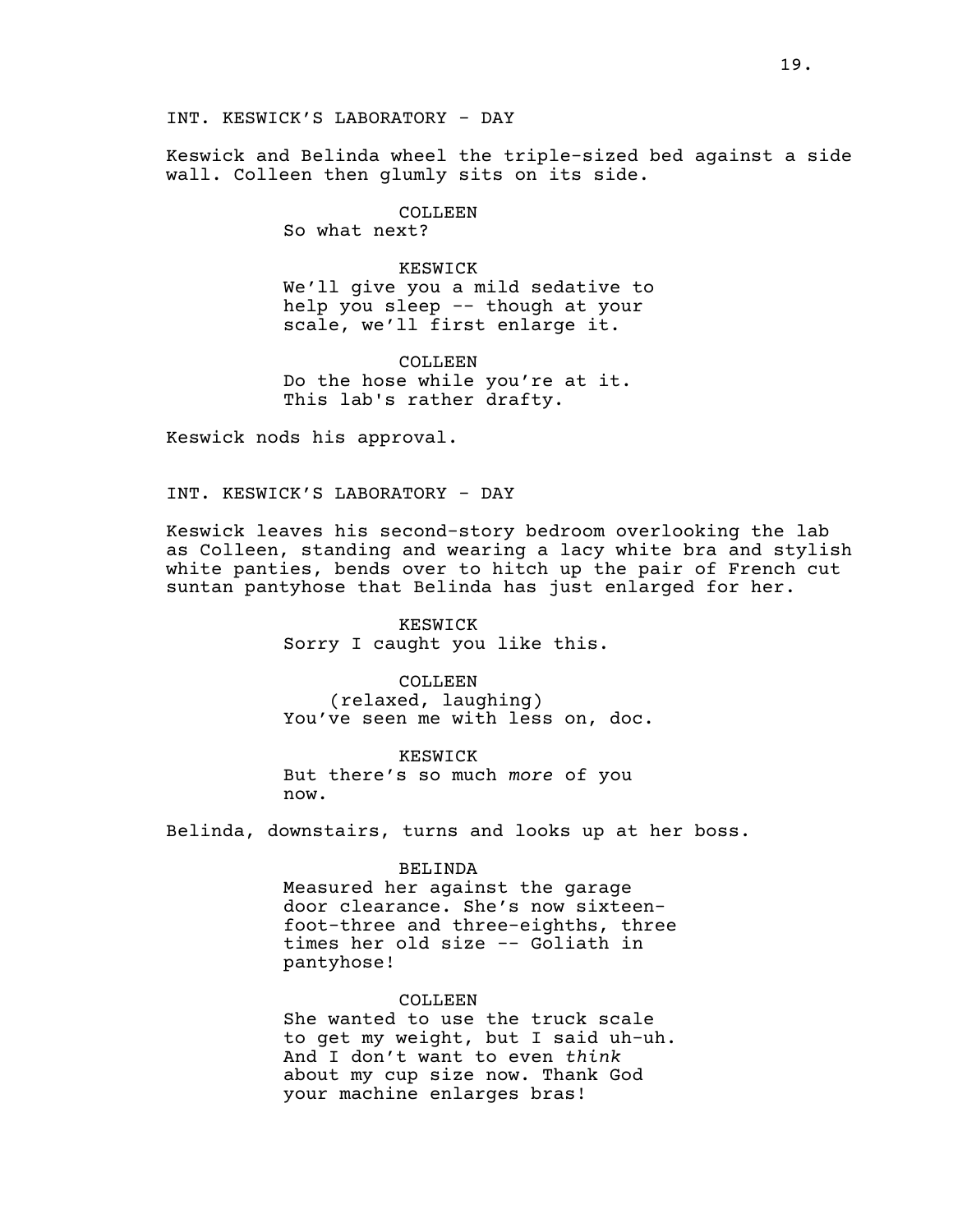INT. KESWICK'S LABORATORY - DAY

Keswick and Belinda wheel the triple-sized bed against a side wall. Colleen then glumly sits on its side.

COLLEEN
So what next?

KESWICK
We'll give you a mild sedative to help you sleep -- though at your scale, we'll first enlarge it.

COLLEEN
Do the hose while you're at it. This lab's rather drafty.

Keswick nods his approval.

INT. KESWICK'S LABORATORY - DAY

Keswick leaves his second-story bedroom overlooking the lab as Colleen, standing and wearing a lacy white bra and stylish white panties, bends over to hitch up the pair of French cut suntan pantyhose that Belinda has just enlarged for her.

KESWICK
Sorry I caught you like this.

COLLEEN
(relaxed, laughing)
You've seen me with less on, doc.

KESWICK
But there's so much *more* of you now.

Belinda, downstairs, turns and looks up at her boss.

BELINDA
Measured her against the garage door clearance. She's now sixteen-foot-three and three-eighths, three times her old size -- Goliath in pantyhose!

COLLEEN
She wanted to use the truck scale to get my weight, but I said uh-uh. And I don't want to even *think* about my cup size now. Thank God your machine enlarges bras!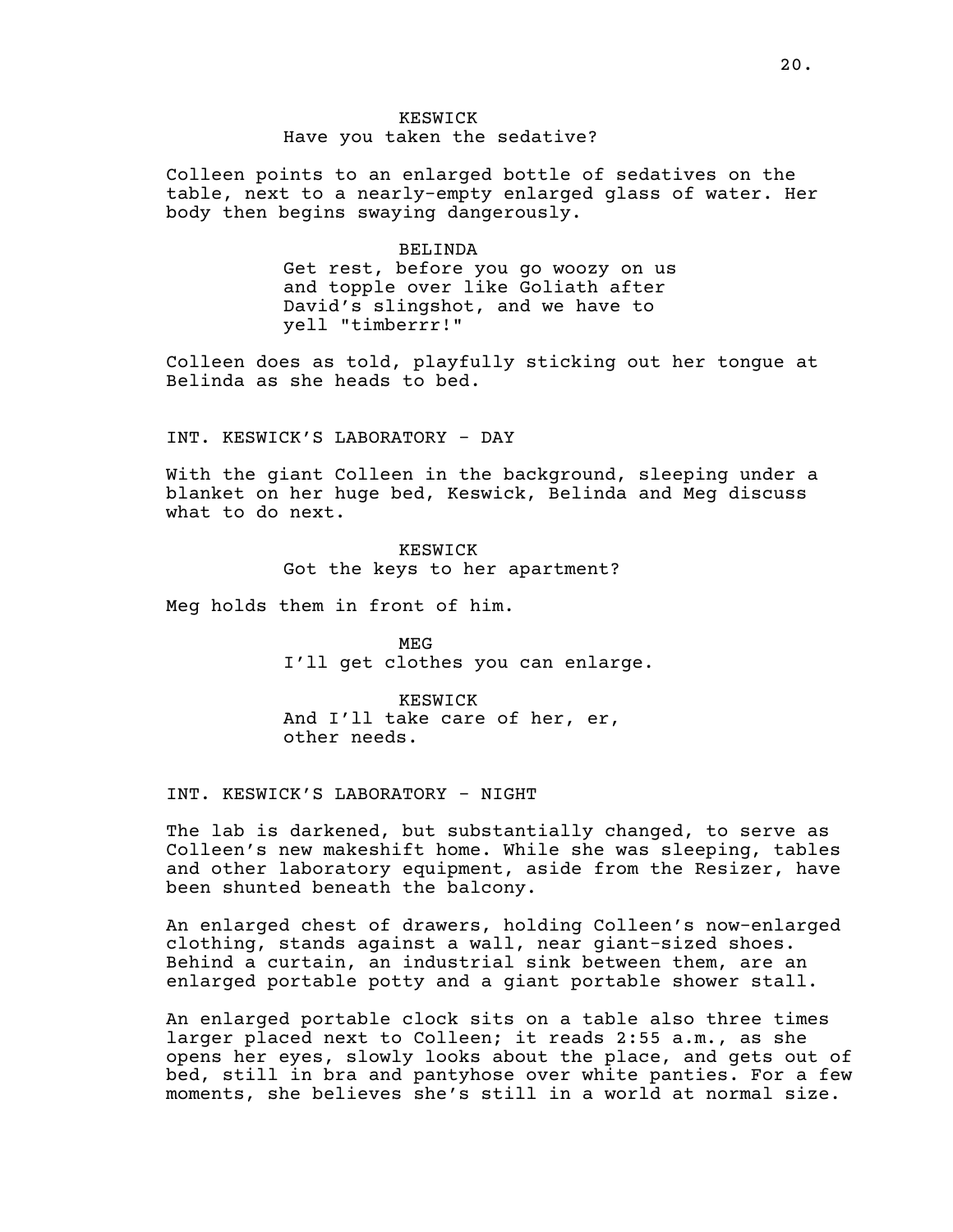KESWICK
Have you taken the sedative?

Colleen points to an enlarged bottle of sedatives on the table, next to a nearly-empty enlarged glass of water. Her body then begins swaying dangerously.

BELINDA
Get rest, before you go woozy on us and topple over like Goliath after David's slingshot, and we have to yell "timberrr!"

Colleen does as told, playfully sticking out her tongue at Belinda as she heads to bed.

INT. KESWICK'S LABORATORY - DAY

With the giant Colleen in the background, sleeping under a blanket on her huge bed, Keswick, Belinda and Meg discuss what to do next.

KESWICK
Got the keys to her apartment?

Meg holds them in front of him.

MEG
I'll get clothes you can enlarge.

KESWICK
And I'll take care of her, er, other needs.

INT. KESWICK'S LABORATORY - NIGHT

The lab is darkened, but substantially changed, to serve as Colleen's new makeshift home. While she was sleeping, tables and other laboratory equipment, aside from the Resizer, have been shunted beneath the balcony.

An enlarged chest of drawers, holding Colleen's now-enlarged clothing, stands against a wall, near giant-sized shoes. Behind a curtain, an industrial sink between them, are an enlarged portable potty and a giant portable shower stall.

An enlarged portable clock sits on a table also three times larger placed next to Colleen; it reads 2:55 a.m., as she opens her eyes, slowly looks about the place, and gets out of bed, still in bra and pantyhose over white panties. For a few moments, she believes she's still in a world at normal size.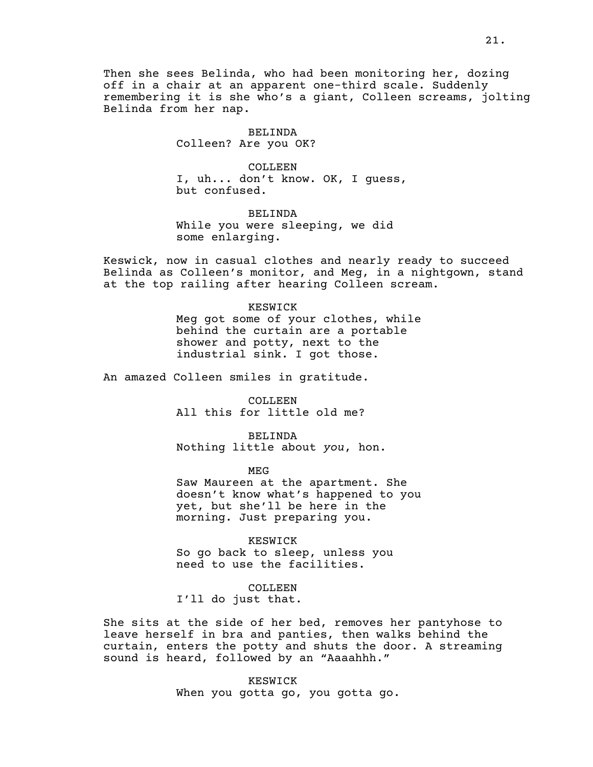Then she sees Belinda, who had been monitoring her, dozing off in a chair at an apparent one-third scale. Suddenly remembering it is she who's a giant, Colleen screams, jolting Belinda from her nap.

BELINDA
Colleen? Are you OK?

COLLEEN
I, uh... don't know. OK, I guess, but confused.

BELINDA
While you were sleeping, we did some enlarging.

Keswick, now in casual clothes and nearly ready to succeed Belinda as Colleen's monitor, and Meg, in a nightgown, stand at the top railing after hearing Colleen scream.

KESWICK
Meg got some of your clothes, while behind the curtain are a portable shower and potty, next to the industrial sink. I got those.

An amazed Colleen smiles in gratitude.

COLLEEN
All this for little old me?

BELINDA
Nothing little about *you*, hon.

MEG
Saw Maureen at the apartment. She doesn't know what's happened to you yet, but she'll be here in the morning. Just preparing you.

KESWICK
So go back to sleep, unless you need to use the facilities.

COLLEEN
I'll do just that.

She sits at the side of her bed, removes her pantyhose to leave herself in bra and panties, then walks behind the curtain, enters the potty and shuts the door. A streaming sound is heard, followed by an "Aaaahhh."

KESWICK
When you gotta go, you gotta go.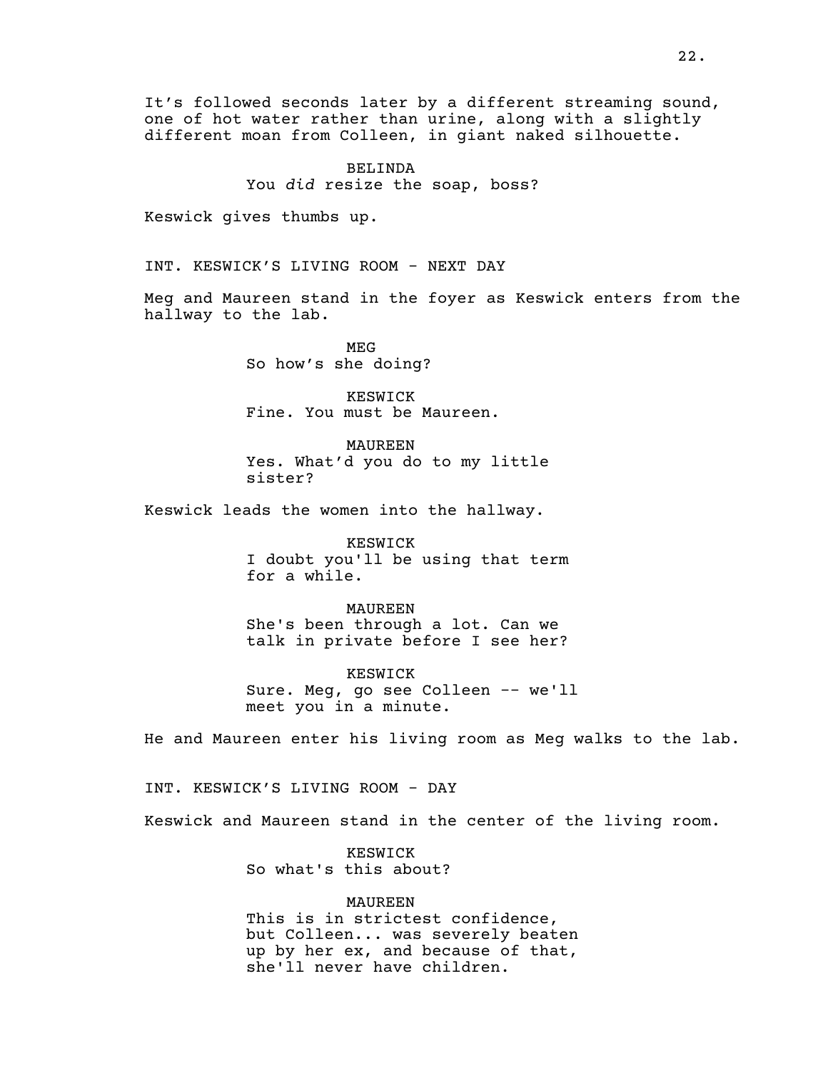It's followed seconds later by a different streaming sound, one of hot water rather than urine, along with a slightly different moan from Colleen, in giant naked silhouette.

BELINDA
You *did* resize the soap, boss?

Keswick gives thumbs up.

INT. KESWICK'S LIVING ROOM - NEXT DAY

Meg and Maureen stand in the foyer as Keswick enters from the hallway to the lab.

MEG
So how's she doing?

KESWICK
Fine. You must be Maureen.

MAUREEN
Yes. What'd you do to my little sister?

Keswick leads the women into the hallway.

KESWICK
I doubt you'll be using that term for a while.

MAUREEN
She's been through a lot. Can we talk in private before I see her?

KESWICK
Sure. Meg, go see Colleen -- we'll meet you in a minute.

He and Maureen enter his living room as Meg walks to the lab.

INT. KESWICK'S LIVING ROOM - DAY

Keswick and Maureen stand in the center of the living room.

KESWICK
So what's this about?

MAUREEN
This is in strictest confidence, but Colleen... was severely beaten up by her ex, and because of that, she'll never have children.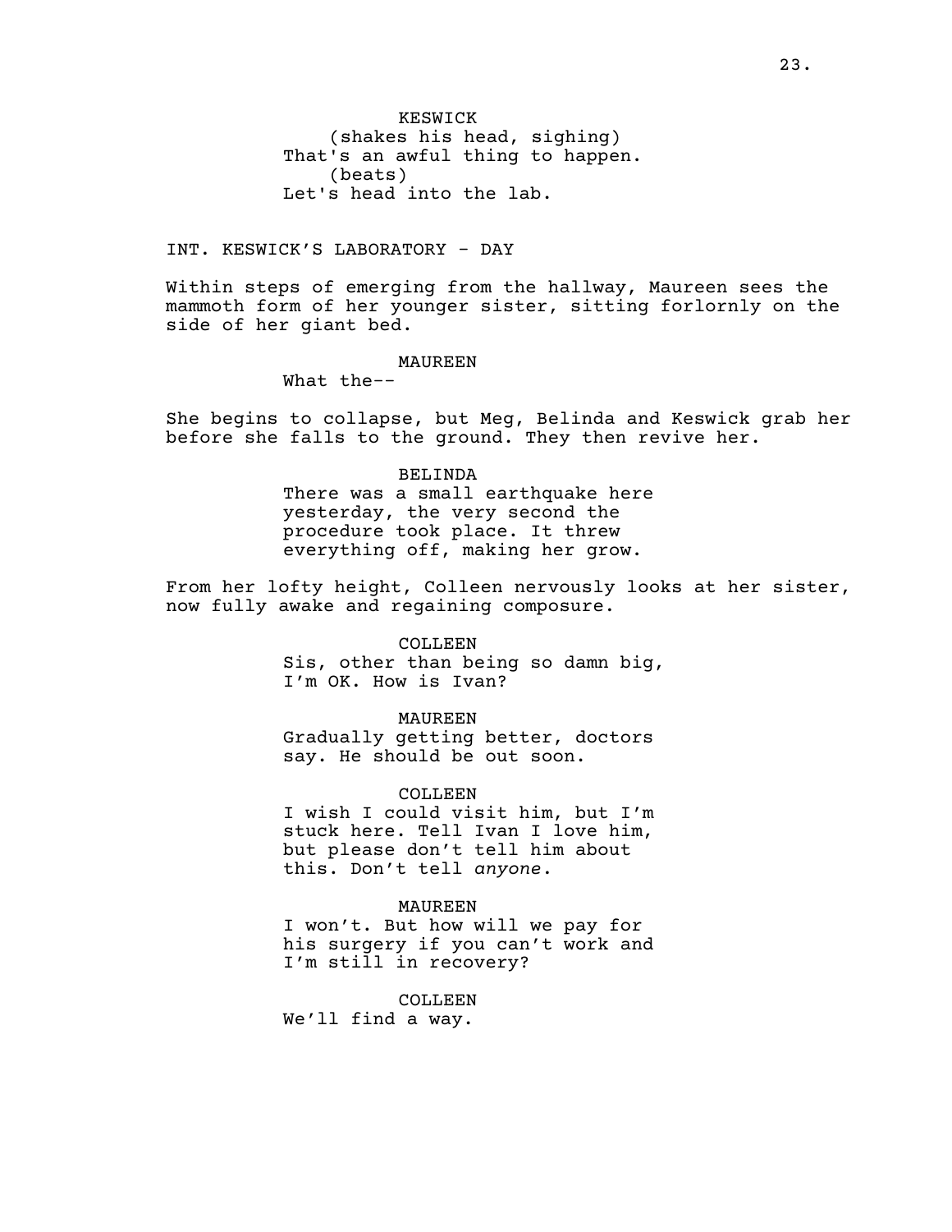KESWICK
(shakes his head, sighing)
That's an awful thing to happen.
(beats)
Let's head into the lab.

INT. KESWICK'S LABORATORY - DAY

Within steps of emerging from the hallway, Maureen sees the mammoth form of her younger sister, sitting forlornly on the side of her giant bed.

MAUREEN
What the--

She begins to collapse, but Meg, Belinda and Keswick grab her before she falls to the ground. They then revive her.

BELINDA
There was a small earthquake here yesterday, the very second the procedure took place. It threw everything off, making her grow.

From her lofty height, Colleen nervously looks at her sister, now fully awake and regaining composure.

COLLEEN
Sis, other than being so damn big, I'm OK. How is Ivan?

MAUREEN
Gradually getting better, doctors say. He should be out soon.

COLLEEN
I wish I could visit him, but I'm stuck here. Tell Ivan I love him, but please don't tell him about this. Don't tell *anyone*.

MAUREEN
I won't. But how will we pay for his surgery if you can't work and I'm still in recovery?

COLLEEN
We'll find a way.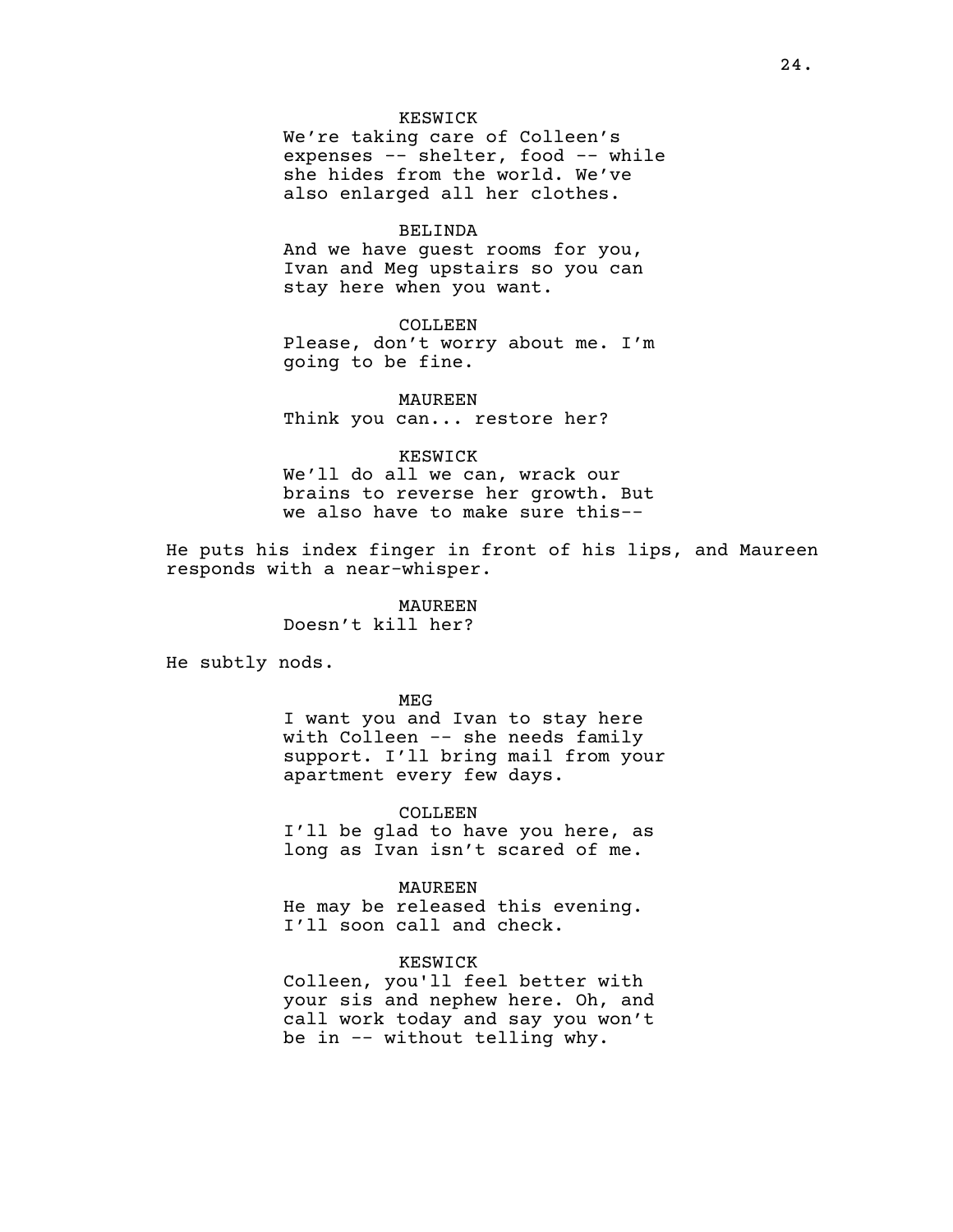KESWICK
We're taking care of Colleen's expenses -- shelter, food -- while she hides from the world. We've also enlarged all her clothes.

BELINDA
And we have guest rooms for you, Ivan and Meg upstairs so you can stay here when you want.

COLLEEN
Please, don't worry about me. I'm going to be fine.

MAUREEN
Think you can... restore her?

KESWICK
We'll do all we can, wrack our brains to reverse her growth. But we also have to make sure this--

He puts his index finger in front of his lips, and Maureen responds with a near-whisper.

MAUREEN
Doesn't kill her?

He subtly nods.

MEG
I want you and Ivan to stay here with Colleen -- she needs family support. I'll bring mail from your apartment every few days.

COLLEEN
I'll be glad to have you here, as long as Ivan isn't scared of me.

MAUREEN
He may be released this evening. I'll soon call and check.

KESWICK
Colleen, you'll feel better with your sis and nephew here. Oh, and call work today and say you won't be in -- without telling why.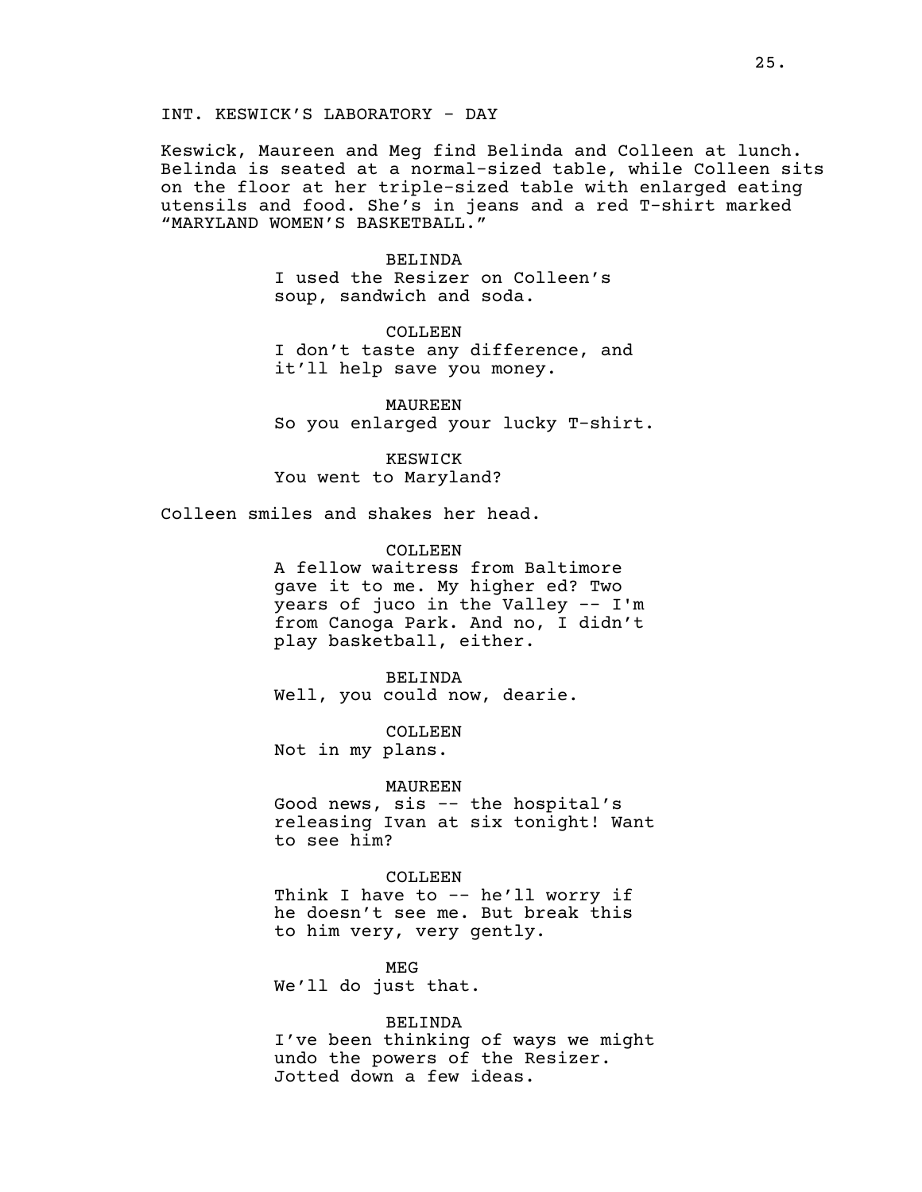INT. KESWICK'S LABORATORY - DAY

Keswick, Maureen and Meg find Belinda and Colleen at lunch. Belinda is seated at a normal-sized table, while Colleen sits on the floor at her triple-sized table with enlarged eating utensils and food. She's in jeans and a red T-shirt marked "MARYLAND WOMEN'S BASKETBALL."

BELINDA
I used the Resizer on Colleen's soup, sandwich and soda.

COLLEEN
I don't taste any difference, and it'll help save you money.

MAUREEN
So you enlarged your lucky T-shirt.

KESWICK
You went to Maryland?

Colleen smiles and shakes her head.

COLLEEN
A fellow waitress from Baltimore gave it to me. My higher ed? Two years of juco in the Valley -- I'm from Canoga Park. And no, I didn't play basketball, either.

BELINDA
Well, you could now, dearie.

COLLEEN
Not in my plans.

MAUREEN
Good news, sis -- the hospital's releasing Ivan at six tonight! Want to see him?

COLLEEN
Think I have to -- he'll worry if he doesn't see me. But break this to him very, very gently.

MEG
We'll do just that.

BELINDA
I've been thinking of ways we might undo the powers of the Resizer. Jotted down a few ideas.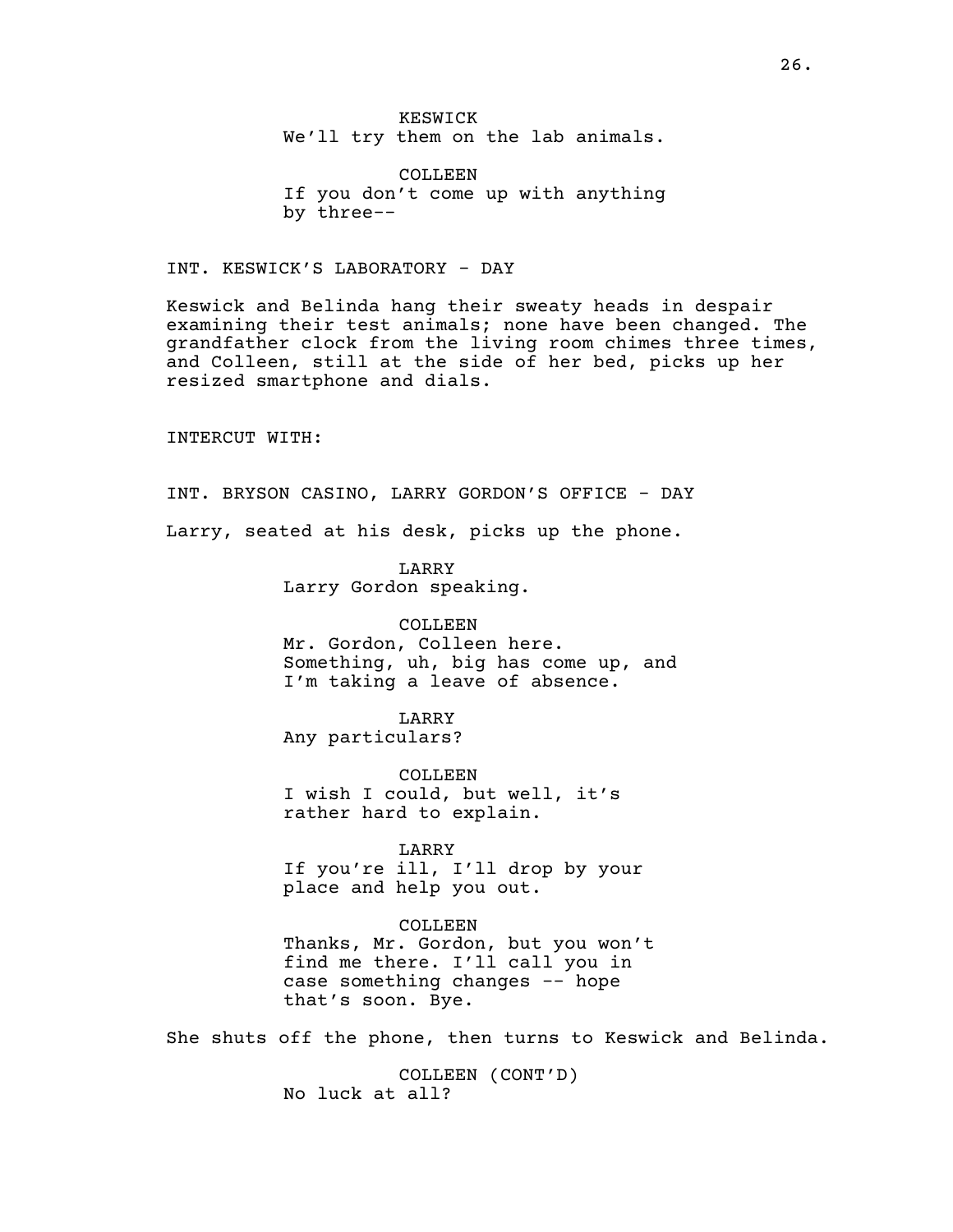KESWICK

We'll try them on the lab animals.

COLLEEN

If you don't come up with anything by three--

INT. KESWICK'S LABORATORY - DAY

Keswick and Belinda hang their sweaty heads in despair examining their test animals; none have been changed. The grandfather clock from the living room chimes three times, and Colleen, still at the side of her bed, picks up her resized smartphone and dials.

INTERCUT WITH:

INT. BRYSON CASINO, LARRY GORDON'S OFFICE - DAY

Larry, seated at his desk, picks up the phone.

LARRY

Larry Gordon speaking.

COLLEEN

Mr. Gordon, Colleen here. Something, uh, big has come up, and I'm taking a leave of absence.

LARRY

Any particulars?

COLLEEN

I wish I could, but well, it's rather hard to explain.

LARRY

If you're ill, I'll drop by your place and help you out.

COLLEEN

Thanks, Mr. Gordon, but you won't find me there. I'll call you in case something changes -- hope that's soon. Bye.

She shuts off the phone, then turns to Keswick and Belinda.

COLLEEN (CONT'D)

No luck at all?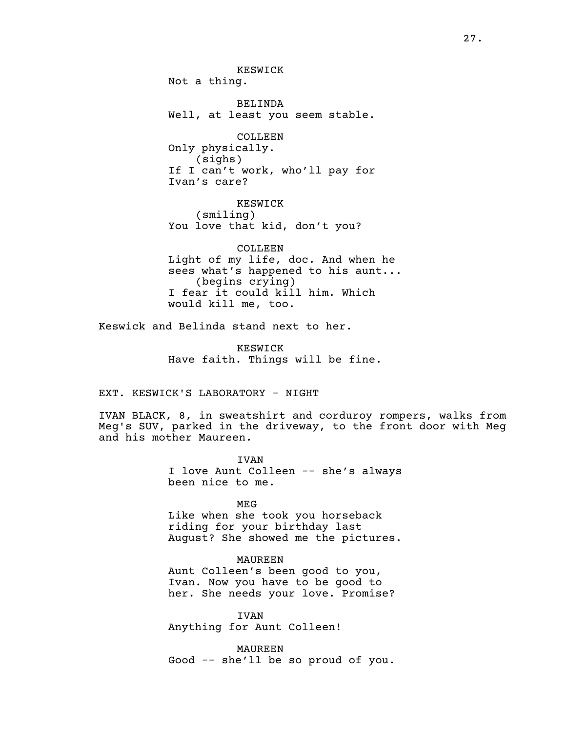KESWICK
Not a thing.

BELINDA
Well, at least you seem stable.

COLLEEN
Only physically.
(sighs)
If I can't work, who'll pay for Ivan's care?

KESWICK
(smiling)
You love that kid, don't you?

COLLEEN
Light of my life, doc. And when he sees what's happened to his aunt...
(begins crying)
I fear it could kill him. Which would kill me, too.

Keswick and Belinda stand next to her.

KESWICK
Have faith. Things will be fine.

EXT. KESWICK'S LABORATORY - NIGHT

IVAN BLACK, 8, in sweatshirt and corduroy rompers, walks from Meg's SUV, parked in the driveway, to the front door with Meg and his mother Maureen.

IVAN
I love Aunt Colleen -- she's always been nice to me.

MEG
Like when she took you horseback riding for your birthday last August? She showed me the pictures.

MAUREEN
Aunt Colleen's been good to you, Ivan. Now you have to be good to her. She needs your love. Promise?

IVAN
Anything for Aunt Colleen!

MAUREEN
Good -- she'll be so proud of you.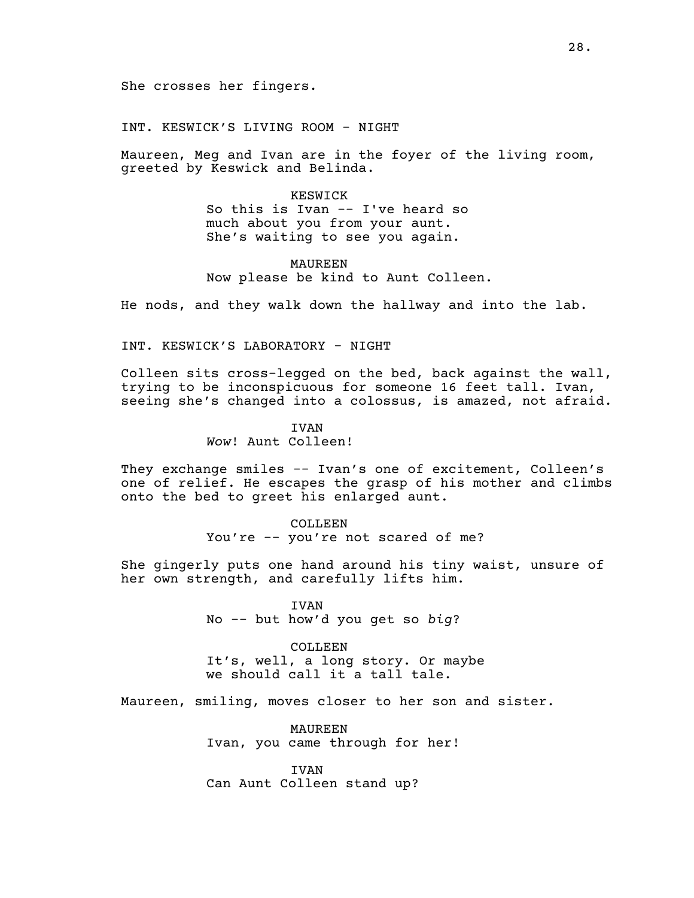She crosses her fingers.

INT. KESWICK'S LIVING ROOM - NIGHT

Maureen, Meg and Ivan are in the foyer of the living room, greeted by Keswick and Belinda.

KESWICK
So this is Ivan -- I've heard so much about you from your aunt. She's waiting to see you again.

MAUREEN
Now please be kind to Aunt Colleen.

He nods, and they walk down the hallway and into the lab.

INT. KESWICK'S LABORATORY - NIGHT

Colleen sits cross-legged on the bed, back against the wall, trying to be inconspicuous for someone 16 feet tall. Ivan, seeing she's changed into a colossus, is amazed, not afraid.

IVAN
*Wow*! Aunt Colleen!

They exchange smiles -- Ivan's one of excitement, Colleen's one of relief. He escapes the grasp of his mother and climbs onto the bed to greet his enlarged aunt.

COLLEEN
You're -- you're not scared of me?

She gingerly puts one hand around his tiny waist, unsure of her own strength, and carefully lifts him.

IVAN
No -- but how'd you get so *big*?

COLLEEN
It's, well, a long story. Or maybe we should call it a tall tale.

Maureen, smiling, moves closer to her son and sister.

MAUREEN
Ivan, you came through for her!

IVAN
Can Aunt Colleen stand up?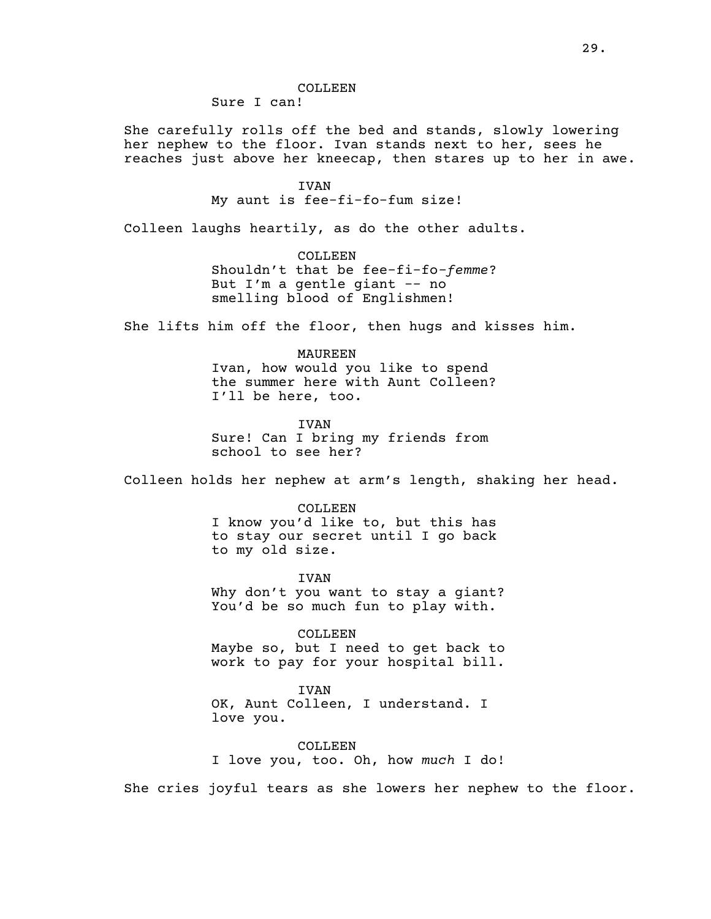COLLEEN
Sure I can!

She carefully rolls off the bed and stands, slowly lowering her nephew to the floor. Ivan stands next to her, sees he reaches just above her kneecap, then stares up to her in awe.

IVAN
My aunt is fee-fi-fo-fum size!

Colleen laughs heartily, as do the other adults.

COLLEEN
Shouldn't that be fee-fi-fo-*femme*? But I'm a gentle giant -- no smelling blood of Englishmen!

She lifts him off the floor, then hugs and kisses him.

MAUREEN
Ivan, how would you like to spend the summer here with Aunt Colleen? I'll be here, too.

IVAN
Sure! Can I bring my friends from school to see her?

Colleen holds her nephew at arm's length, shaking her head.

COLLEEN
I know you'd like to, but this has to stay our secret until I go back to my old size.

IVAN
Why don't you want to stay a giant? You'd be so much fun to play with.

COLLEEN
Maybe so, but I need to get back to work to pay for your hospital bill.

IVAN
OK, Aunt Colleen, I understand. I love you.

COLLEEN
I love you, too. Oh, how *much* I do!

She cries joyful tears as she lowers her nephew to the floor.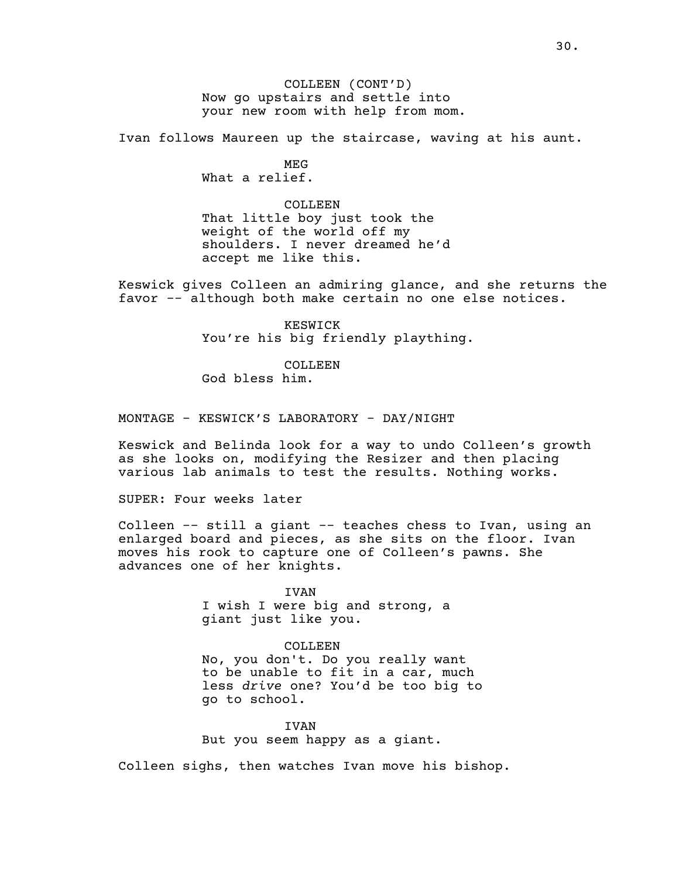COLLEEN (CONT'D)
Now go upstairs and settle into your new room with help from mom.

Ivan follows Maureen up the staircase, waving at his aunt.

MEG
What a relief.

COLLEEN
That little boy just took the weight of the world off my shoulders. I never dreamed he'd accept me like this.

Keswick gives Colleen an admiring glance, and she returns the favor -- although both make certain no one else notices.

KESWICK
You're his big friendly plaything.

COLLEEN
God bless him.

MONTAGE - KESWICK'S LABORATORY - DAY/NIGHT

Keswick and Belinda look for a way to undo Colleen's growth as she looks on, modifying the Resizer and then placing various lab animals to test the results. Nothing works.

SUPER: Four weeks later

Colleen -- still a giant -- teaches chess to Ivan, using an enlarged board and pieces, as she sits on the floor. Ivan moves his rook to capture one of Colleen's pawns. She advances one of her knights.

IVAN
I wish I were big and strong, a giant just like you.

COLLEEN
No, you don't. Do you really want to be unable to fit in a car, much less *drive* one? You'd be too big to go to school.

IVAN
But you seem happy as a giant.

Colleen sighs, then watches Ivan move his bishop.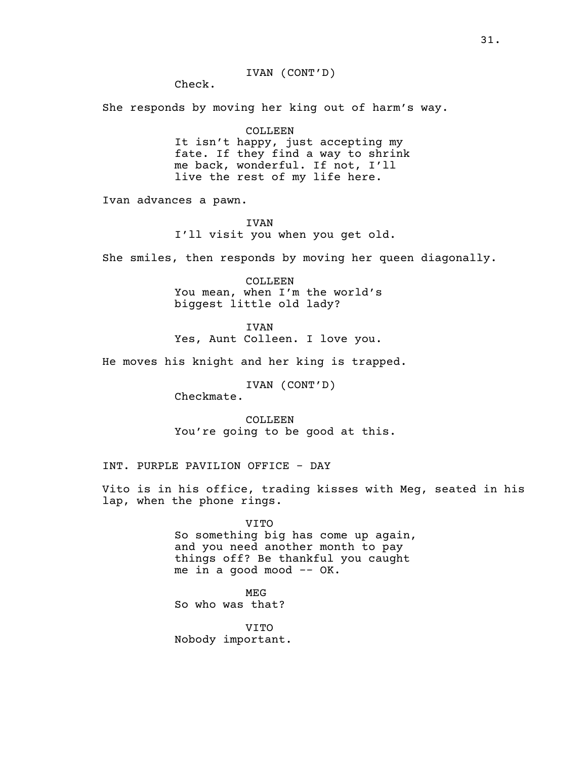IVAN (CONT'D)
Check.

She responds by moving her king out of harm's way.

COLLEEN
It isn't happy, just accepting my fate. If they find a way to shrink me back, wonderful. If not, I'll live the rest of my life here.

Ivan advances a pawn.

IVAN
I'll visit you when you get old.

She smiles, then responds by moving her queen diagonally.

COLLEEN
You mean, when I'm the world's biggest little old lady?

IVAN
Yes, Aunt Colleen. I love you.

He moves his knight and her king is trapped.

IVAN (CONT'D)
Checkmate.

COLLEEN
You're going to be good at this.

INT. PURPLE PAVILION OFFICE - DAY

Vito is in his office, trading kisses with Meg, seated in his lap, when the phone rings.

VITO
So something big has come up again, and you need another month to pay things off? Be thankful you caught me in a good mood -- OK.

MEG
So who was that?

VITO
Nobody important.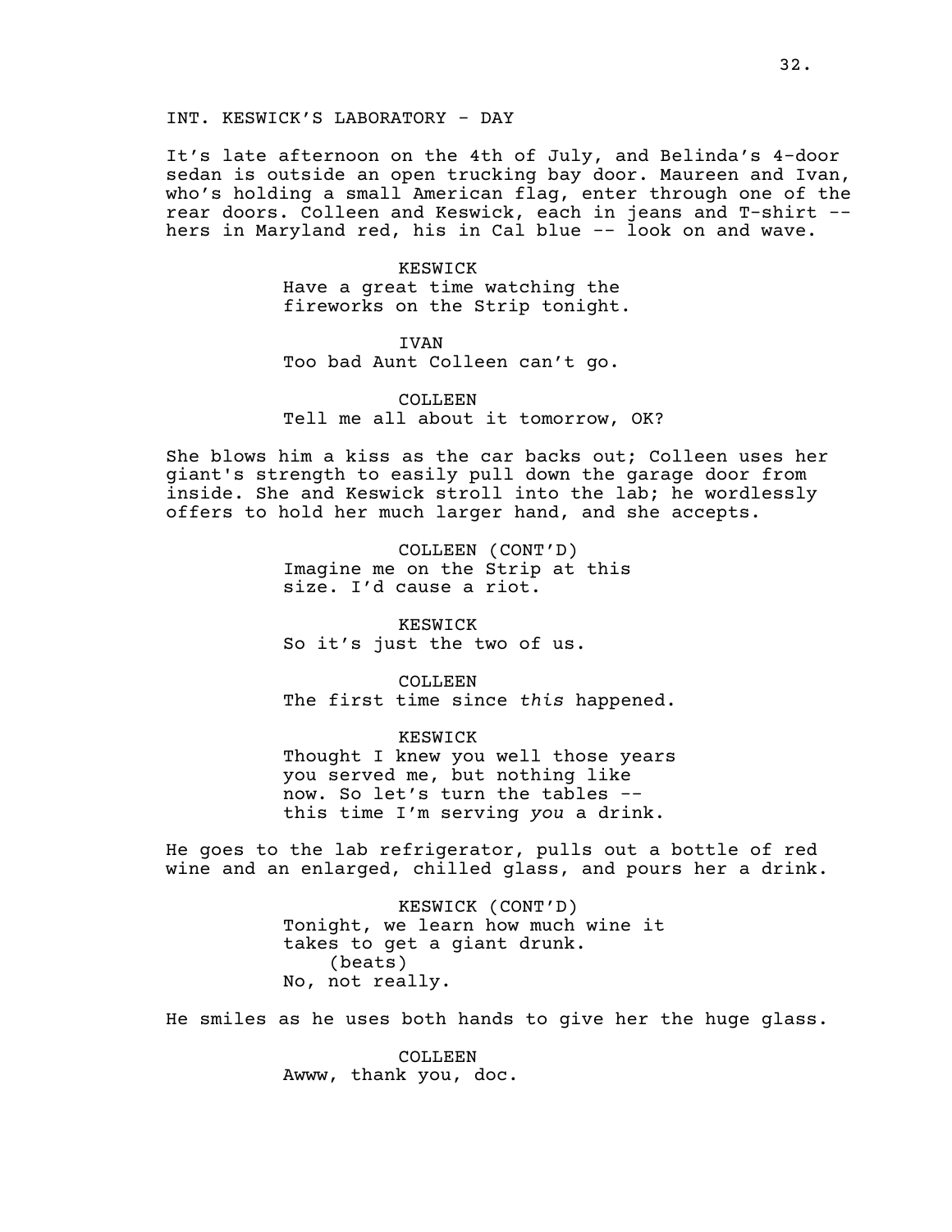INT. KESWICK'S LABORATORY - DAY

It's late afternoon on the 4th of July, and Belinda's 4-door sedan is outside an open trucking bay door. Maureen and Ivan, who's holding a small American flag, enter through one of the rear doors. Colleen and Keswick, each in jeans and T-shirt -- hers in Maryland red, his in Cal blue -- look on and wave.

KESWICK
Have a great time watching the fireworks on the Strip tonight.

IVAN
Too bad Aunt Colleen can't go.

COLLEEN
Tell me all about it tomorrow, OK?

She blows him a kiss as the car backs out; Colleen uses her giant's strength to easily pull down the garage door from inside. She and Keswick stroll into the lab; he wordlessly offers to hold her much larger hand, and she accepts.

COLLEEN (CONT'D)
Imagine me on the Strip at this size. I'd cause a riot.

KESWICK
So it's just the two of us.

COLLEEN
The first time since *this* happened.

KESWICK
Thought I knew you well those years you served me, but nothing like now. So let's turn the tables -- this time I'm serving *you* a drink.

He goes to the lab refrigerator, pulls out a bottle of red wine and an enlarged, chilled glass, and pours her a drink.

KESWICK (CONT'D)
Tonight, we learn how much wine it takes to get a giant drunk.
(beats)
No, not really.

He smiles as he uses both hands to give her the huge glass.

COLLEEN
Awww, thank you, doc.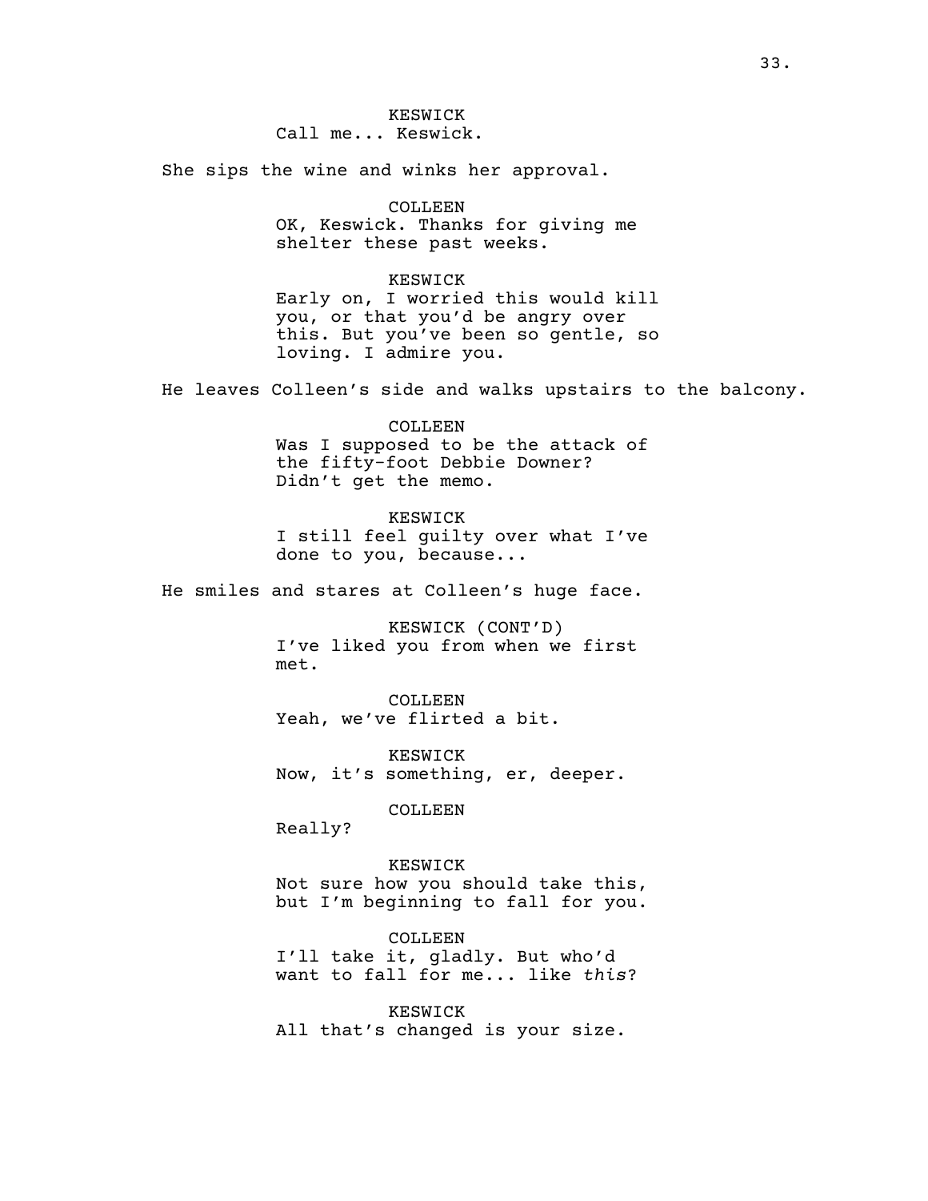KESWICK
Call me... Keswick.

She sips the wine and winks her approval.

COLLEEN
OK, Keswick. Thanks for giving me shelter these past weeks.

KESWICK
Early on, I worried this would kill you, or that you'd be angry over this. But you've been so gentle, so loving. I admire you.

He leaves Colleen's side and walks upstairs to the balcony.

COLLEEN
Was I supposed to be the attack of the fifty-foot Debbie Downer? Didn't get the memo.

KESWICK
I still feel guilty over what I've done to you, because...

He smiles and stares at Colleen's huge face.

KESWICK (CONT'D)
I've liked you from when we first met.

COLLEEN
Yeah, we've flirted a bit.

KESWICK
Now, it's something, er, deeper.

COLLEEN
Really?

KESWICK
Not sure how you should take this, but I'm beginning to fall for you.

COLLEEN
I'll take it, gladly. But who'd want to fall for me... like *this*?

KESWICK
All that's changed is your size.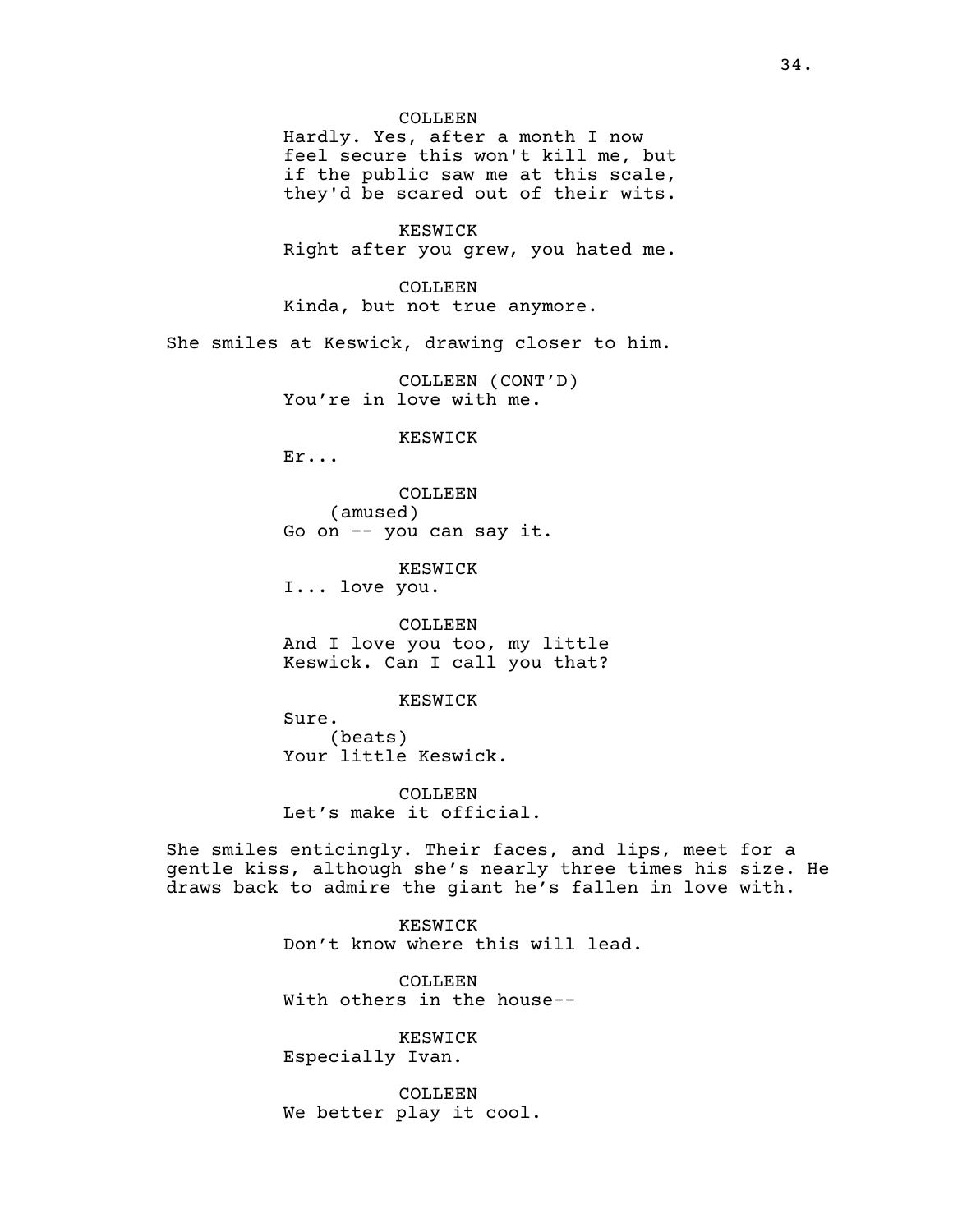COLLEEN
Hardly. Yes, after a month I now feel secure this won't kill me, but if the public saw me at this scale, they'd be scared out of their wits.

KESWICK
Right after you grew, you hated me.

COLLEEN
Kinda, but not true anymore.

She smiles at Keswick, drawing closer to him.

COLLEEN (CONT'D)
You're in love with me.

KESWICK
Er...

COLLEEN
(amused)
Go on -- you can say it.

KESWICK
I... love you.

COLLEEN
And I love you too, my little Keswick. Can I call you that?

KESWICK
Sure.
(beats)
Your little Keswick.

COLLEEN
Let's make it official.

She smiles enticingly. Their faces, and lips, meet for a gentle kiss, although she's nearly three times his size. He draws back to admire the giant he's fallen in love with.

KESWICK
Don't know where this will lead.

COLLEEN
With others in the house--

KESWICK
Especially Ivan.

COLLEEN
We better play it cool.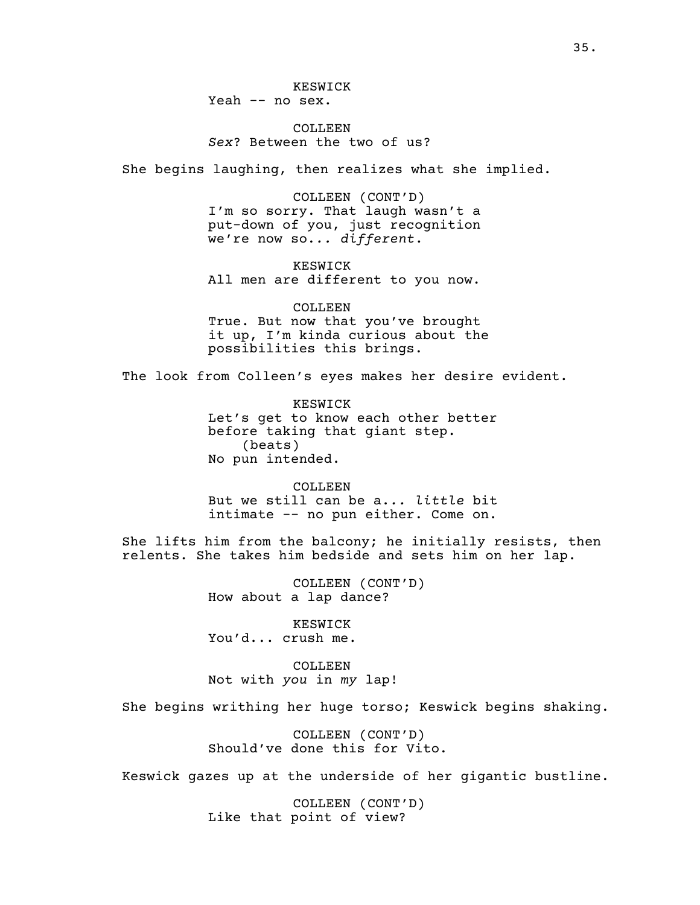KESWICK
Yeah -- no sex.

COLLEEN
*Sex*? Between the two of us?

She begins laughing, then realizes what she implied.

COLLEEN (CONT'D)
I'm so sorry. That laugh wasn't a put-down of you, just recognition we're now so... *different*.

KESWICK
All men are different to you now.

COLLEEN
True. But now that you've brought it up, I'm kinda curious about the possibilities this brings.

The look from Colleen's eyes makes her desire evident.

KESWICK
Let's get to know each other better before taking that giant step.
(beats)
No pun intended.

COLLEEN
But we still can be a... *little* bit intimate -- no pun either. Come on.

She lifts him from the balcony; he initially resists, then relents. She takes him bedside and sets him on her lap.

COLLEEN (CONT'D)
How about a lap dance?

KESWICK
You'd... crush me.

COLLEEN
Not with *you* in *my* lap!

She begins writhing her huge torso; Keswick begins shaking.

COLLEEN (CONT'D)
Should've done this for Vito.

Keswick gazes up at the underside of her gigantic bustline.

COLLEEN (CONT'D)
Like that point of view?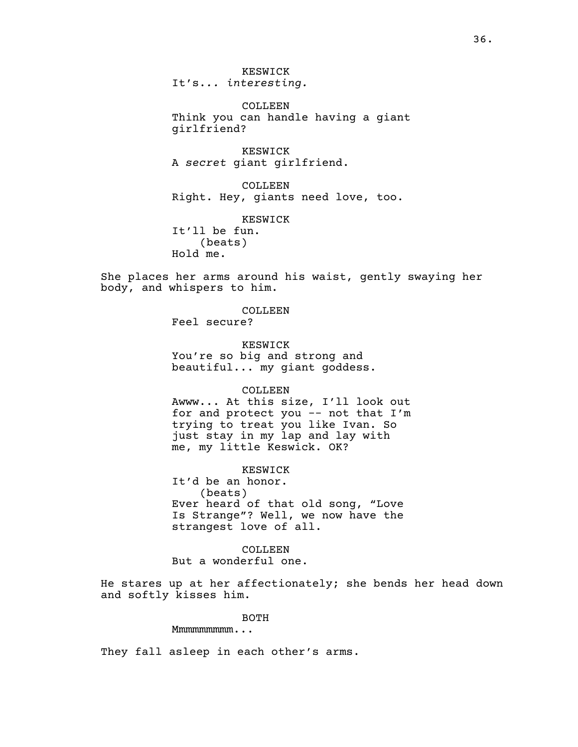KESWICK
It's... *interesting.*

COLLEEN
Think you can handle having a giant girlfriend?

KESWICK
A *secret* giant girlfriend.

COLLEEN
Right. Hey, giants need love, too.

KESWICK
It'll be fun.
(beats)
Hold me.

She places her arms around his waist, gently swaying her body, and whispers to him.

COLLEEN
Feel secure?

KESWICK
You're so big and strong and beautiful... my giant goddess.

COLLEEN
Awww... At this size, I'll look out for and protect you -- not that I'm trying to treat you like Ivan. So just stay in my lap and lay with me, my little Keswick. OK?

KESWICK
It'd be an honor.
(beats)
Ever heard of that old song, "Love Is Strange"? Well, we now have the strangest love of all.

COLLEEN
But a wonderful one.

He stares up at her affectionately; she bends her head down and softly kisses him.

BOTH
Mmmmmmmmm...

They fall asleep in each other's arms.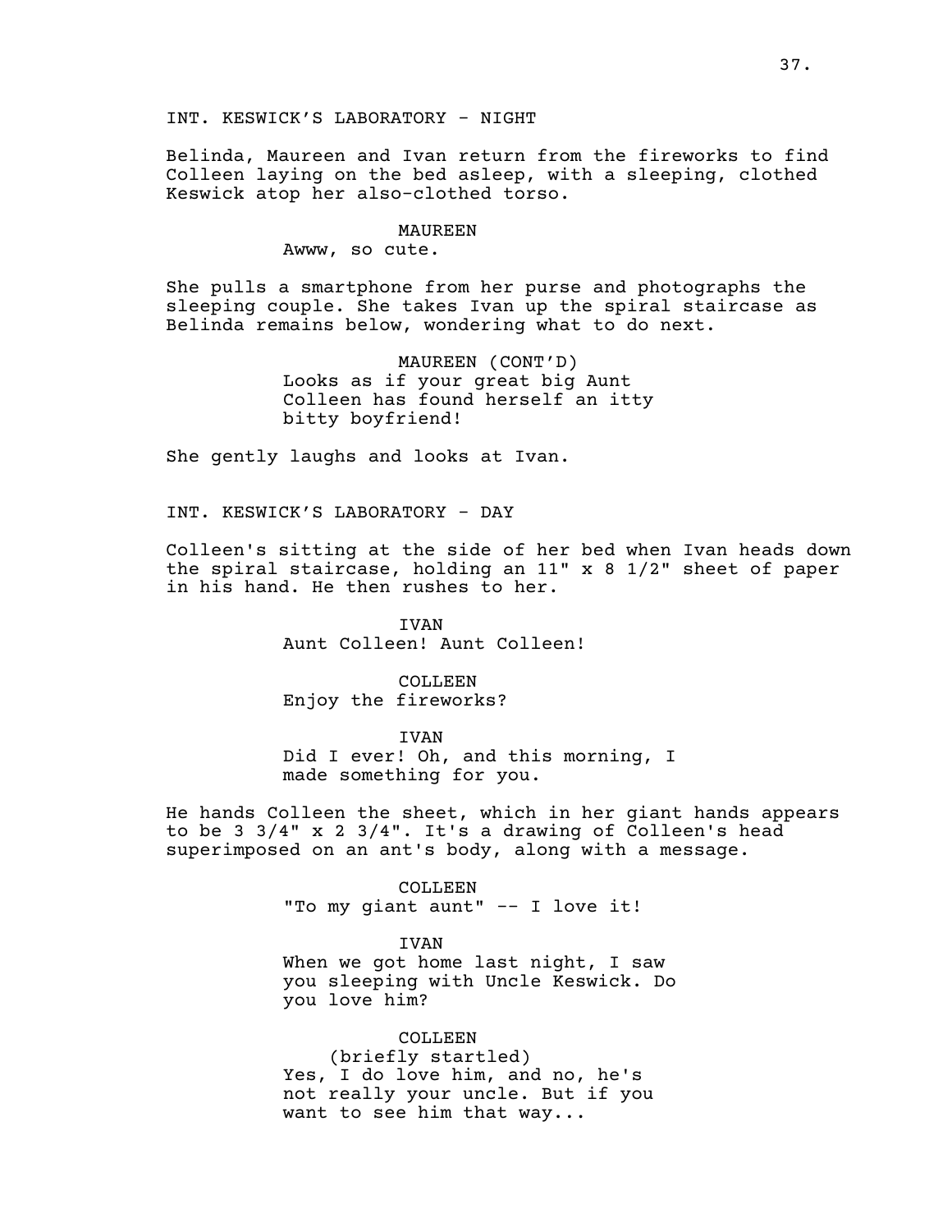INT. KESWICK'S LABORATORY - NIGHT

Belinda, Maureen and Ivan return from the fireworks to find Colleen laying on the bed asleep, with a sleeping, clothed Keswick atop her also-clothed torso.

MAUREEN
Awww, so cute.

She pulls a smartphone from her purse and photographs the sleeping couple. She takes Ivan up the spiral staircase as Belinda remains below, wondering what to do next.

MAUREEN (CONT'D)
Looks as if your great big Aunt Colleen has found herself an itty bitty boyfriend!

She gently laughs and looks at Ivan.

INT. KESWICK'S LABORATORY - DAY

Colleen's sitting at the side of her bed when Ivan heads down the spiral staircase, holding an 11" x 8 1/2" sheet of paper in his hand. He then rushes to her.

IVAN
Aunt Colleen! Aunt Colleen!

COLLEEN
Enjoy the fireworks?

IVAN
Did I ever! Oh, and this morning, I made something for you.

He hands Colleen the sheet, which in her giant hands appears to be 3 3/4" x 2 3/4". It's a drawing of Colleen's head superimposed on an ant's body, along with a message.

COLLEEN
"To my giant aunt" -- I love it!

IVAN
When we got home last night, I saw you sleeping with Uncle Keswick. Do you love him?

COLLEEN
(briefly startled)
Yes, I do love him, and no, he's not really your uncle. But if you want to see him that way...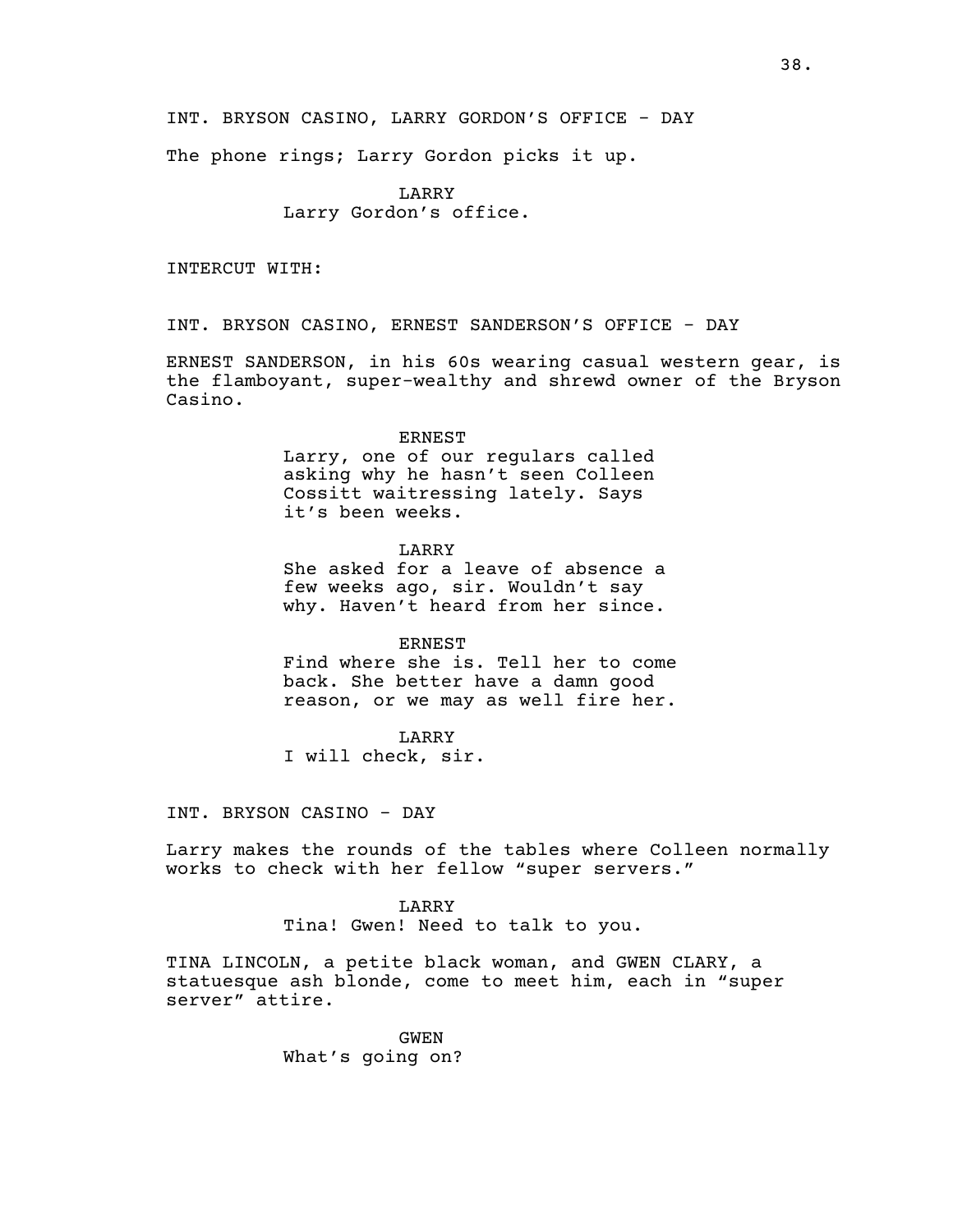INT. BRYSON CASINO, LARRY GORDON'S OFFICE - DAY

The phone rings; Larry Gordon picks it up.

LARRY
Larry Gordon's office.

INTERCUT WITH:

INT. BRYSON CASINO, ERNEST SANDERSON'S OFFICE - DAY

ERNEST SANDERSON, in his 60s wearing casual western gear, is the flamboyant, super-wealthy and shrewd owner of the Bryson Casino.

ERNEST
Larry, one of our regulars called asking why he hasn't seen Colleen Cossitt waitressing lately. Says it's been weeks.

LARRY
She asked for a leave of absence a few weeks ago, sir. Wouldn't say why. Haven't heard from her since.

ERNEST
Find where she is. Tell her to come back. She better have a damn good reason, or we may as well fire her.

LARRY
I will check, sir.

INT. BRYSON CASINO - DAY

Larry makes the rounds of the tables where Colleen normally works to check with her fellow "super servers."

LARRY
Tina! Gwen! Need to talk to you.

TINA LINCOLN, a petite black woman, and GWEN CLARY, a statuesque ash blonde, come to meet him, each in "super server" attire.

GWEN
What's going on?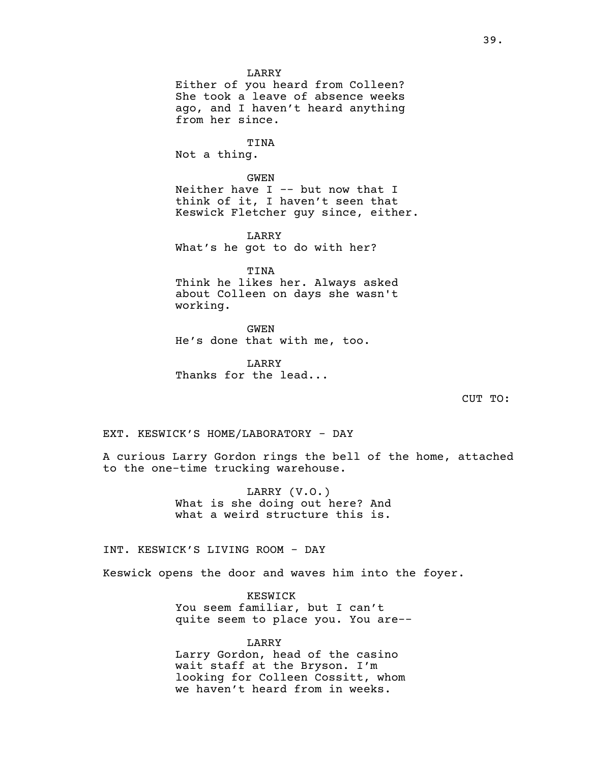LARRY
Either of you heard from Colleen? She took a leave of absence weeks ago, and I haven't heard anything from her since.

TINA
Not a thing.

GWEN
Neither have I -- but now that I think of it, I haven't seen that Keswick Fletcher guy since, either.

LARRY
What's he got to do with her?

TINA
Think he likes her. Always asked about Colleen on days she wasn't working.

GWEN
He's done that with me, too.

LARRY
Thanks for the lead...

CUT TO:

EXT. KESWICK'S HOME/LABORATORY - DAY

A curious Larry Gordon rings the bell of the home, attached to the one-time trucking warehouse.

LARRY (V.O.)
What is she doing out here? And what a weird structure this is.

INT. KESWICK'S LIVING ROOM - DAY

Keswick opens the door and waves him into the foyer.

KESWICK
You seem familiar, but I can't quite seem to place you. You are--

LARRY
Larry Gordon, head of the casino wait staff at the Bryson. I'm looking for Colleen Cossitt, whom we haven't heard from in weeks.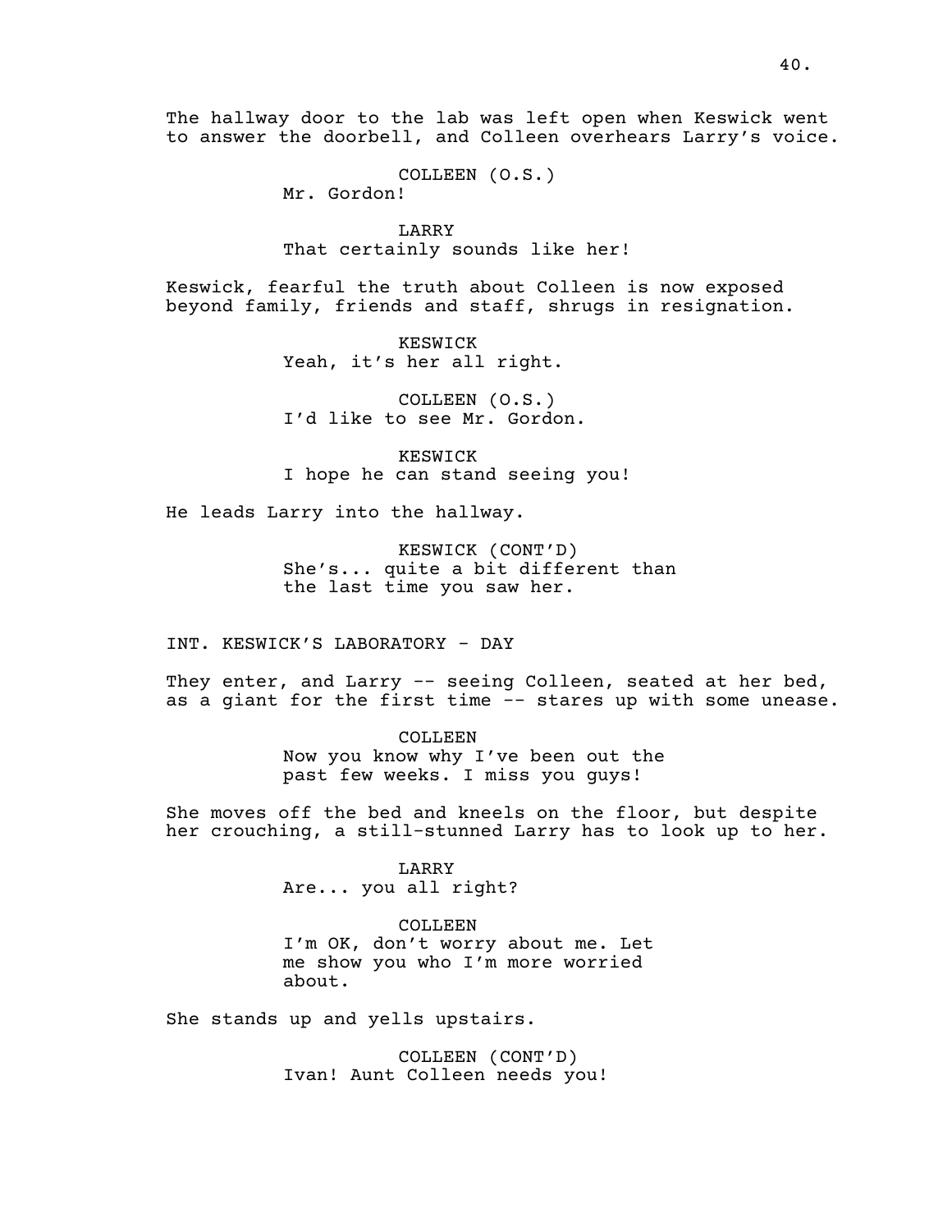The hallway door to the lab was left open when Keswick went to answer the doorbell, and Colleen overhears Larry's voice.

COLLEEN (O.S.)
Mr. Gordon!

LARRY
That certainly sounds like her!

Keswick, fearful the truth about Colleen is now exposed beyond family, friends and staff, shrugs in resignation.

KESWICK
Yeah, it's her all right.

COLLEEN (O.S.)
I'd like to see Mr. Gordon.

KESWICK
I hope he can stand seeing you!

He leads Larry into the hallway.

KESWICK (CONT'D)
She's... quite a bit different than the last time you saw her.

INT. KESWICK'S LABORATORY - DAY

They enter, and Larry -- seeing Colleen, seated at her bed, as a giant for the first time -- stares up with some unease.

COLLEEN
Now you know why I've been out the past few weeks. I miss you guys!

She moves off the bed and kneels on the floor, but despite her crouching, a still-stunned Larry has to look up to her.

LARRY
Are... you all right?

COLLEEN
I'm OK, don't worry about me. Let me show you who I'm more worried about.

She stands up and yells upstairs.

COLLEEN (CONT'D)
Ivan! Aunt Colleen needs you!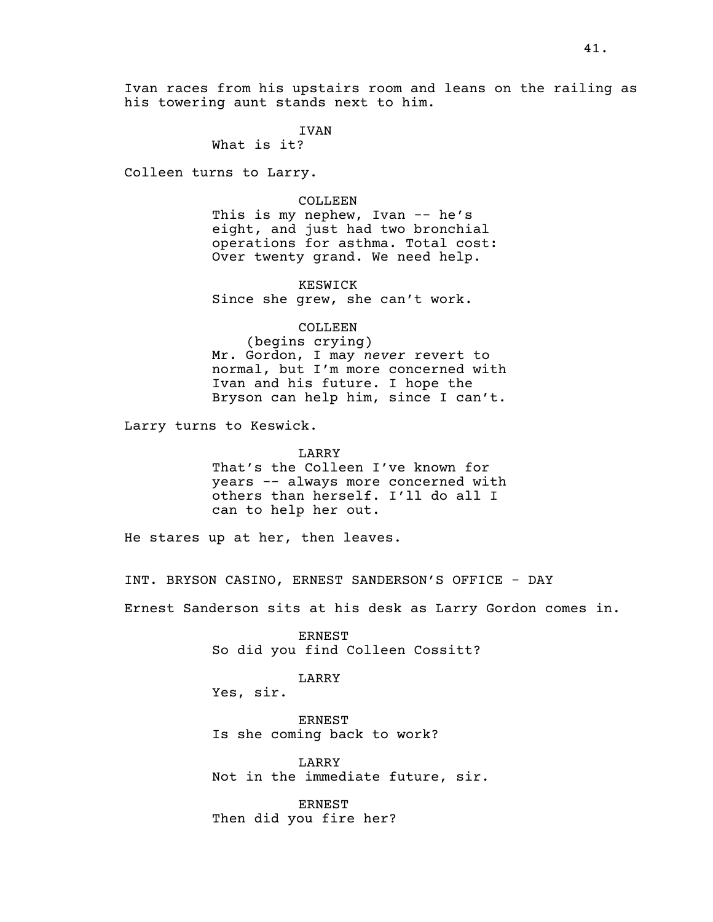Ivan races from his upstairs room and leans on the railing as his towering aunt stands next to him.

IVAN
What is it?

Colleen turns to Larry.

COLLEEN
This is my nephew, Ivan -- he's eight, and just had two bronchial operations for asthma. Total cost: Over twenty grand. We need help.

KESWICK
Since she grew, she can't work.

COLLEEN
(begins crying)
Mr. Gordon, I may *never* revert to normal, but I'm more concerned with Ivan and his future. I hope the Bryson can help him, since I can't.

Larry turns to Keswick.

LARRY
That's the Colleen I've known for years -- always more concerned with others than herself. I'll do all I can to help her out.

He stares up at her, then leaves.

INT. BRYSON CASINO, ERNEST SANDERSON'S OFFICE - DAY

Ernest Sanderson sits at his desk as Larry Gordon comes in.

ERNEST
So did you find Colleen Cossitt?

LARRY
Yes, sir.

ERNEST
Is she coming back to work?

LARRY
Not in the immediate future, sir.

ERNEST
Then did you fire her?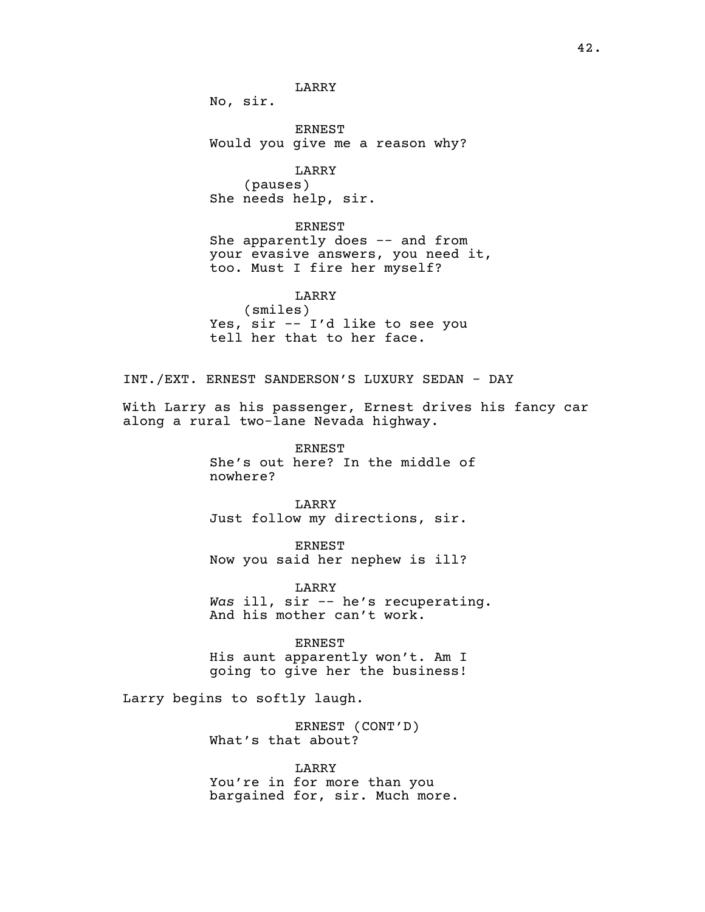LARRY
No, sir.

ERNEST
Would you give me a reason why?

LARRY
(pauses)
She needs help, sir.

ERNEST
She apparently does -- and from your evasive answers, you need it, too. Must I fire her myself?

LARRY
(smiles)
Yes, sir -- I'd like to see you tell her that to her face.

INT./EXT. ERNEST SANDERSON'S LUXURY SEDAN - DAY

With Larry as his passenger, Ernest drives his fancy car along a rural two-lane Nevada highway.

ERNEST
She's out here? In the middle of nowhere?

LARRY
Just follow my directions, sir.

ERNEST
Now you said her nephew is ill?

LARRY
*Was* ill, sir -- he's recuperating. And his mother can't work.

ERNEST
His aunt apparently won't. Am I going to give her the business!

Larry begins to softly laugh.

ERNEST (CONT'D)
What's that about?

LARRY
You're in for more than you bargained for, sir. Much more.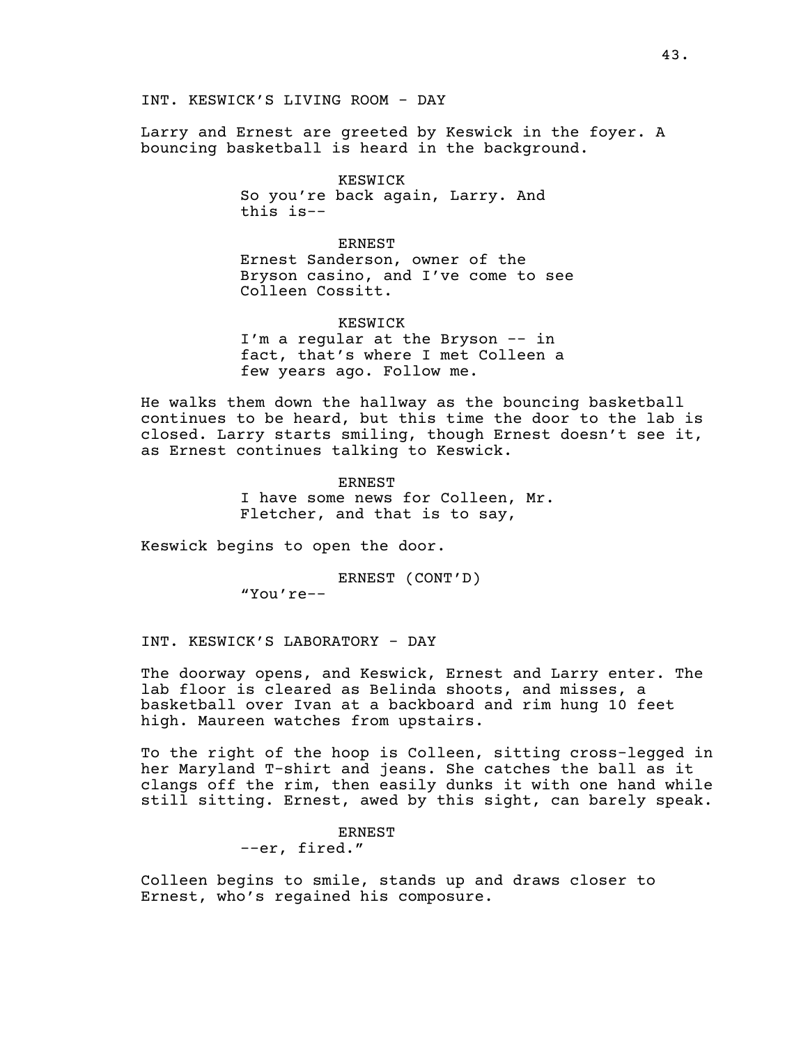INT. KESWICK'S LIVING ROOM - DAY

Larry and Ernest are greeted by Keswick in the foyer. A bouncing basketball is heard in the background.

KESWICK
So you're back again, Larry. And this is--

ERNEST
Ernest Sanderson, owner of the Bryson casino, and I've come to see Colleen Cossitt.

KESWICK
I'm a regular at the Bryson -- in fact, that's where I met Colleen a few years ago. Follow me.

He walks them down the hallway as the bouncing basketball continues to be heard, but this time the door to the lab is closed. Larry starts smiling, though Ernest doesn't see it, as Ernest continues talking to Keswick.

ERNEST
I have some news for Colleen, Mr. Fletcher, and that is to say,

Keswick begins to open the door.

ERNEST (CONT'D)
"You're--

INT. KESWICK'S LABORATORY - DAY

The doorway opens, and Keswick, Ernest and Larry enter. The lab floor is cleared as Belinda shoots, and misses, a basketball over Ivan at a backboard and rim hung 10 feet high. Maureen watches from upstairs.

To the right of the hoop is Colleen, sitting cross-legged in her Maryland T-shirt and jeans. She catches the ball as it clangs off the rim, then easily dunks it with one hand while still sitting. Ernest, awed by this sight, can barely speak.

ERNEST
--er, fired."

Colleen begins to smile, stands up and draws closer to Ernest, who's regained his composure.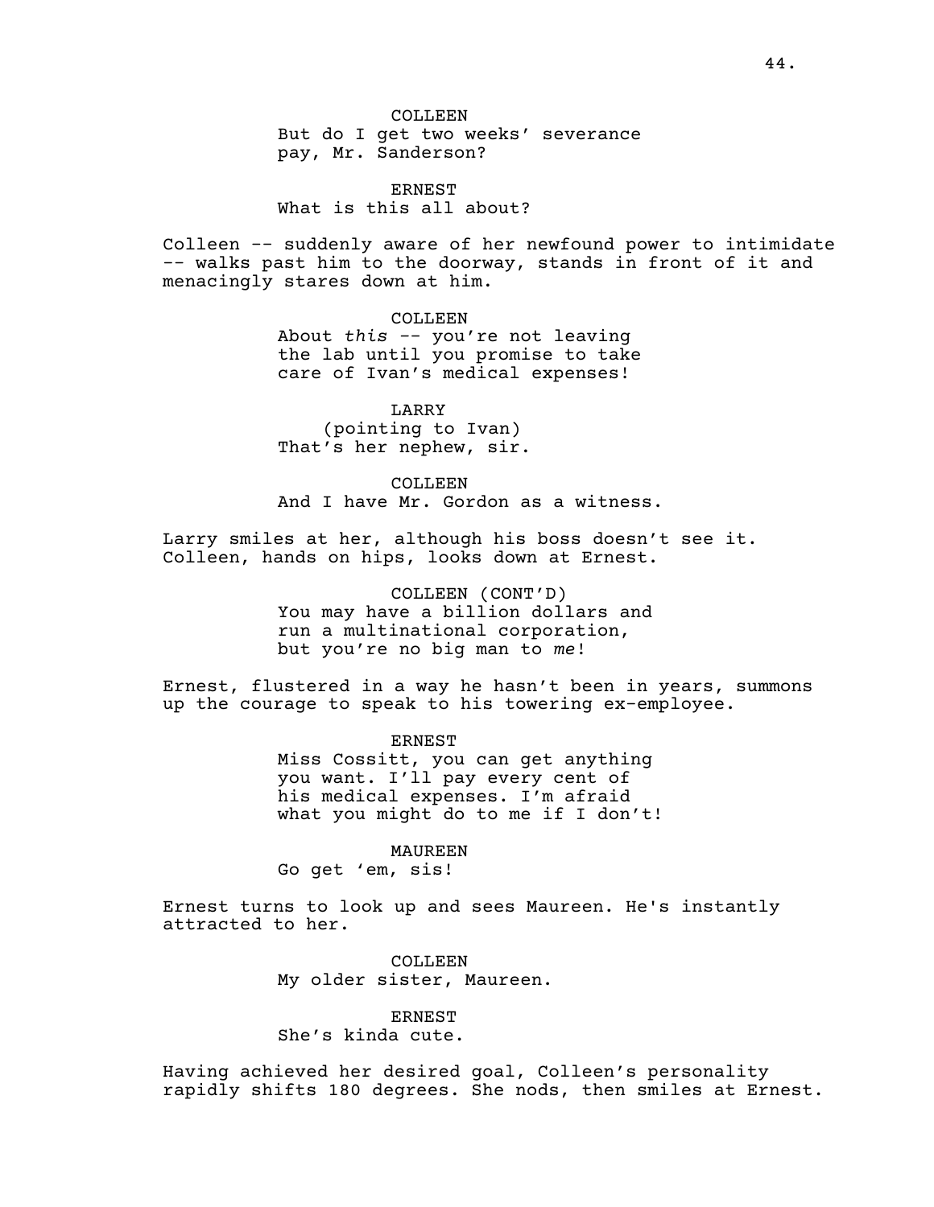COLLEEN
But do I get two weeks' severance pay, Mr. Sanderson?

ERNEST
What is this all about?

Colleen -- suddenly aware of her newfound power to intimidate -- walks past him to the doorway, stands in front of it and menacingly stares down at him.

COLLEEN
About *this* -- you're not leaving the lab until you promise to take care of Ivan's medical expenses!

LARRY
(pointing to Ivan)
That's her nephew, sir.

COLLEEN
And I have Mr. Gordon as a witness.

Larry smiles at her, although his boss doesn't see it. Colleen, hands on hips, looks down at Ernest.

COLLEEN (CONT'D)
You may have a billion dollars and run a multinational corporation, but you're no big man to *me*!

Ernest, flustered in a way he hasn't been in years, summons up the courage to speak to his towering ex-employee.

ERNEST
Miss Cossitt, you can get anything you want. I'll pay every cent of his medical expenses. I'm afraid what you might do to me if I don't!

MAUREEN
Go get 'em, sis!

Ernest turns to look up and sees Maureen. He's instantly attracted to her.

COLLEEN
My older sister, Maureen.

ERNEST
She's kinda cute.

Having achieved her desired goal, Colleen's personality rapidly shifts 180 degrees. She nods, then smiles at Ernest.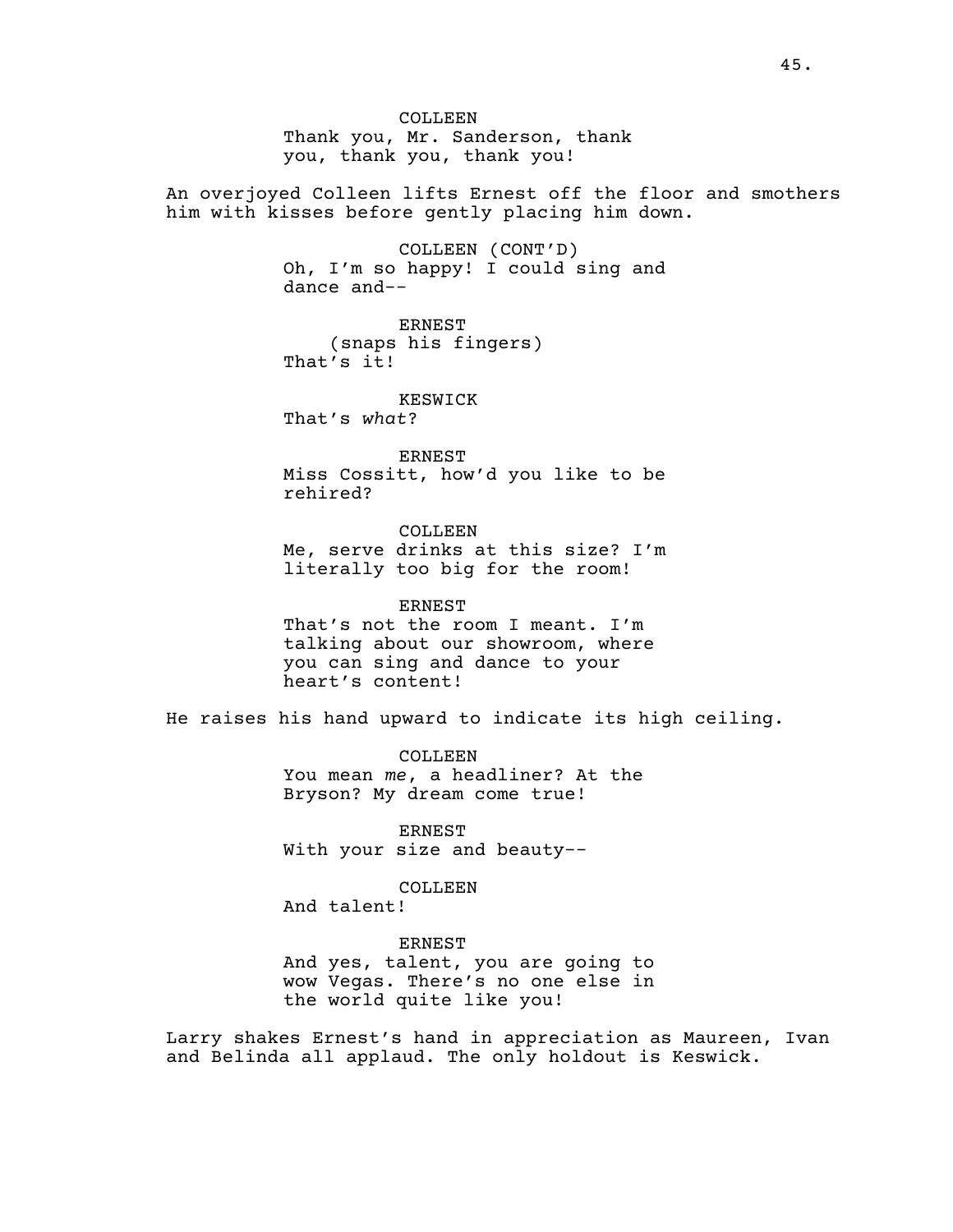COLLEEN
Thank you, Mr. Sanderson, thank you, thank you, thank you!

An overjoyed Colleen lifts Ernest off the floor and smothers him with kisses before gently placing him down.

COLLEEN (CONT'D)
Oh, I'm so happy! I could sing and dance and--

ERNEST
(snaps his fingers)
That's it!

KESWICK
That's *what*?

ERNEST
Miss Cossitt, how'd you like to be rehired?

COLLEEN
Me, serve drinks at this size? I'm literally too big for the room!

ERNEST
That's not the room I meant. I'm talking about our showroom, where you can sing and dance to your heart's content!

He raises his hand upward to indicate its high ceiling.

COLLEEN
You mean *me*, a headliner? At the Bryson? My dream come true!

ERNEST
With your size and beauty--

COLLEEN
And talent!

ERNEST
And yes, talent, you are going to wow Vegas. There's no one else in the world quite like you!

Larry shakes Ernest's hand in appreciation as Maureen, Ivan and Belinda all applaud. The only holdout is Keswick.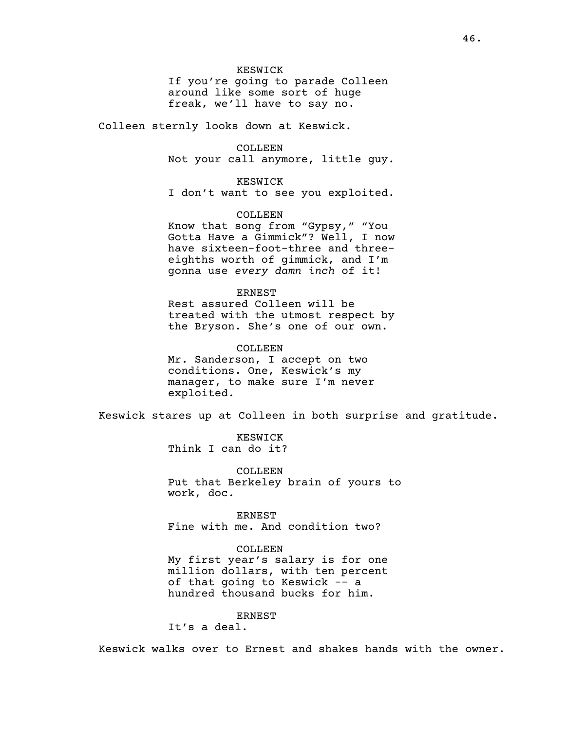KESWICK
If you're going to parade Colleen around like some sort of huge freak, we'll have to say no.

Colleen sternly looks down at Keswick.

COLLEEN
Not your call anymore, little guy.

KESWICK
I don't want to see you exploited.

COLLEEN
Know that song from "Gypsy," "You Gotta Have a Gimmick"? Well, I now have sixteen-foot-three and three-eighths worth of gimmick, and I'm gonna use *every damn inch* of it!

ERNEST
Rest assured Colleen will be treated with the utmost respect by the Bryson. She's one of our own.

COLLEEN
Mr. Sanderson, I accept on two conditions. One, Keswick's my manager, to make sure I'm never exploited.

Keswick stares up at Colleen in both surprise and gratitude.

KESWICK
Think I can do it?

COLLEEN
Put that Berkeley brain of yours to work, doc.

ERNEST
Fine with me. And condition two?

COLLEEN
My first year's salary is for one million dollars, with ten percent of that going to Keswick -- a hundred thousand bucks for him.

ERNEST
It's a deal.

Keswick walks over to Ernest and shakes hands with the owner.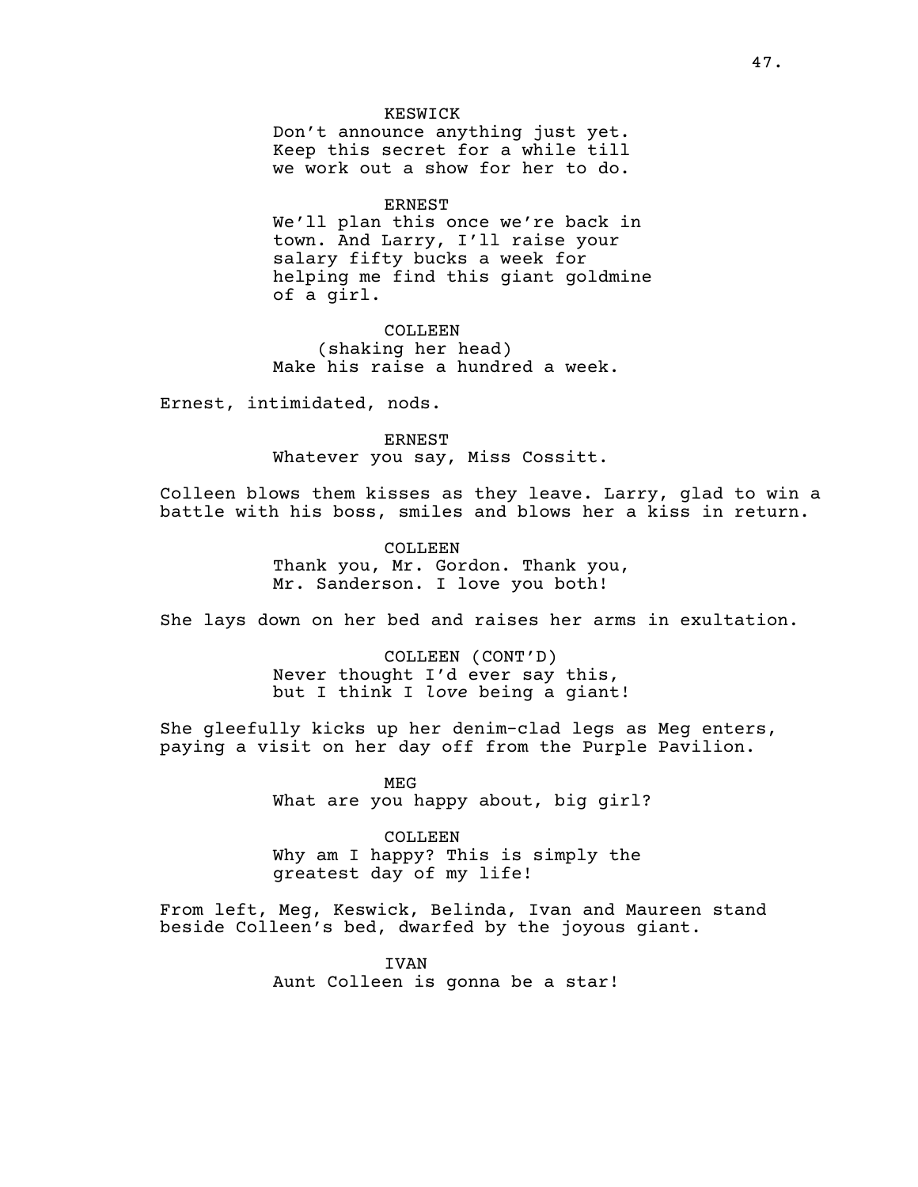KESWICK
Don't announce anything just yet. Keep this secret for a while till we work out a show for her to do.

ERNEST
We'll plan this once we're back in town. And Larry, I'll raise your salary fifty bucks a week for helping me find this giant goldmine of a girl.

COLLEEN
(shaking her head)
Make his raise a hundred a week.

Ernest, intimidated, nods.

ERNEST
Whatever you say, Miss Cossitt.

Colleen blows them kisses as they leave. Larry, glad to win a battle with his boss, smiles and blows her a kiss in return.

COLLEEN
Thank you, Mr. Gordon. Thank you, Mr. Sanderson. I love you both!

She lays down on her bed and raises her arms in exultation.

COLLEEN (CONT'D)
Never thought I'd ever say this, but I think I *love* being a giant!

She gleefully kicks up her denim-clad legs as Meg enters, paying a visit on her day off from the Purple Pavilion.

MEG
What are you happy about, big girl?

COLLEEN
Why am I happy? This is simply the greatest day of my life!

From left, Meg, Keswick, Belinda, Ivan and Maureen stand beside Colleen's bed, dwarfed by the joyous giant.

IVAN
Aunt Colleen is gonna be a star!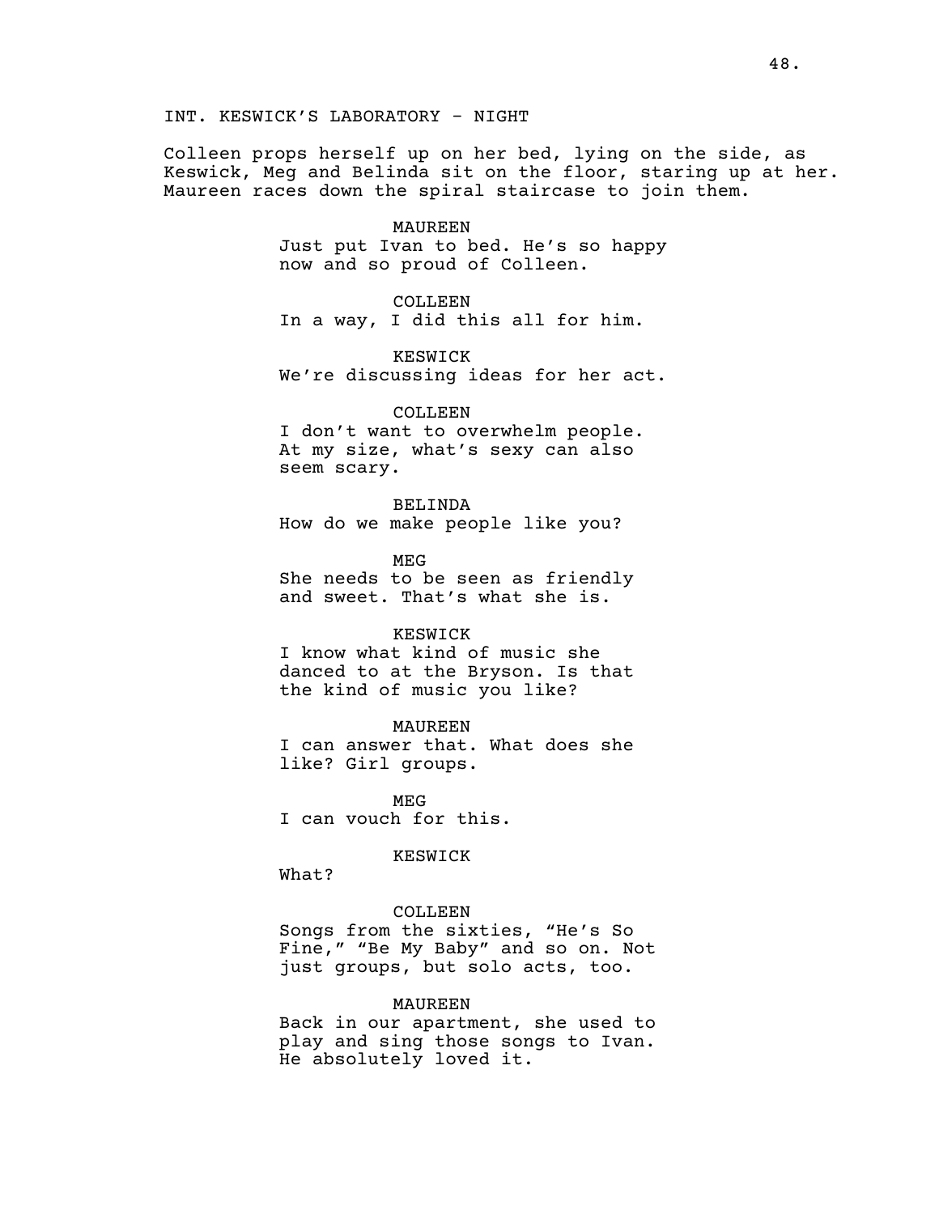INT. KESWICK'S LABORATORY - NIGHT

Colleen props herself up on her bed, lying on the side, as Keswick, Meg and Belinda sit on the floor, staring up at her. Maureen races down the spiral staircase to join them.

MAUREEN
Just put Ivan to bed. He's so happy now and so proud of Colleen.

COLLEEN
In a way, I did this all for him.

KESWICK
We're discussing ideas for her act.

COLLEEN
I don't want to overwhelm people. At my size, what's sexy can also seem scary.

BELINDA
How do we make people like you?

MEG
She needs to be seen as friendly and sweet. That's what she is.

KESWICK
I know what kind of music she danced to at the Bryson. Is that the kind of music you like?

MAUREEN
I can answer that. What does she like? Girl groups.

MEG
I can vouch for this.

KESWICK
What?

COLLEEN
Songs from the sixties, "He's So Fine," "Be My Baby" and so on. Not just groups, but solo acts, too.

MAUREEN
Back in our apartment, she used to play and sing those songs to Ivan. He absolutely loved it.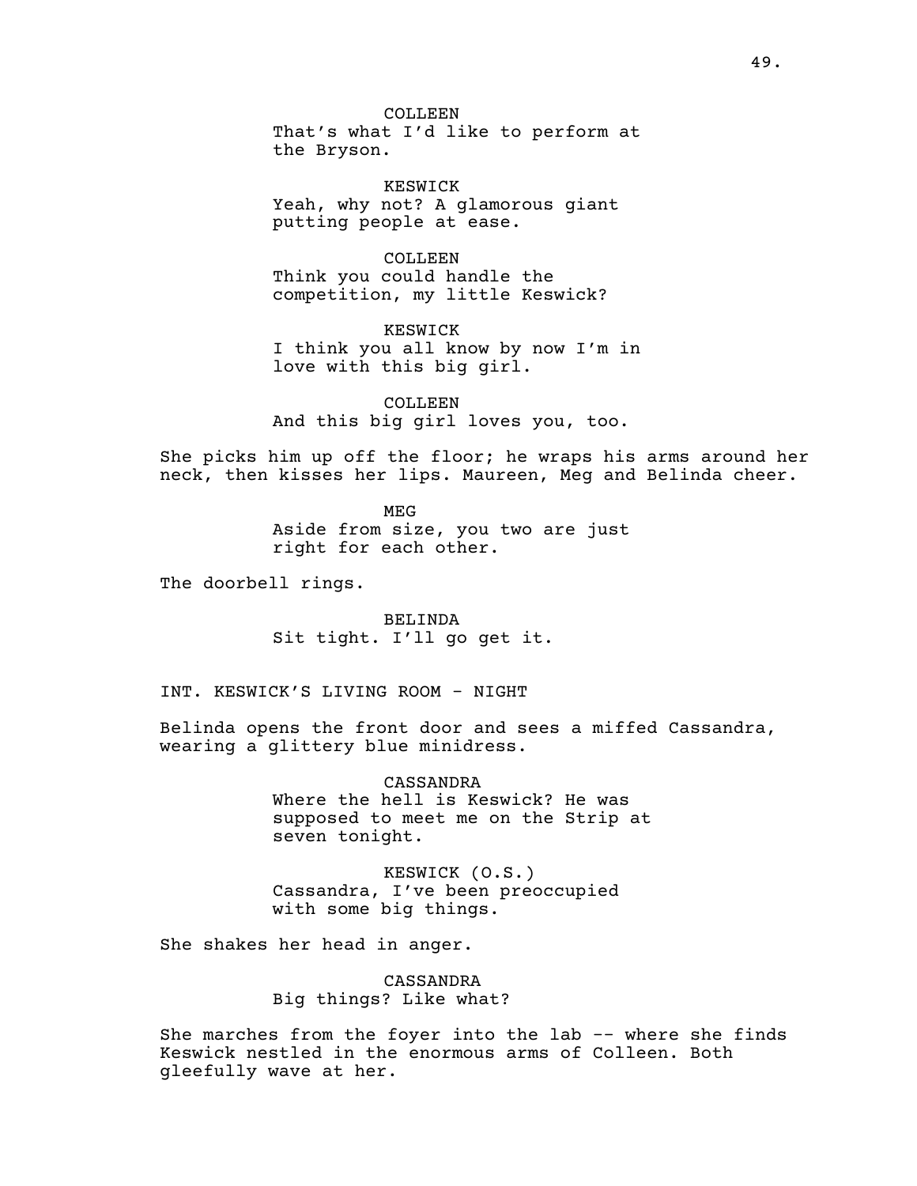COLLEEN
That's what I'd like to perform at the Bryson.

KESWICK
Yeah, why not? A glamorous giant putting people at ease.

COLLEEN
Think you could handle the competition, my little Keswick?

KESWICK
I think you all know by now I'm in love with this big girl.

COLLEEN
And this big girl loves you, too.

She picks him up off the floor; he wraps his arms around her neck, then kisses her lips. Maureen, Meg and Belinda cheer.

MEG
Aside from size, you two are just right for each other.

The doorbell rings.

BELINDA
Sit tight. I'll go get it.

INT. KESWICK'S LIVING ROOM - NIGHT

Belinda opens the front door and sees a miffed Cassandra, wearing a glittery blue minidress.

CASSANDRA
Where the hell is Keswick? He was supposed to meet me on the Strip at seven tonight.

KESWICK (O.S.)
Cassandra, I've been preoccupied with some big things.

She shakes her head in anger.

CASSANDRA
Big things? Like what?

She marches from the foyer into the lab -- where she finds Keswick nestled in the enormous arms of Colleen. Both gleefully wave at her.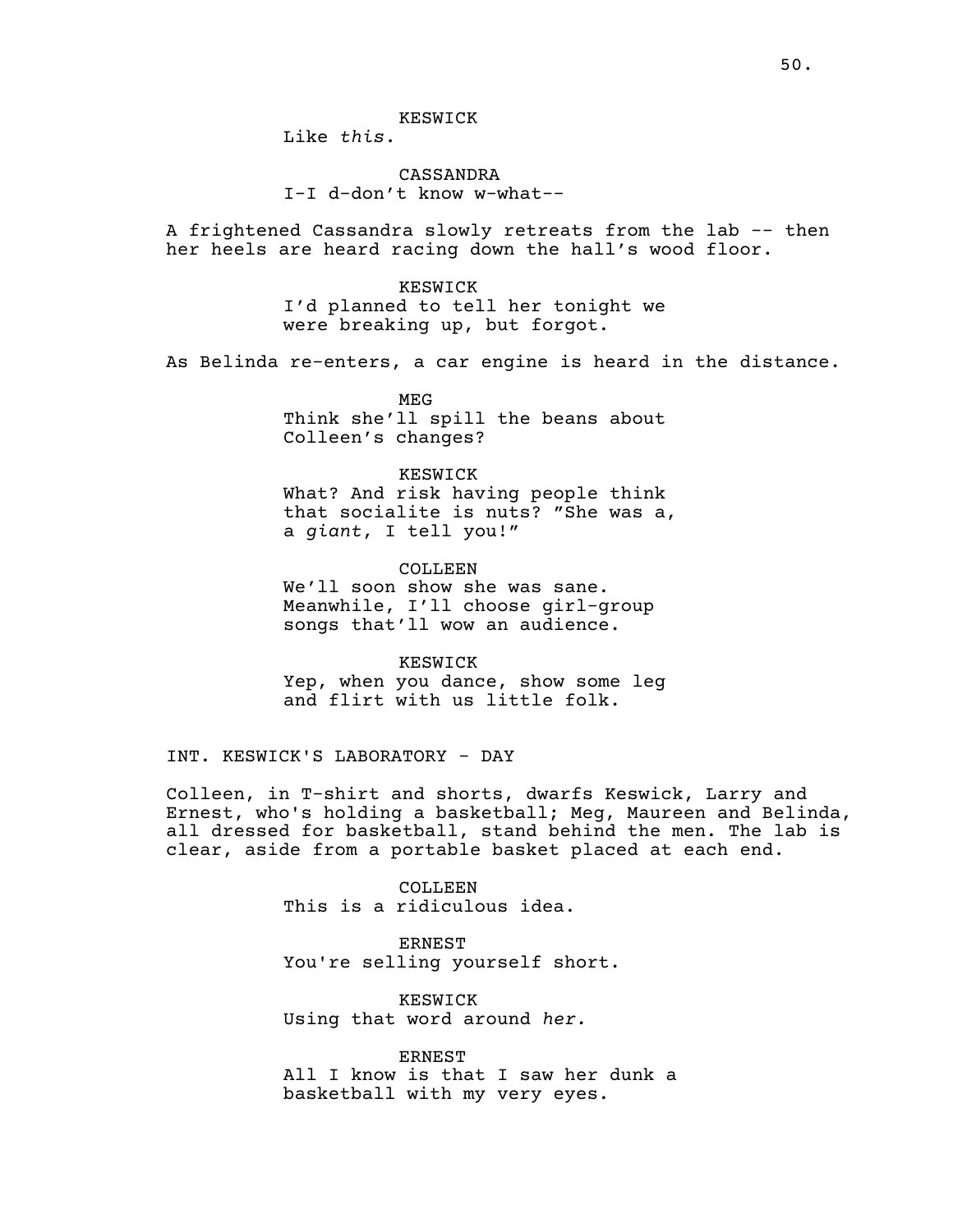KESWICK
Like *this*.

CASSANDRA
I-I d-don't know w-what--

A frightened Cassandra slowly retreats from the lab -- then her heels are heard racing down the hall's wood floor.

KESWICK
I'd planned to tell her tonight we were breaking up, but forgot.

As Belinda re-enters, a car engine is heard in the distance.

MEG
Think she'll spill the beans about Colleen's changes?

KESWICK
What? And risk having people think that socialite is nuts? "She was a, a *giant*, I tell you!"

COLLEEN
We'll soon show she was sane. Meanwhile, I'll choose girl-group songs that'll wow an audience.

KESWICK
Yep, when you dance, show some leg and flirt with us little folk.

INT. KESWICK'S LABORATORY - DAY

Colleen, in T-shirt and shorts, dwarfs Keswick, Larry and Ernest, who's holding a basketball; Meg, Maureen and Belinda, all dressed for basketball, stand behind the men. The lab is clear, aside from a portable basket placed at each end.

COLLEEN
This is a ridiculous idea.

ERNEST
You're selling yourself short.

KESWICK
Using that word around *her.*

ERNEST
All I know is that I saw her dunk a basketball with my very eyes.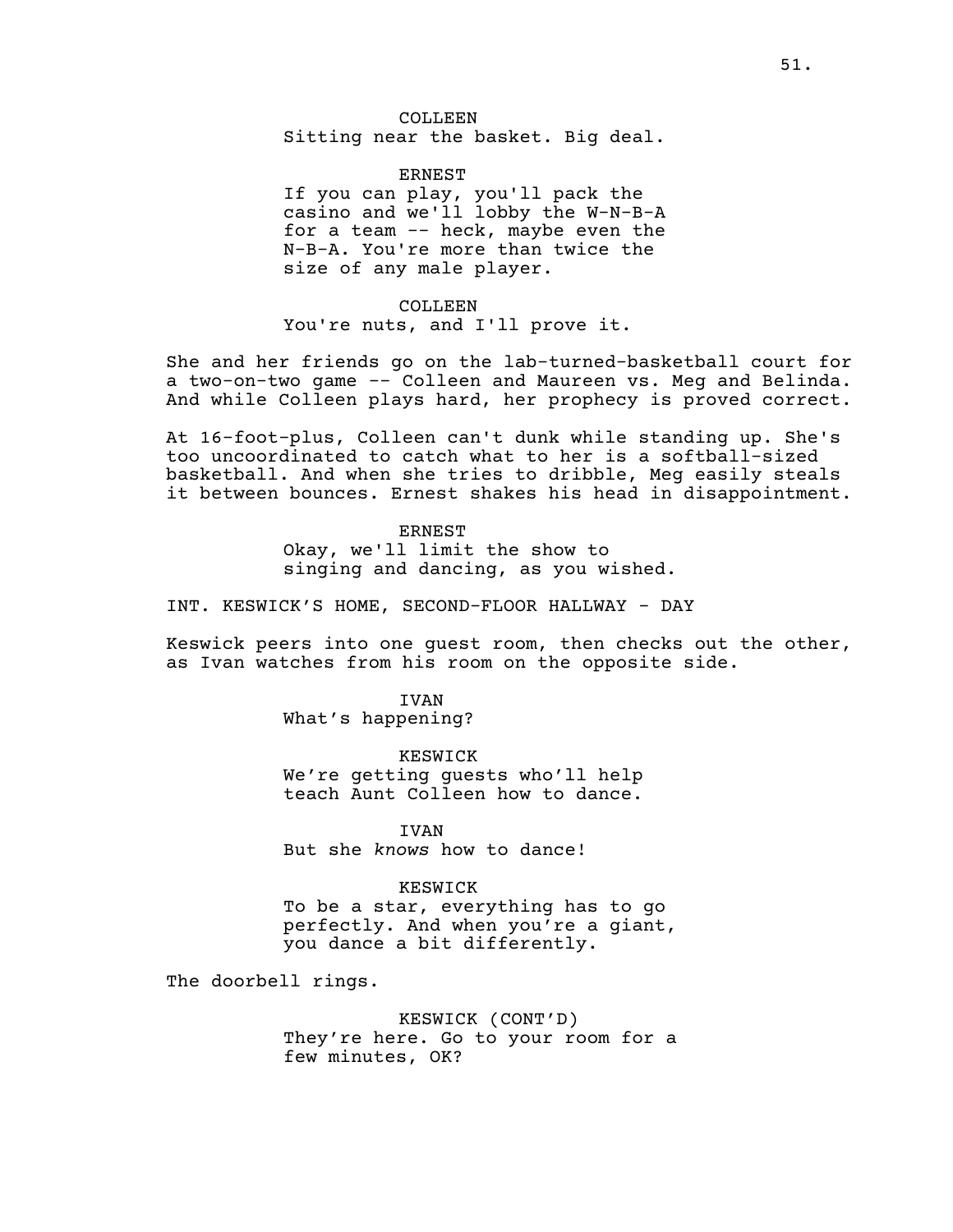COLLEEN
Sitting near the basket. Big deal.

ERNEST
If you can play, you'll pack the casino and we'll lobby the W-N-B-A for a team -- heck, maybe even the N-B-A. You're more than twice the size of any male player.

COLLEEN
You're nuts, and I'll prove it.

She and her friends go on the lab-turned-basketball court for a two-on-two game -- Colleen and Maureen vs. Meg and Belinda. And while Colleen plays hard, her prophecy is proved correct.

At 16-foot-plus, Colleen can't dunk while standing up. She's too uncoordinated to catch what to her is a softball-sized basketball. And when she tries to dribble, Meg easily steals it between bounces. Ernest shakes his head in disappointment.

ERNEST
Okay, we'll limit the show to singing and dancing, as you wished.

INT. KESWICK'S HOME, SECOND-FLOOR HALLWAY - DAY

Keswick peers into one guest room, then checks out the other, as Ivan watches from his room on the opposite side.

IVAN
What's happening?

KESWICK
We're getting guests who'll help teach Aunt Colleen how to dance.

IVAN
But she *knows* how to dance!

KESWICK
To be a star, everything has to go perfectly. And when you're a giant, you dance a bit differently.

The doorbell rings.

KESWICK (CONT'D)
They're here. Go to your room for a few minutes, OK?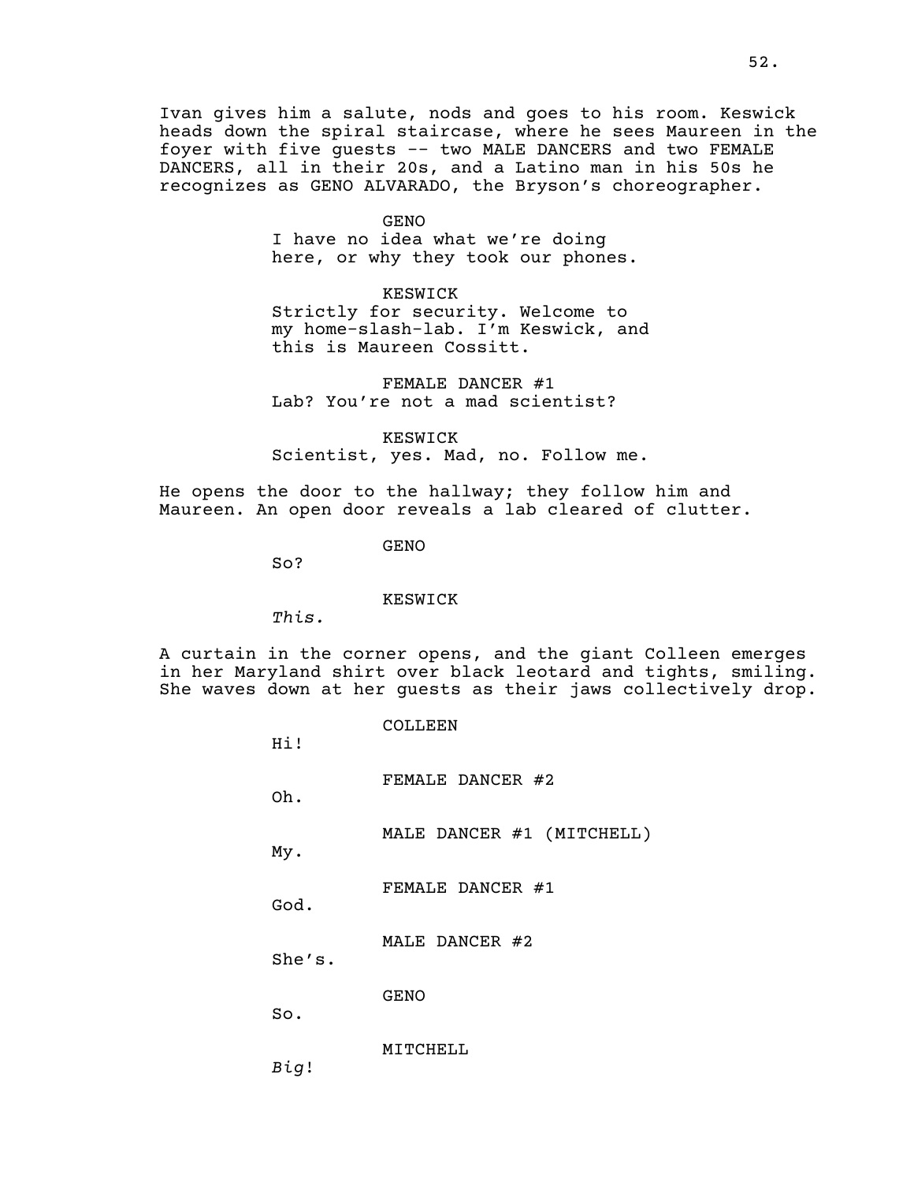Ivan gives him a salute, nods and goes to his room. Keswick heads down the spiral staircase, where he sees Maureen in the foyer with five guests -- two MALE DANCERS and two FEMALE DANCERS, all in their 20s, and a Latino man in his 50s he recognizes as GENO ALVARADO, the Bryson's choreographer.

GENO
I have no idea what we're doing here, or why they took our phones.

KESWICK
Strictly for security. Welcome to my home-slash-lab. I'm Keswick, and this is Maureen Cossitt.

FEMALE DANCER #1
Lab? You're not a mad scientist?

KESWICK
Scientist, yes. Mad, no. Follow me.

He opens the door to the hallway; they follow him and Maureen. An open door reveals a lab cleared of clutter.

GENO
So?

KESWICK
*This.*

A curtain in the corner opens, and the giant Colleen emerges in her Maryland shirt over black leotard and tights, smiling. She waves down at her guests as their jaws collectively drop.

COLLEEN
Hi!

FEMALE DANCER #2
Oh.

MALE DANCER #1 (MITCHELL)
My.

FEMALE DANCER #1
God.

MALE DANCER #2
She's.

GENO
So.

MITCHELL
*Big*!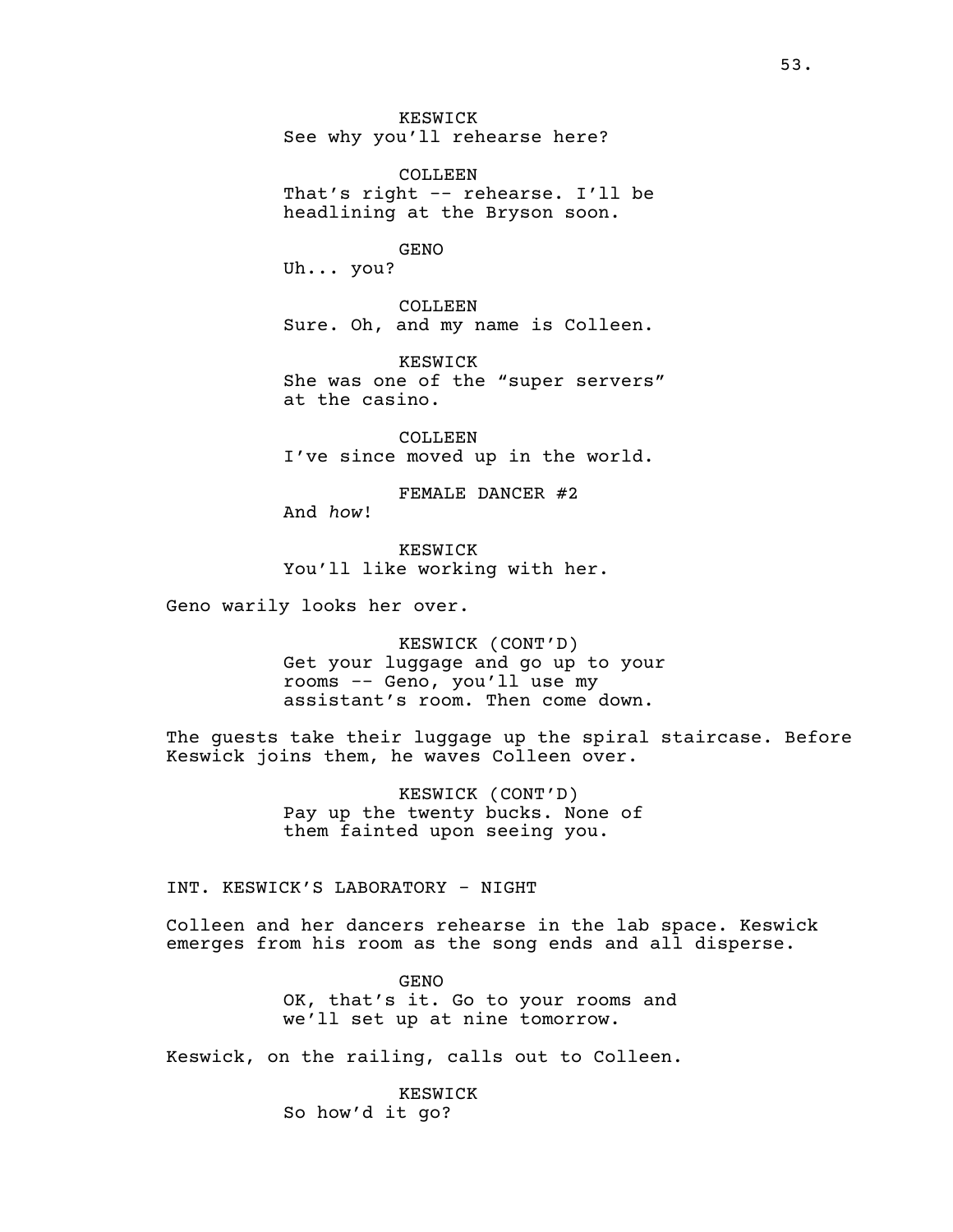KESWICK
See why you'll rehearse here?

COLLEEN
That's right -- rehearse. I'll be headlining at the Bryson soon.

GENO
Uh... you?

COLLEEN
Sure. Oh, and my name is Colleen.

KESWICK
She was one of the "super servers" at the casino.

COLLEEN
I've since moved up in the world.

FEMALE DANCER #2
And *how*!

KESWICK
You'll like working with her.

Geno warily looks her over.

KESWICK (CONT'D)
Get your luggage and go up to your rooms -- Geno, you'll use my assistant's room. Then come down.

The guests take their luggage up the spiral staircase. Before Keswick joins them, he waves Colleen over.

KESWICK (CONT'D)
Pay up the twenty bucks. None of them fainted upon seeing you.

INT. KESWICK'S LABORATORY - NIGHT

Colleen and her dancers rehearse in the lab space. Keswick emerges from his room as the song ends and all disperse.

GENO
OK, that's it. Go to your rooms and we'll set up at nine tomorrow.

Keswick, on the railing, calls out to Colleen.

KESWICK
So how'd it go?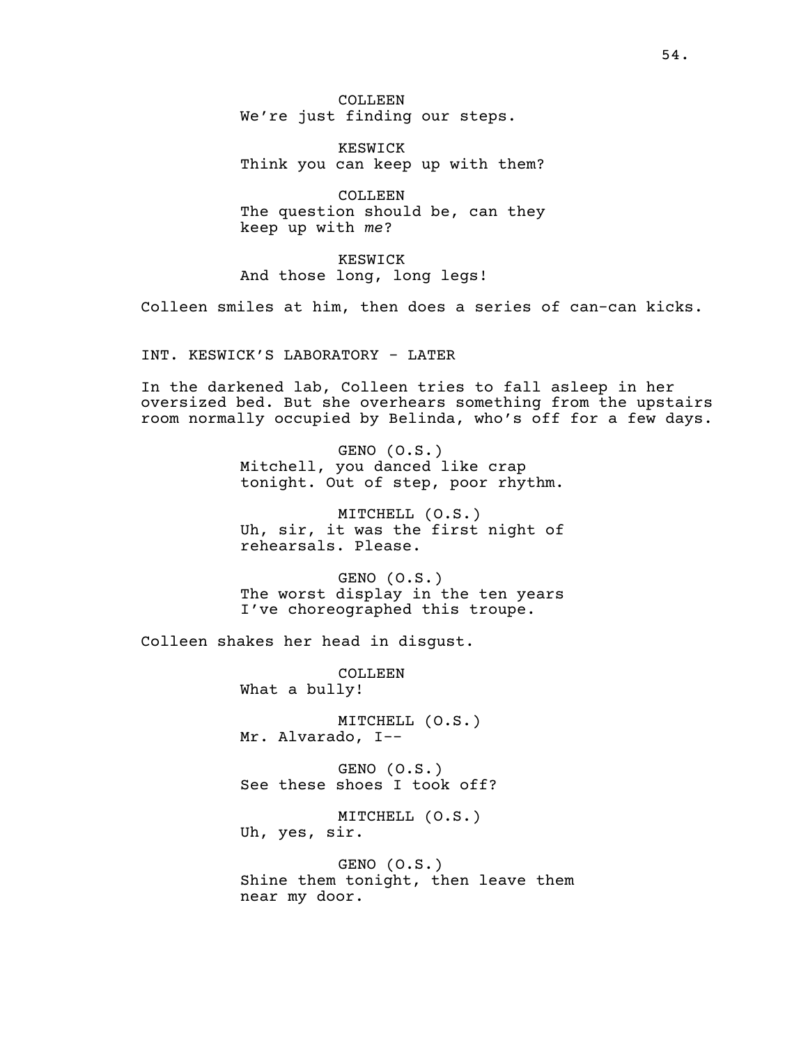COLLEEN
We're just finding our steps.

KESWICK
Think you can keep up with them?

COLLEEN
The question should be, can they keep up with *me*?

KESWICK
And those long, long legs!

Colleen smiles at him, then does a series of can-can kicks.

INT. KESWICK'S LABORATORY - LATER

In the darkened lab, Colleen tries to fall asleep in her oversized bed. But she overhears something from the upstairs room normally occupied by Belinda, who's off for a few days.

GENO (O.S.)
Mitchell, you danced like crap tonight. Out of step, poor rhythm.

MITCHELL (O.S.)
Uh, sir, it was the first night of rehearsals. Please.

GENO (O.S.)
The worst display in the ten years I've choreographed this troupe.

Colleen shakes her head in disgust.

COLLEEN
What a bully!

MITCHELL (O.S.)
Mr. Alvarado, I--

GENO (O.S.)
See these shoes I took off?

MITCHELL (O.S.)
Uh, yes, sir.

GENO (O.S.)
Shine them tonight, then leave them near my door.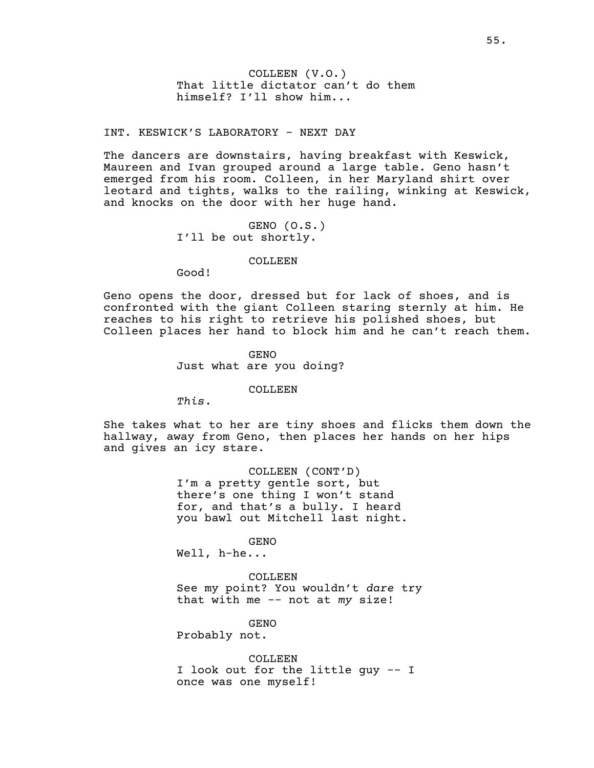COLLEEN (V.O.)
That little dictator can't do them himself? I'll show him...

INT. KESWICK'S LABORATORY - NEXT DAY

The dancers are downstairs, having breakfast with Keswick, Maureen and Ivan grouped around a large table. Geno hasn't emerged from his room. Colleen, in her Maryland shirt over leotard and tights, walks to the railing, winking at Keswick, and knocks on the door with her huge hand.

GENO (O.S.)
I'll be out shortly.

COLLEEN
Good!

Geno opens the door, dressed but for lack of shoes, and is confronted with the giant Colleen staring sternly at him. He reaches to his right to retrieve his polished shoes, but Colleen places her hand to block him and he can't reach them.

GENO
Just what are you doing?

COLLEEN
*This*.

She takes what to her are tiny shoes and flicks them down the hallway, away from Geno, then places her hands on her hips and gives an icy stare.

COLLEEN (CONT'D)
I'm a pretty gentle sort, but there's one thing I won't stand for, and that's a bully. I heard you bawl out Mitchell last night.

GENO
Well, h-he...

COLLEEN
See my point? You wouldn't *dare* try that with me -- not at *my* size!

GENO
Probably not.

COLLEEN
I look out for the little guy -- I once was one myself!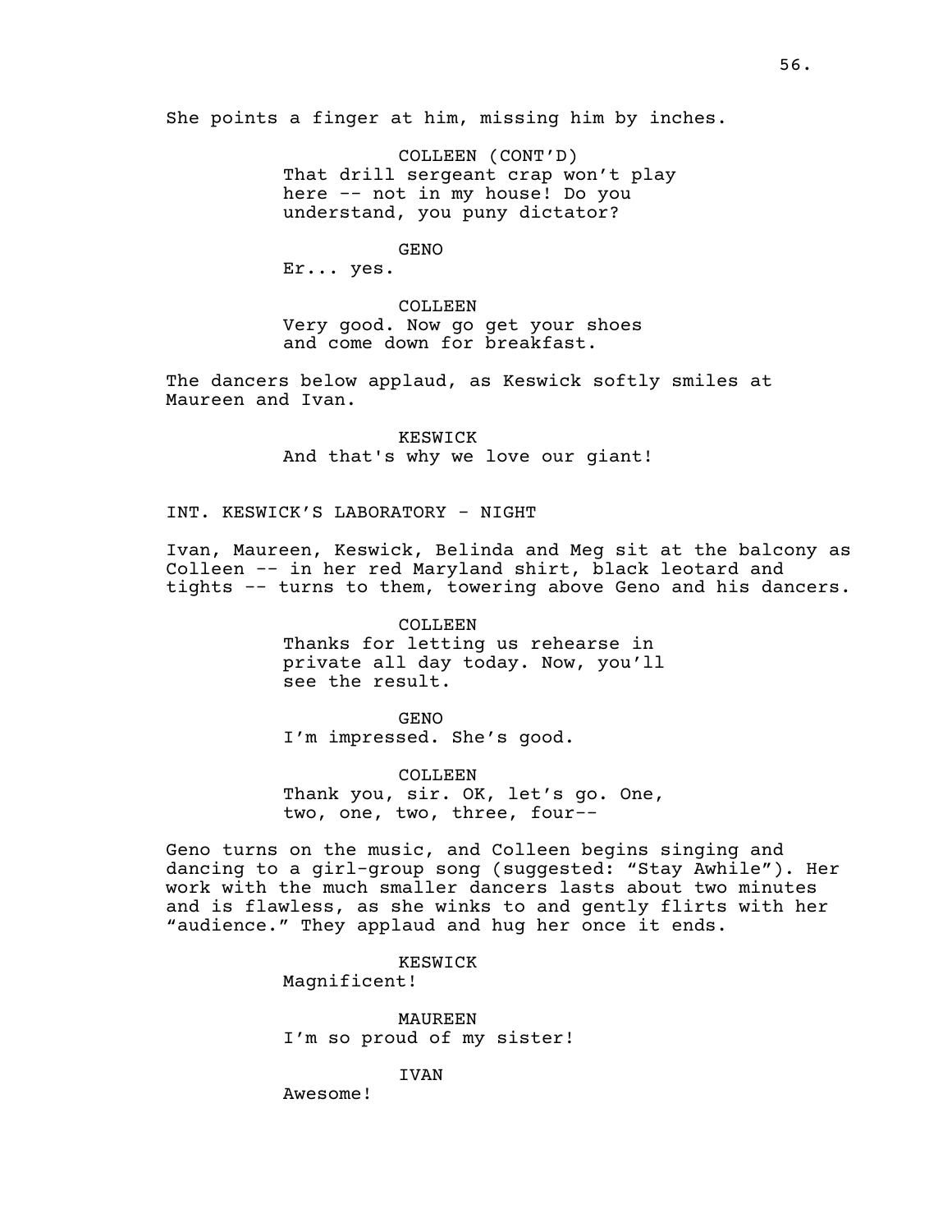She points a finger at him, missing him by inches.

COLLEEN (CONT'D)
That drill sergeant crap won't play here -- not in my house! Do you understand, you puny dictator?

GENO
Er... yes.

COLLEEN
Very good. Now go get your shoes and come down for breakfast.

The dancers below applaud, as Keswick softly smiles at Maureen and Ivan.

KESWICK
And that's why we love our giant!

INT. KESWICK'S LABORATORY - NIGHT

Ivan, Maureen, Keswick, Belinda and Meg sit at the balcony as Colleen -- in her red Maryland shirt, black leotard and tights -- turns to them, towering above Geno and his dancers.

COLLEEN
Thanks for letting us rehearse in private all day today. Now, you'll see the result.

GENO
I'm impressed. She's good.

COLLEEN
Thank you, sir. OK, let's go. One, two, one, two, three, four--

Geno turns on the music, and Colleen begins singing and dancing to a girl-group song (suggested: "Stay Awhile"). Her work with the much smaller dancers lasts about two minutes and is flawless, as she winks to and gently flirts with her "audience." They applaud and hug her once it ends.

KESWICK
Magnificent!

MAUREEN
I'm so proud of my sister!

IVAN
Awesome!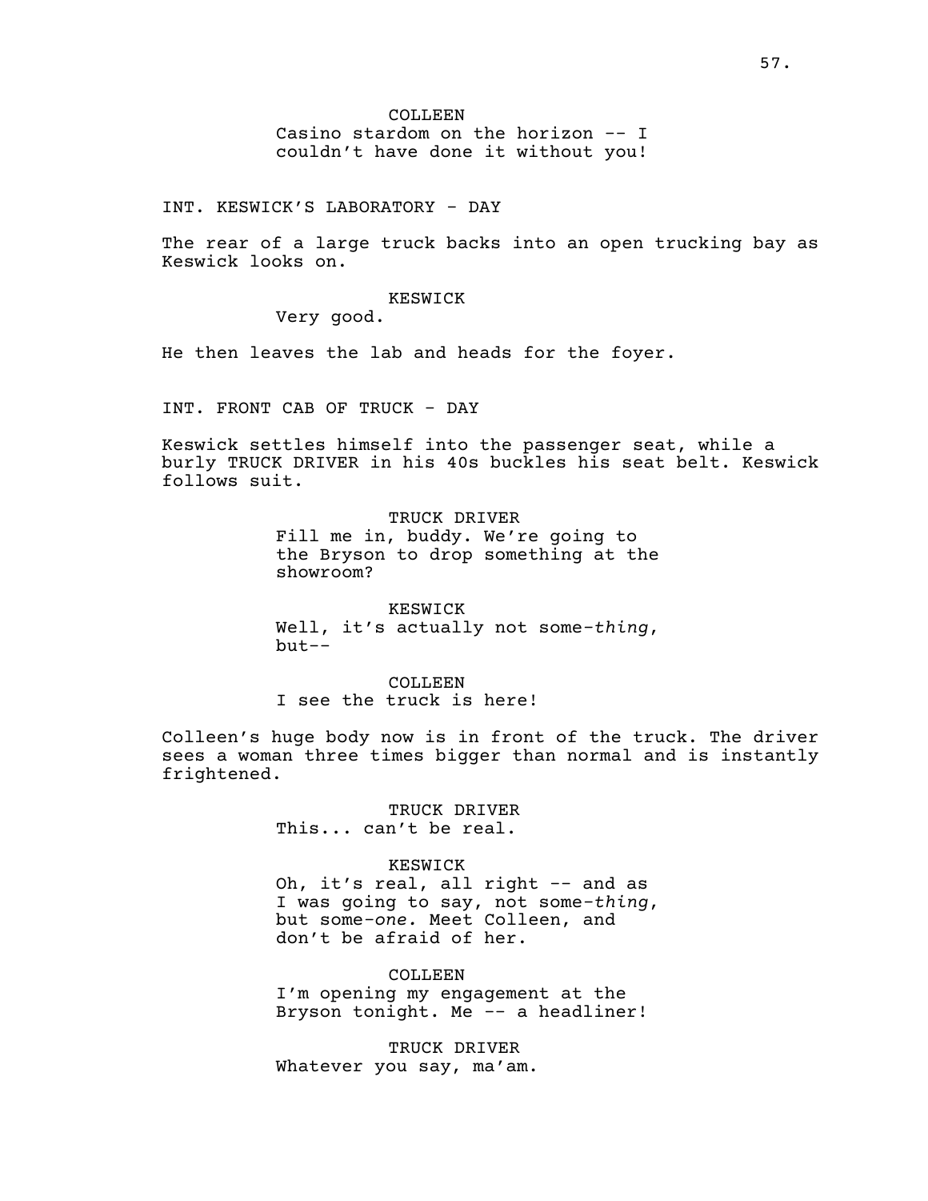COLLEEN
Casino stardom on the horizon -- I couldn't have done it without you!

INT. KESWICK'S LABORATORY - DAY

The rear of a large truck backs into an open trucking bay as Keswick looks on.

KESWICK
Very good.

He then leaves the lab and heads for the foyer.

INT. FRONT CAB OF TRUCK - DAY

Keswick settles himself into the passenger seat, while a burly TRUCK DRIVER in his 40s buckles his seat belt. Keswick follows suit.

TRUCK DRIVER
Fill me in, buddy. We're going to the Bryson to drop something at the showroom?

KESWICK
Well, it's actually not some-*thing*, but--

COLLEEN
I see the truck is here!

Colleen's huge body now is in front of the truck. The driver sees a woman three times bigger than normal and is instantly frightened.

TRUCK DRIVER
This... can't be real.

KESWICK
Oh, it's real, all right -- and as I was going to say, not some-*thing*, but some-*one.* Meet Colleen, and don't be afraid of her.

COLLEEN
I'm opening my engagement at the Bryson tonight. Me -- a headliner!

TRUCK DRIVER
Whatever you say, ma'am.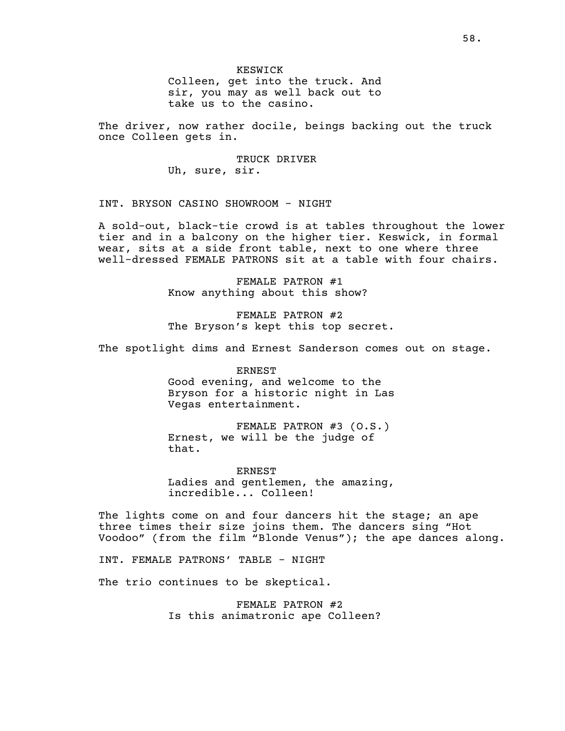KESWICK
Colleen, get into the truck. And sir, you may as well back out to take us to the casino.

The driver, now rather docile, beings backing out the truck once Colleen gets in.

TRUCK DRIVER
Uh, sure, sir.

INT. BRYSON CASINO SHOWROOM - NIGHT

A sold-out, black-tie crowd is at tables throughout the lower tier and in a balcony on the higher tier. Keswick, in formal wear, sits at a side front table, next to one where three well-dressed FEMALE PATRONS sit at a table with four chairs.

FEMALE PATRON #1
Know anything about this show?

FEMALE PATRON #2
The Bryson's kept this top secret.

The spotlight dims and Ernest Sanderson comes out on stage.

ERNEST
Good evening, and welcome to the Bryson for a historic night in Las Vegas entertainment.

FEMALE PATRON #3 (O.S.)
Ernest, we will be the judge of that.

ERNEST
Ladies and gentlemen, the amazing, incredible... Colleen!

The lights come on and four dancers hit the stage; an ape three times their size joins them. The dancers sing "Hot Voodoo" (from the film "Blonde Venus"); the ape dances along.

INT. FEMALE PATRONS' TABLE - NIGHT

The trio continues to be skeptical.

FEMALE PATRON #2
Is this animatronic ape Colleen?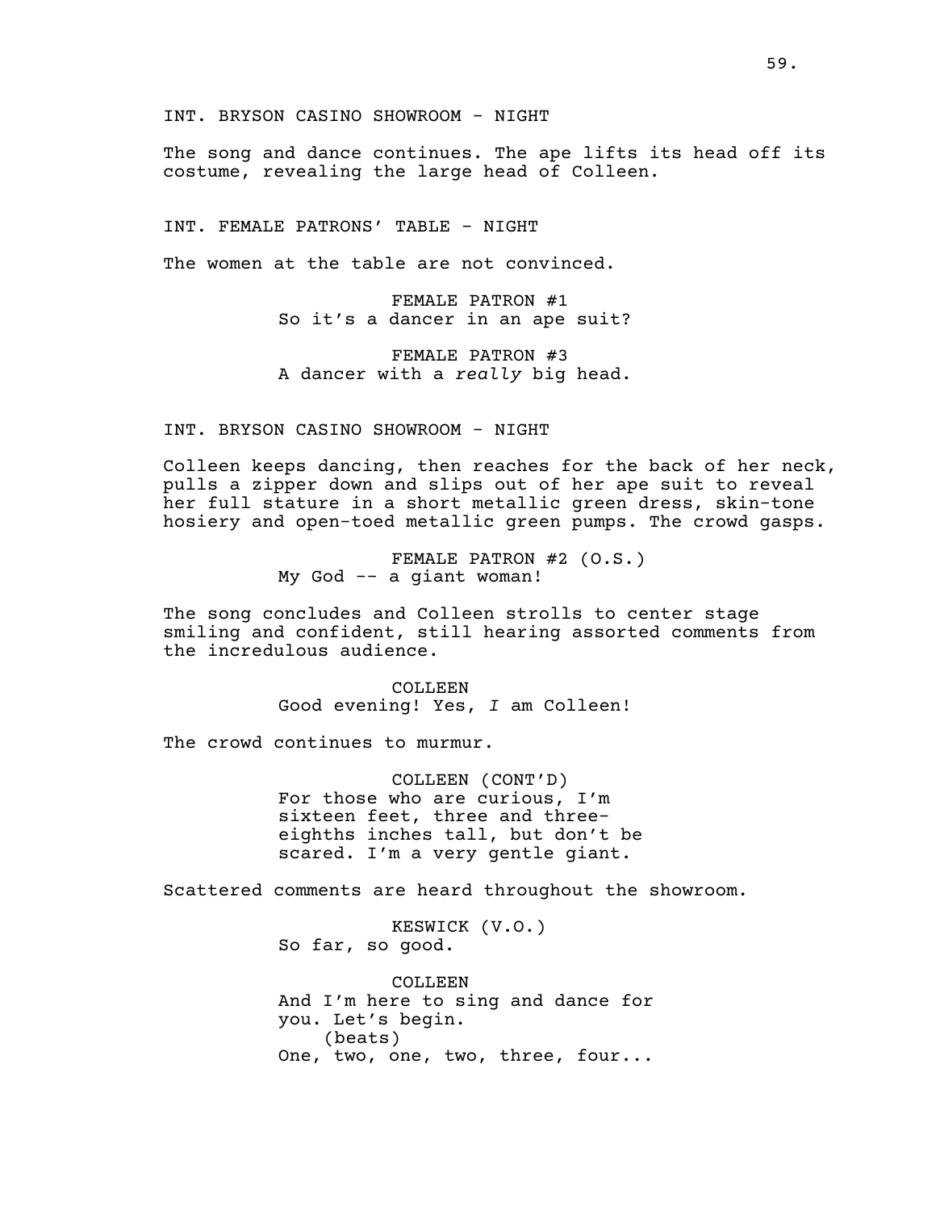INT. BRYSON CASINO SHOWROOM - NIGHT

The song and dance continues. The ape lifts its head off its costume, revealing the large head of Colleen.

INT. FEMALE PATRONS' TABLE - NIGHT

The women at the table are not convinced.

FEMALE PATRON #1
So it's a dancer in an ape suit?

FEMALE PATRON #3
A dancer with a *really* big head.

INT. BRYSON CASINO SHOWROOM - NIGHT

Colleen keeps dancing, then reaches for the back of her neck, pulls a zipper down and slips out of her ape suit to reveal her full stature in a short metallic green dress, skin-tone hosiery and open-toed metallic green pumps. The crowd gasps.

FEMALE PATRON #2 (O.S.)
My God -- a giant woman!

The song concludes and Colleen strolls to center stage smiling and confident, still hearing assorted comments from the incredulous audience.

COLLEEN
Good evening! Yes, *I* am Colleen!

The crowd continues to murmur.

COLLEEN (CONT'D)
For those who are curious, I'm sixteen feet, three and three-eighths inches tall, but don't be scared. I'm a very gentle giant.

Scattered comments are heard throughout the showroom.

KESWICK (V.O.)
So far, so good.

COLLEEN
And I'm here to sing and dance for you. Let's begin.
(beats)
One, two, one, two, three, four...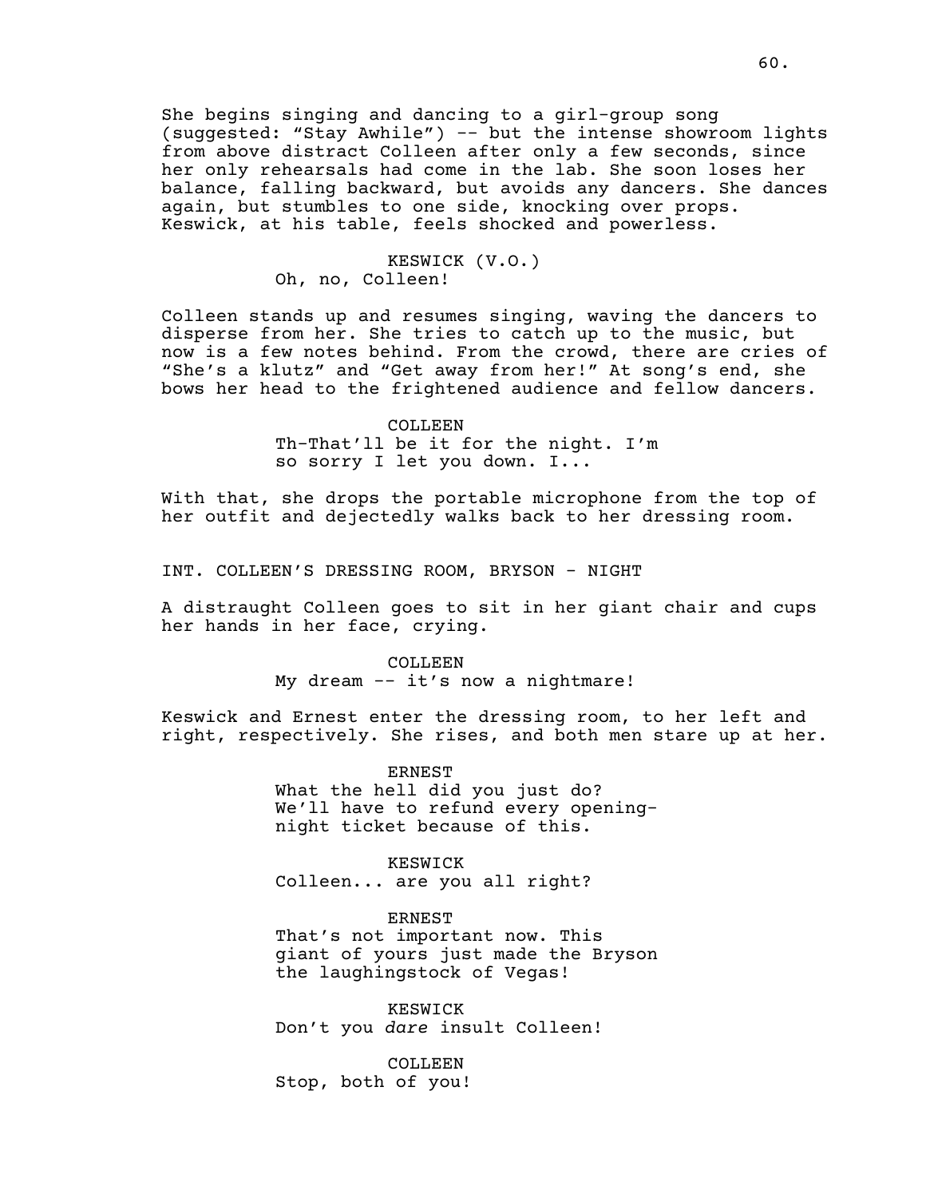She begins singing and dancing to a girl-group song (suggested: "Stay Awhile") -- but the intense showroom lights from above distract Colleen after only a few seconds, since her only rehearsals had come in the lab. She soon loses her balance, falling backward, but avoids any dancers. She dances again, but stumbles to one side, knocking over props. Keswick, at his table, feels shocked and powerless.

KESWICK (V.O.)
Oh, no, Colleen!

Colleen stands up and resumes singing, waving the dancers to disperse from her. She tries to catch up to the music, but now is a few notes behind. From the crowd, there are cries of "She's a klutz" and "Get away from her!" At song's end, she bows her head to the frightened audience and fellow dancers.

COLLEEN
Th-That'll be it for the night. I'm so sorry I let you down. I...

With that, she drops the portable microphone from the top of her outfit and dejectedly walks back to her dressing room.

INT. COLLEEN'S DRESSING ROOM, BRYSON - NIGHT

A distraught Colleen goes to sit in her giant chair and cups her hands in her face, crying.

COLLEEN
My dream -- it's now a nightmare!

Keswick and Ernest enter the dressing room, to her left and right, respectively. She rises, and both men stare up at her.

ERNEST
What the hell did you just do? We'll have to refund every opening-night ticket because of this.

KESWICK
Colleen... are you all right?

ERNEST
That's not important now. This giant of yours just made the Bryson the laughingstock of Vegas!

KESWICK
Don't you *dare* insult Colleen!

COLLEEN
Stop, both of you!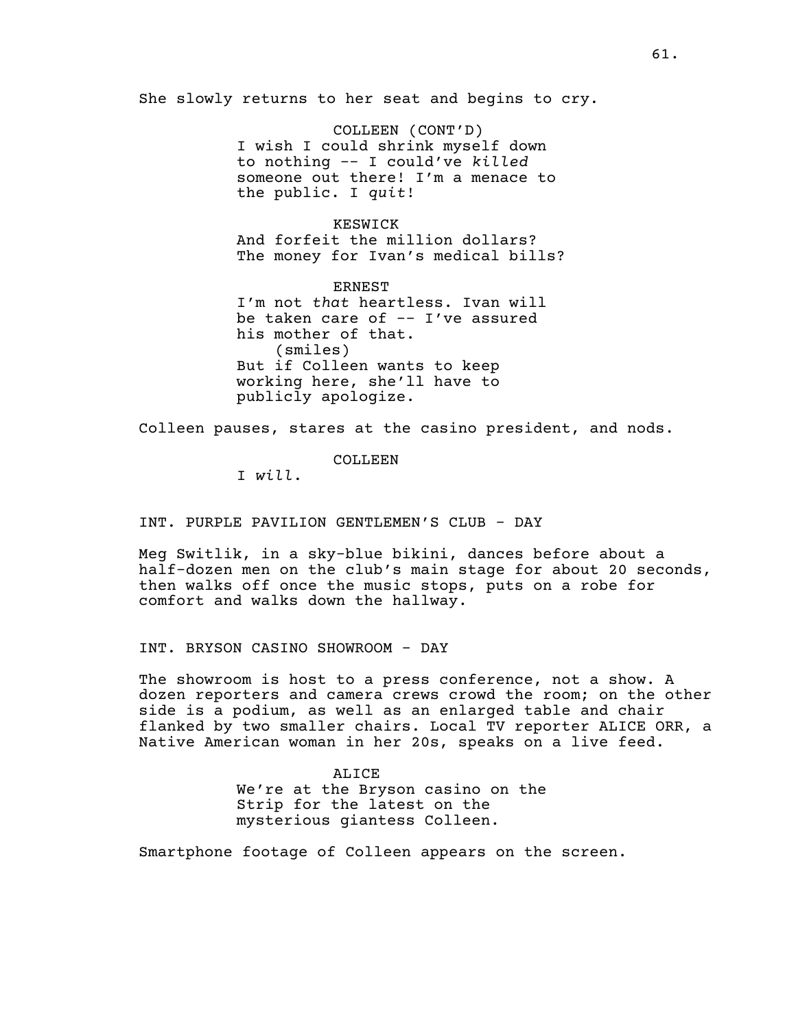She slowly returns to her seat and begins to cry.

COLLEEN (CONT'D)
I wish I could shrink myself down to nothing -- I could've *killed* someone out there! I'm a menace to the public. I *quit*!

KESWICK
And forfeit the million dollars? The money for Ivan's medical bills?

ERNEST
I'm not *that* heartless. Ivan will be taken care of -- I've assured his mother of that.
(smiles)
But if Colleen wants to keep working here, she'll have to publicly apologize.

Colleen pauses, stares at the casino president, and nods.

COLLEEN
I *will*.

INT. PURPLE PAVILION GENTLEMEN'S CLUB - DAY

Meg Switlik, in a sky-blue bikini, dances before about a half-dozen men on the club's main stage for about 20 seconds, then walks off once the music stops, puts on a robe for comfort and walks down the hallway.

INT. BRYSON CASINO SHOWROOM - DAY

The showroom is host to a press conference, not a show. A dozen reporters and camera crews crowd the room; on the other side is a podium, as well as an enlarged table and chair flanked by two smaller chairs. Local TV reporter ALICE ORR, a Native American woman in her 20s, speaks on a live feed.

ALICE
We're at the Bryson casino on the Strip for the latest on the mysterious giantess Colleen.

Smartphone footage of Colleen appears on the screen.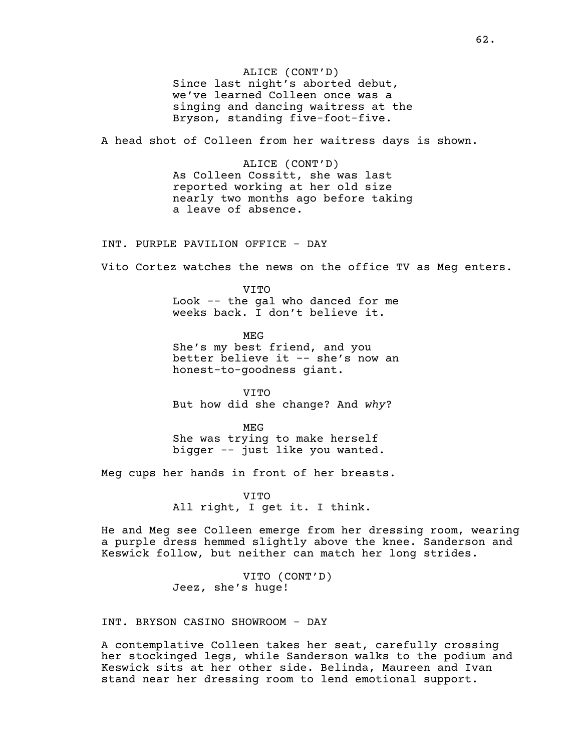ALICE (CONT'D)
Since last night's aborted debut, we've learned Colleen once was a singing and dancing waitress at the Bryson, standing five-foot-five.

A head shot of Colleen from her waitress days is shown.

ALICE (CONT'D)
As Colleen Cossitt, she was last reported working at her old size nearly two months ago before taking a leave of absence.

INT. PURPLE PAVILION OFFICE - DAY

Vito Cortez watches the news on the office TV as Meg enters.

VITO
Look -- the gal who danced for me weeks back. I don't believe it.

MEG
She's my best friend, and you better believe it -- she's now an honest-to-goodness giant.

VITO
But how did she change? And *why*?

MEG
She was trying to make herself bigger -- just like you wanted.

Meg cups her hands in front of her breasts.

VITO
All right, I get it. I think.

He and Meg see Colleen emerge from her dressing room, wearing a purple dress hemmed slightly above the knee. Sanderson and Keswick follow, but neither can match her long strides.

VITO (CONT'D)
Jeez, she's huge!

INT. BRYSON CASINO SHOWROOM - DAY

A contemplative Colleen takes her seat, carefully crossing her stockinged legs, while Sanderson walks to the podium and Keswick sits at her other side. Belinda, Maureen and Ivan stand near her dressing room to lend emotional support.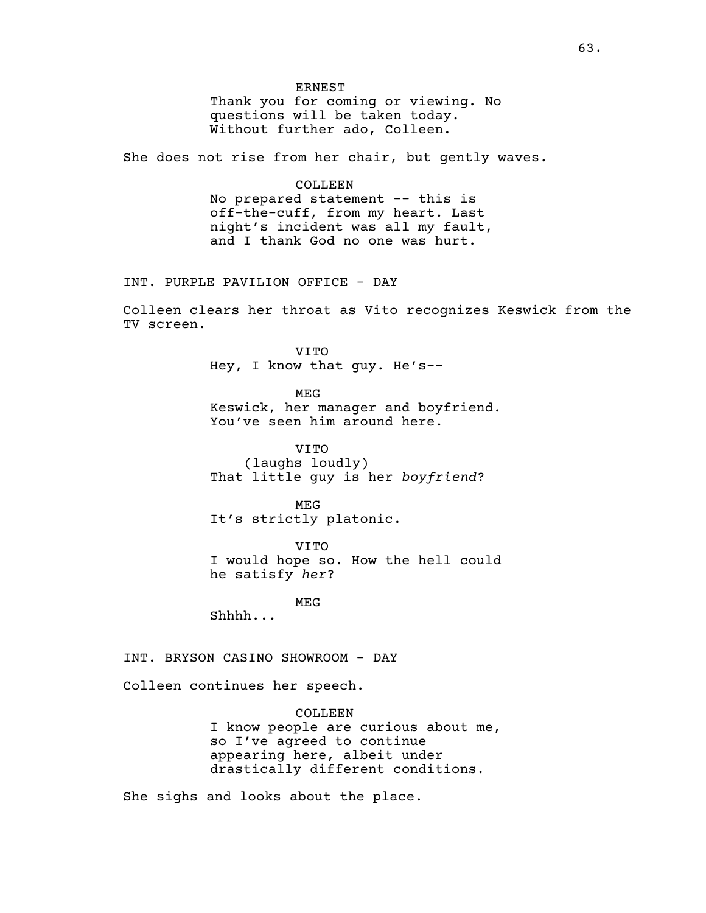ERNEST
Thank you for coming or viewing. No questions will be taken today. Without further ado, Colleen.

She does not rise from her chair, but gently waves.

COLLEEN
No prepared statement -- this is off-the-cuff, from my heart. Last night's incident was all my fault, and I thank God no one was hurt.

INT. PURPLE PAVILION OFFICE - DAY

Colleen clears her throat as Vito recognizes Keswick from the TV screen.

VITO
Hey, I know that guy. He's--

MEG
Keswick, her manager and boyfriend. You've seen him around here.

VITO
(laughs loudly)
That little guy is her *boyfriend*?

MEG
It's strictly platonic.

VITO
I would hope so. How the hell could he satisfy *her*?

MEG
Shhhh...

INT. BRYSON CASINO SHOWROOM - DAY

Colleen continues her speech.

COLLEEN
I know people are curious about me, so I've agreed to continue appearing here, albeit under drastically different conditions.

She sighs and looks about the place.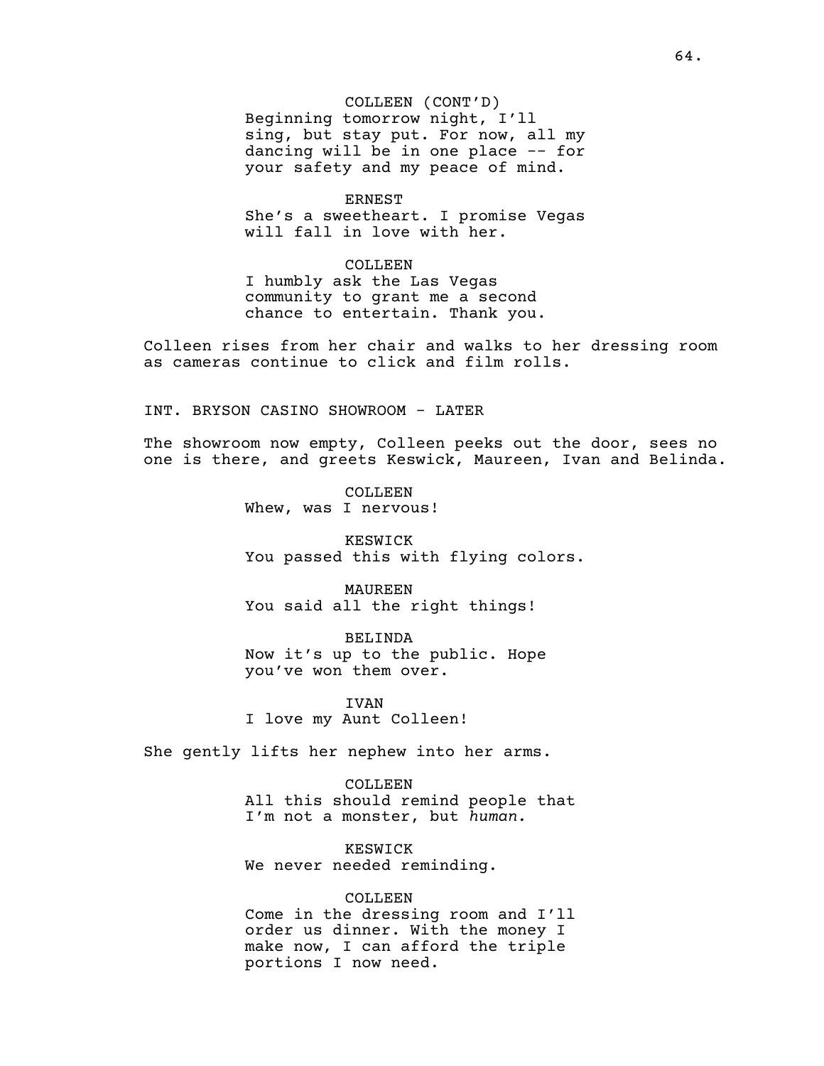COLLEEN (CONT'D)
Beginning tomorrow night, I'll sing, but stay put. For now, all my dancing will be in one place -- for your safety and my peace of mind.

ERNEST
She's a sweetheart. I promise Vegas will fall in love with her.

COLLEEN
I humbly ask the Las Vegas community to grant me a second chance to entertain. Thank you.

Colleen rises from her chair and walks to her dressing room as cameras continue to click and film rolls.

INT. BRYSON CASINO SHOWROOM - LATER

The showroom now empty, Colleen peeks out the door, sees no one is there, and greets Keswick, Maureen, Ivan and Belinda.

COLLEEN
Whew, was I nervous!

KESWICK
You passed this with flying colors.

MAUREEN
You said all the right things!

BELINDA
Now it's up to the public. Hope you've won them over.

IVAN
I love my Aunt Colleen!

She gently lifts her nephew into her arms.

COLLEEN
All this should remind people that I'm not a monster, but *human.*

KESWICK
We never needed reminding.

COLLEEN
Come in the dressing room and I'll order us dinner. With the money I make now, I can afford the triple portions I now need.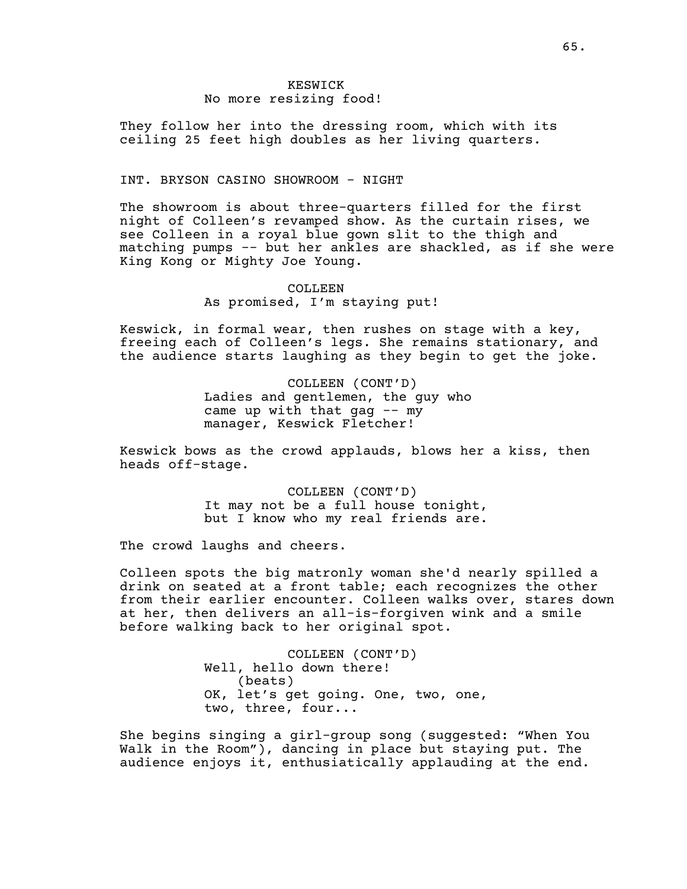KESWICK
No more resizing food!

They follow her into the dressing room, which with its ceiling 25 feet high doubles as her living quarters.

INT. BRYSON CASINO SHOWROOM - NIGHT

The showroom is about three-quarters filled for the first night of Colleen's revamped show. As the curtain rises, we see Colleen in a royal blue gown slit to the thigh and matching pumps -- but her ankles are shackled, as if she were King Kong or Mighty Joe Young.

COLLEEN
As promised, I'm staying put!

Keswick, in formal wear, then rushes on stage with a key, freeing each of Colleen's legs. She remains stationary, and the audience starts laughing as they begin to get the joke.

COLLEEN (CONT'D)
Ladies and gentlemen, the guy who came up with that gag -- my manager, Keswick Fletcher!

Keswick bows as the crowd applauds, blows her a kiss, then heads off-stage.

COLLEEN (CONT'D)
It may not be a full house tonight, but I know who my real friends are.

The crowd laughs and cheers.

Colleen spots the big matronly woman she'd nearly spilled a drink on seated at a front table; each recognizes the other from their earlier encounter. Colleen walks over, stares down at her, then delivers an all-is-forgiven wink and a smile before walking back to her original spot.

COLLEEN (CONT'D)
Well, hello down there!
(beats)
OK, let's get going. One, two, one, two, three, four...

She begins singing a girl-group song (suggested: "When You Walk in the Room"), dancing in place but staying put. The audience enjoys it, enthusiatically applauding at the end.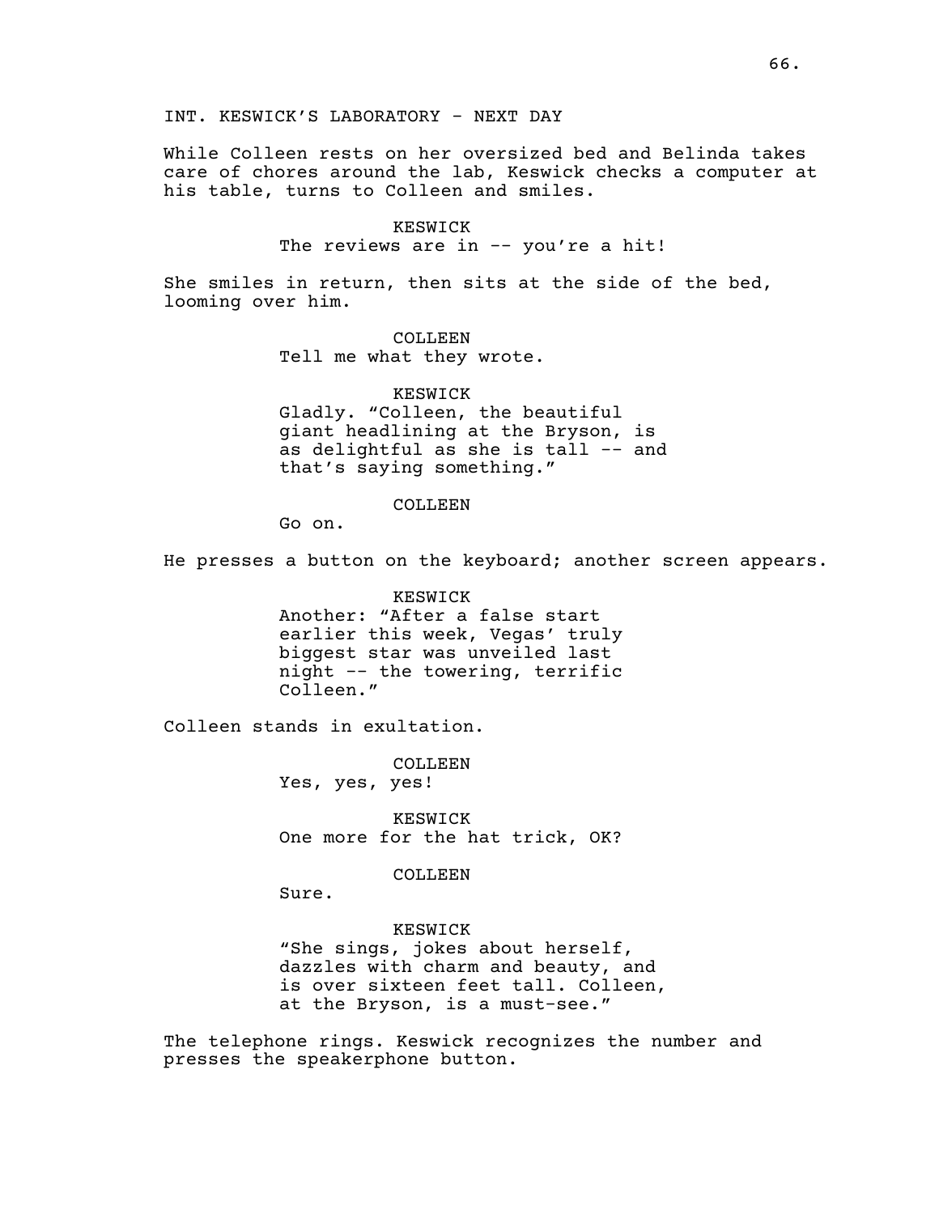INT. KESWICK'S LABORATORY - NEXT DAY

While Colleen rests on her oversized bed and Belinda takes care of chores around the lab, Keswick checks a computer at his table, turns to Colleen and smiles.

KESWICK
The reviews are in -- you're a hit!

She smiles in return, then sits at the side of the bed, looming over him.

COLLEEN
Tell me what they wrote.

KESWICK
Gladly. "Colleen, the beautiful giant headlining at the Bryson, is as delightful as she is tall -- and that's saying something."

COLLEEN
Go on.

He presses a button on the keyboard; another screen appears.

KESWICK
Another: "After a false start earlier this week, Vegas' truly biggest star was unveiled last night -- the towering, terrific Colleen."

Colleen stands in exultation.

COLLEEN
Yes, yes, yes!

KESWICK
One more for the hat trick, OK?

COLLEEN
Sure.

KESWICK
"She sings, jokes about herself, dazzles with charm and beauty, and is over sixteen feet tall. Colleen, at the Bryson, is a must-see."

The telephone rings. Keswick recognizes the number and presses the speakerphone button.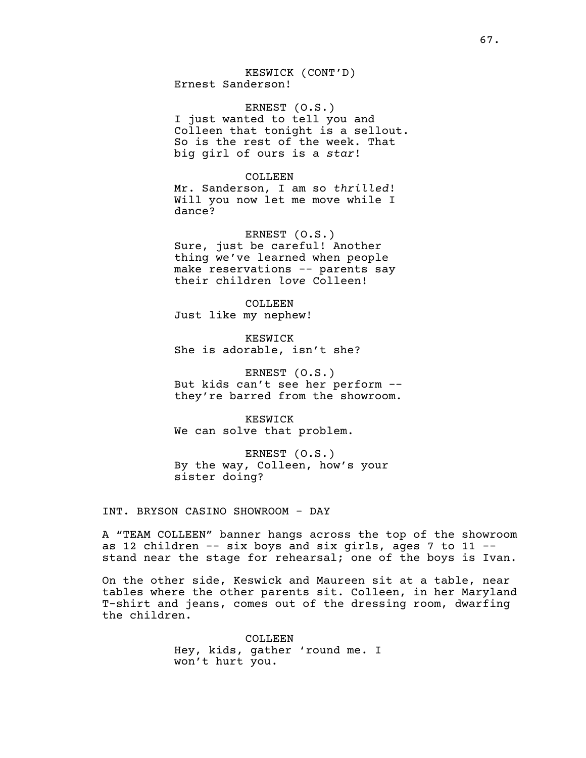KESWICK (CONT'D)
Ernest Sanderson!

ERNEST (O.S.)
I just wanted to tell you and Colleen that tonight is a sellout. So is the rest of the week. That big girl of ours is a *star*!

COLLEEN
Mr. Sanderson, I am so *thrilled*! Will you now let me move while I dance?

ERNEST (O.S.)
Sure, just be careful! Another thing we've learned when people make reservations -- parents say their children *love* Colleen!

COLLEEN
Just like my nephew!

KESWICK
She is adorable, isn't she?

ERNEST (O.S.)
But kids can't see her perform -- they're barred from the showroom.

KESWICK
We can solve that problem.

ERNEST (O.S.)
By the way, Colleen, how's your sister doing?

INT. BRYSON CASINO SHOWROOM - DAY

A "TEAM COLLEEN" banner hangs across the top of the showroom as 12 children -- six boys and six girls, ages 7 to 11 -- stand near the stage for rehearsal; one of the boys is Ivan.

On the other side, Keswick and Maureen sit at a table, near tables where the other parents sit. Colleen, in her Maryland T-shirt and jeans, comes out of the dressing room, dwarfing the children.

COLLEEN
Hey, kids, gather 'round me. I won't hurt you.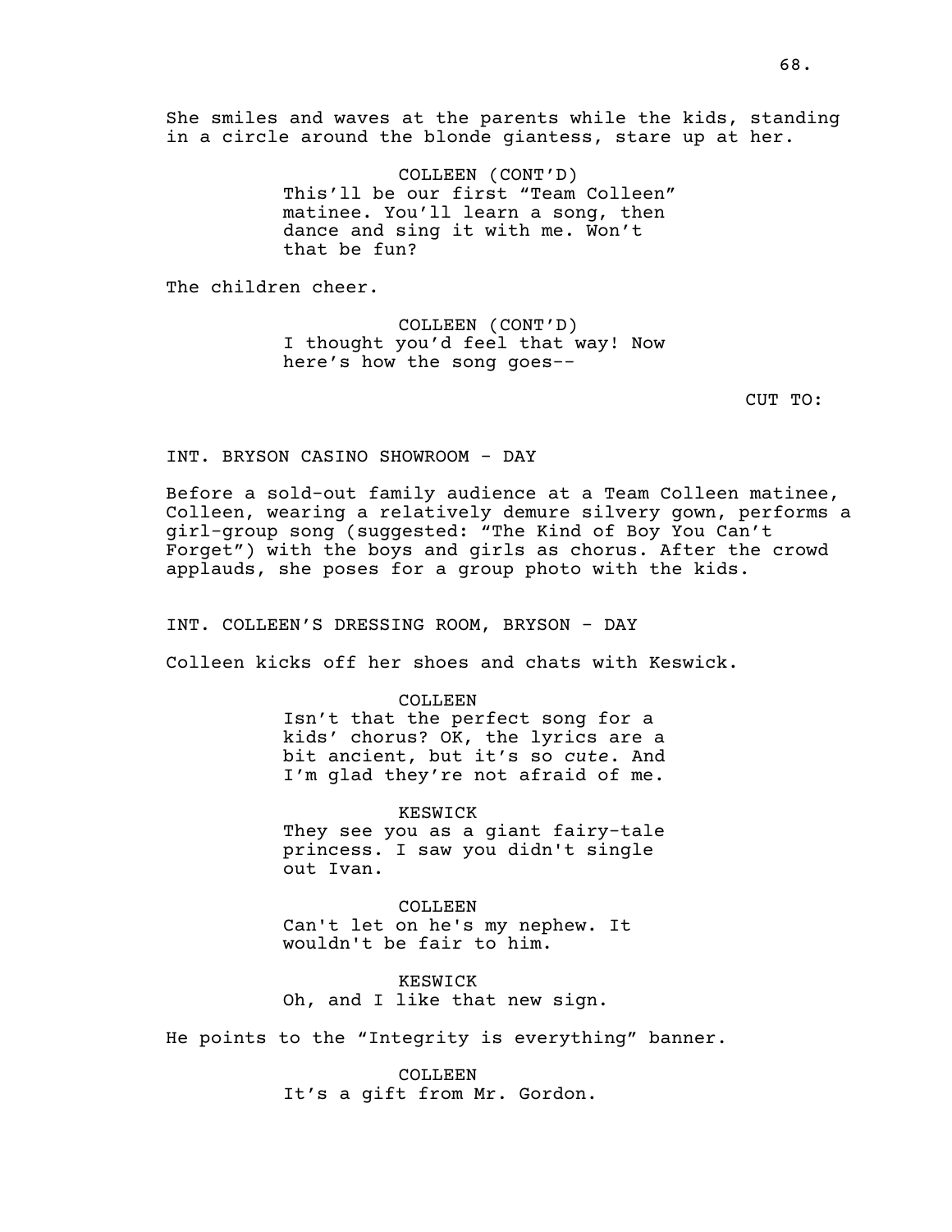She smiles and waves at the parents while the kids, standing in a circle around the blonde giantess, stare up at her.

COLLEEN (CONT'D)
This'll be our first "Team Colleen" matinee. You'll learn a song, then dance and sing it with me. Won't that be fun?

The children cheer.

COLLEEN (CONT'D)
I thought you'd feel that way! Now here's how the song goes--

CUT TO:

INT. BRYSON CASINO SHOWROOM - DAY

Before a sold-out family audience at a Team Colleen matinee, Colleen, wearing a relatively demure silvery gown, performs a girl-group song (suggested: "The Kind of Boy You Can't Forget") with the boys and girls as chorus. After the crowd applauds, she poses for a group photo with the kids.

INT. COLLEEN'S DRESSING ROOM, BRYSON - DAY

Colleen kicks off her shoes and chats with Keswick.

COLLEEN
Isn't that the perfect song for a kids' chorus? OK, the lyrics are a bit ancient, but it's so *cute*. And I'm glad they're not afraid of me.

KESWICK
They see you as a giant fairy-tale princess. I saw you didn't single out Ivan.

COLLEEN
Can't let on he's my nephew. It wouldn't be fair to him.

KESWICK
Oh, and I like that new sign.

He points to the "Integrity is everything" banner.

COLLEEN
It's a gift from Mr. Gordon.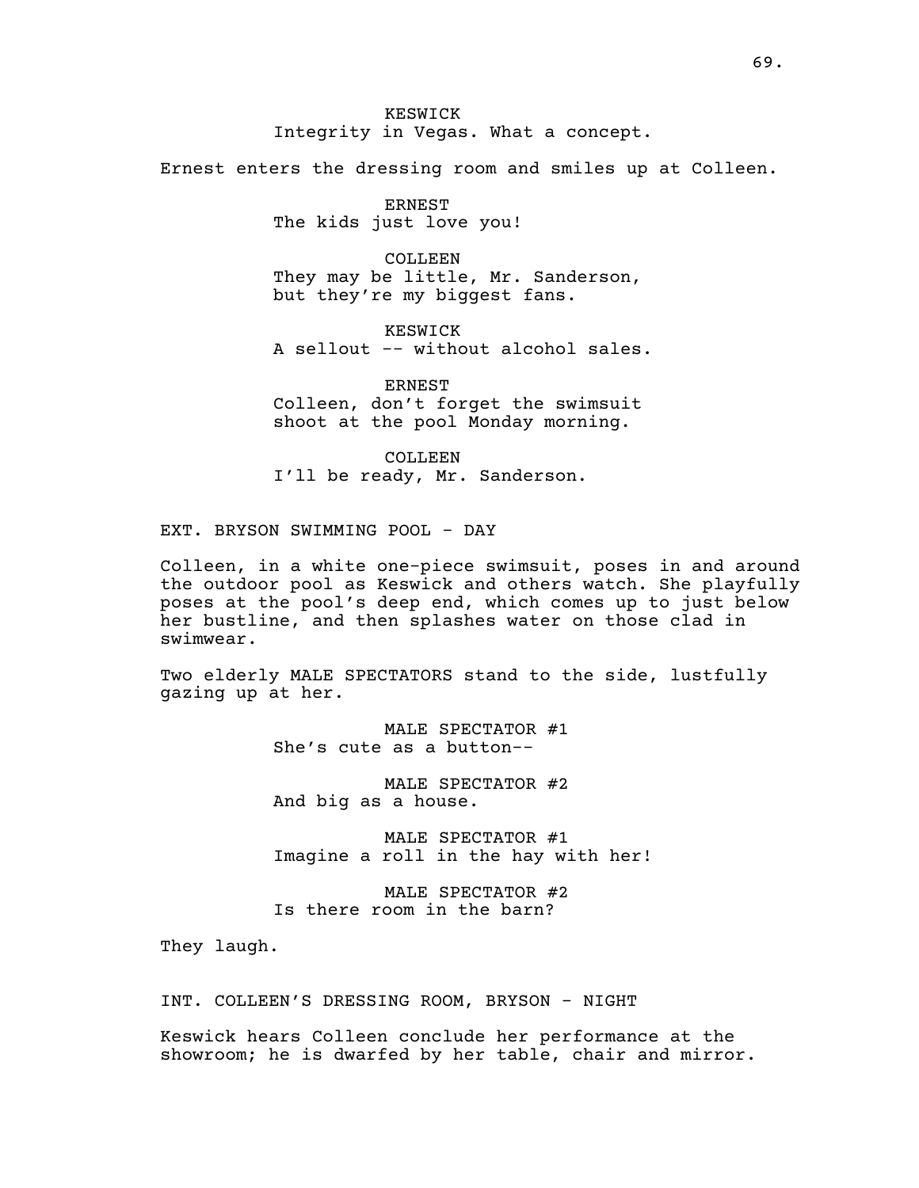KESWICK
Integrity in Vegas. What a concept.

Ernest enters the dressing room and smiles up at Colleen.

ERNEST
The kids just love you!

COLLEEN
They may be little, Mr. Sanderson, but they're my biggest fans.

KESWICK
A sellout -- without alcohol sales.

ERNEST
Colleen, don't forget the swimsuit shoot at the pool Monday morning.

COLLEEN
I'll be ready, Mr. Sanderson.

EXT. BRYSON SWIMMING POOL - DAY

Colleen, in a white one-piece swimsuit, poses in and around the outdoor pool as Keswick and others watch. She playfully poses at the pool's deep end, which comes up to just below her bustline, and then splashes water on those clad in swimwear.

Two elderly MALE SPECTATORS stand to the side, lustfully gazing up at her.

MALE SPECTATOR #1
She's cute as a button--

MALE SPECTATOR #2
And big as a house.

MALE SPECTATOR #1
Imagine a roll in the hay with her!

MALE SPECTATOR #2
Is there room in the barn?

They laugh.

INT. COLLEEN'S DRESSING ROOM, BRYSON - NIGHT

Keswick hears Colleen conclude her performance at the showroom; he is dwarfed by her table, chair and mirror.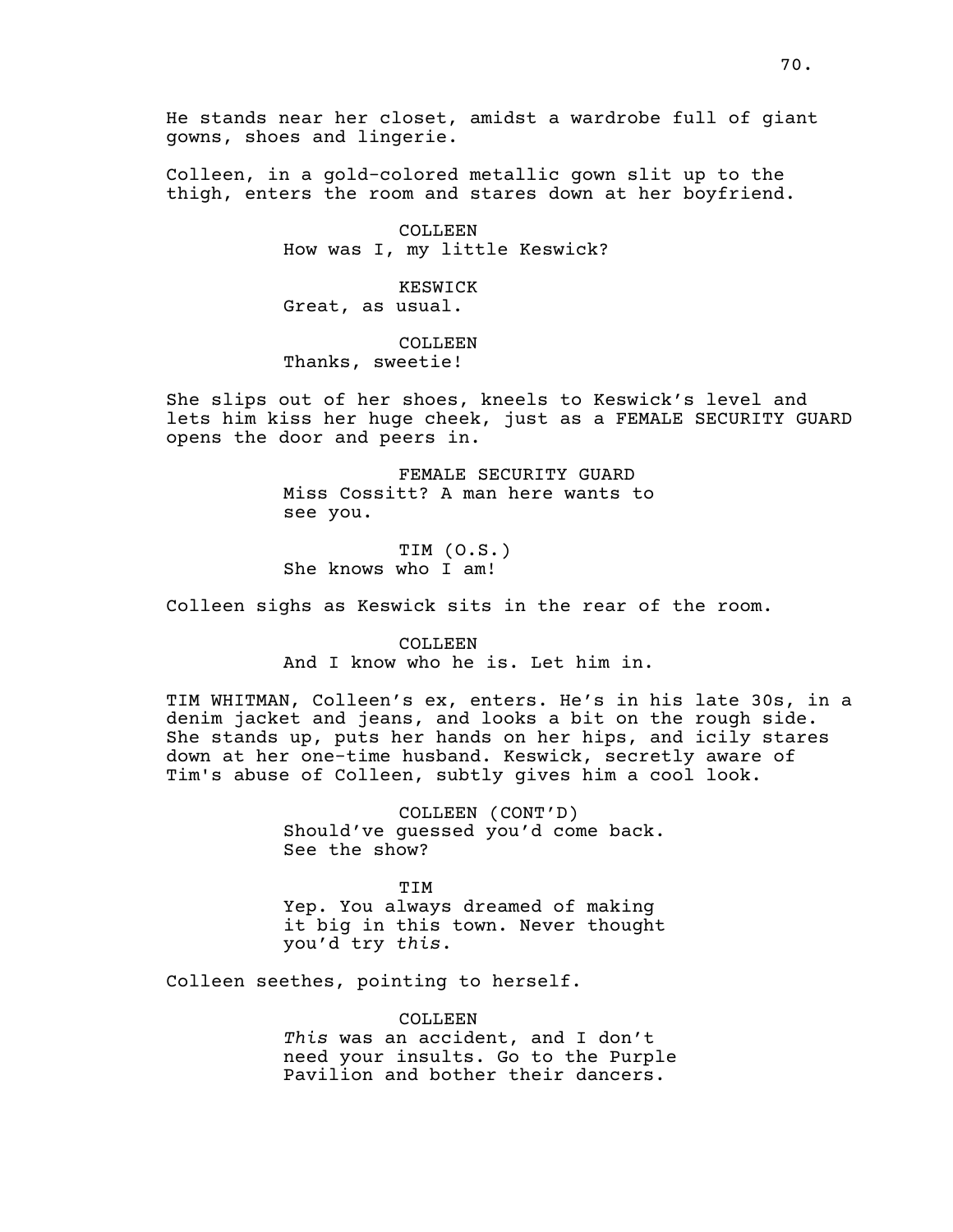He stands near her closet, amidst a wardrobe full of giant gowns, shoes and lingerie.

Colleen, in a gold-colored metallic gown slit up to the thigh, enters the room and stares down at her boyfriend.

COLLEEN
How was I, my little Keswick?

KESWICK
Great, as usual.

COLLEEN
Thanks, sweetie!

She slips out of her shoes, kneels to Keswick's level and lets him kiss her huge cheek, just as a FEMALE SECURITY GUARD opens the door and peers in.

FEMALE SECURITY GUARD
Miss Cossitt? A man here wants to see you.

TIM (O.S.)
She knows who I am!

Colleen sighs as Keswick sits in the rear of the room.

COLLEEN
And I know who he is. Let him in.

TIM WHITMAN, Colleen's ex, enters. He's in his late 30s, in a denim jacket and jeans, and looks a bit on the rough side. She stands up, puts her hands on her hips, and icily stares down at her one-time husband. Keswick, secretly aware of Tim's abuse of Colleen, subtly gives him a cool look.

COLLEEN (CONT'D)
Should've guessed you'd come back. See the show?

TIM
Yep. You always dreamed of making it big in this town. Never thought you'd try *this*.

Colleen seethes, pointing to herself.

COLLEEN
*This* was an accident, and I don't need your insults. Go to the Purple Pavilion and bother their dancers.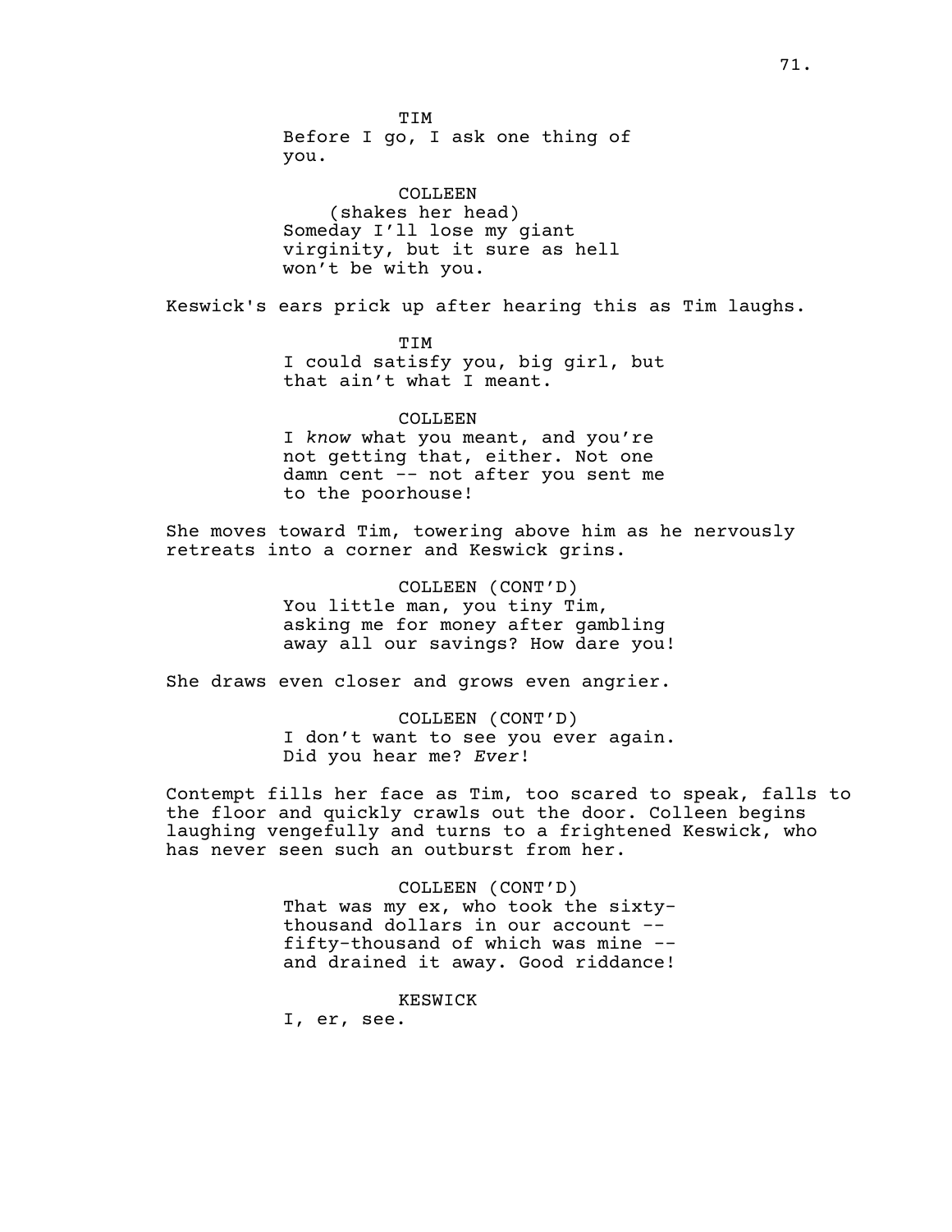TIM
Before I go, I ask one thing of you.

COLLEEN
(shakes her head)
Someday I'll lose my giant virginity, but it sure as hell won't be with you.

Keswick's ears prick up after hearing this as Tim laughs.

TIM
I could satisfy you, big girl, but that ain't what I meant.

COLLEEN
I *know* what you meant, and you're not getting that, either. Not one damn cent -- not after you sent me to the poorhouse!

She moves toward Tim, towering above him as he nervously retreats into a corner and Keswick grins.

COLLEEN (CONT'D)
You little man, you tiny Tim, asking me for money after gambling away all our savings? How dare you!

She draws even closer and grows even angrier.

COLLEEN (CONT'D)
I don't want to see you ever again. Did you hear me? *Ever*!

Contempt fills her face as Tim, too scared to speak, falls to the floor and quickly crawls out the door. Colleen begins laughing vengefully and turns to a frightened Keswick, who has never seen such an outburst from her.

COLLEEN (CONT'D)
That was my ex, who took the sixty-thousand dollars in our account -- fifty-thousand of which was mine -- and drained it away. Good riddance!

KESWICK
I, er, see.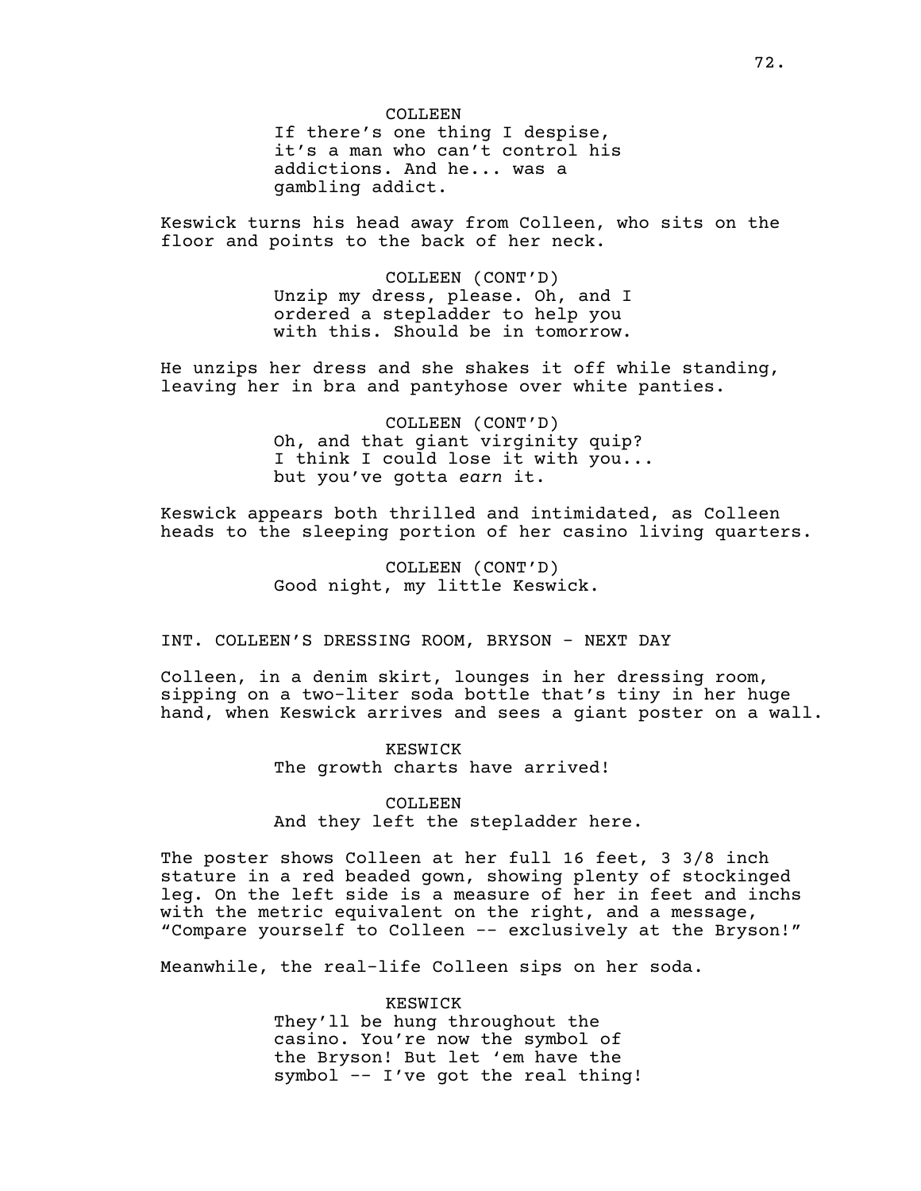COLLEEN
If there's one thing I despise, it's a man who can't control his addictions. And he... was a gambling addict.

Keswick turns his head away from Colleen, who sits on the floor and points to the back of her neck.

COLLEEN (CONT'D)
Unzip my dress, please. Oh, and I ordered a stepladder to help you with this. Should be in tomorrow.

He unzips her dress and she shakes it off while standing, leaving her in bra and pantyhose over white panties.

COLLEEN (CONT'D)
Oh, and that giant virginity quip? I think I could lose it with you... but you've gotta *earn* it.

Keswick appears both thrilled and intimidated, as Colleen heads to the sleeping portion of her casino living quarters.

COLLEEN (CONT'D)
Good night, my little Keswick.

INT. COLLEEN'S DRESSING ROOM, BRYSON - NEXT DAY

Colleen, in a denim skirt, lounges in her dressing room, sipping on a two-liter soda bottle that's tiny in her huge hand, when Keswick arrives and sees a giant poster on a wall.

KESWICK
The growth charts have arrived!

COLLEEN
And they left the stepladder here.

The poster shows Colleen at her full 16 feet, 3 3/8 inch stature in a red beaded gown, showing plenty of stockinged leg. On the left side is a measure of her in feet and inchs with the metric equivalent on the right, and a message, "Compare yourself to Colleen -- exclusively at the Bryson!"

Meanwhile, the real-life Colleen sips on her soda.

KESWICK
They'll be hung throughout the casino. You're now the symbol of the Bryson! But let 'em have the symbol -- I've got the real thing!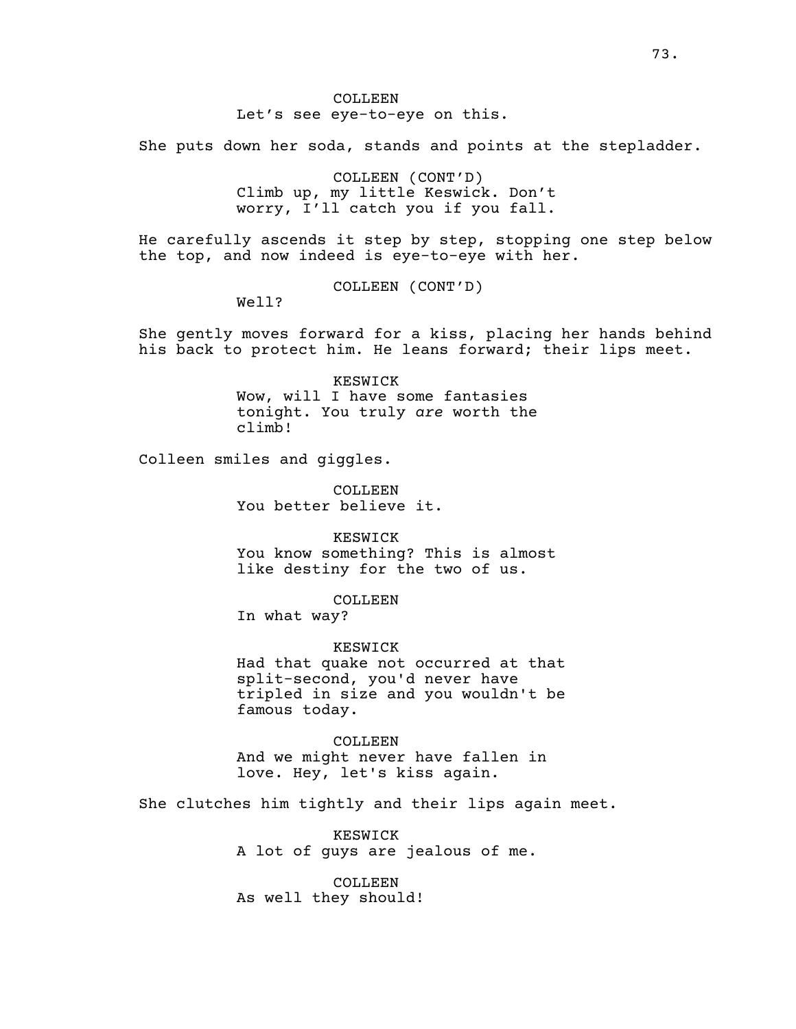COLLEEN
Let's see eye-to-eye on this.

She puts down her soda, stands and points at the stepladder.

COLLEEN (CONT'D)
Climb up, my little Keswick. Don't worry, I'll catch you if you fall.

He carefully ascends it step by step, stopping one step below the top, and now indeed is eye-to-eye with her.

COLLEEN (CONT'D)
Well?

She gently moves forward for a kiss, placing her hands behind his back to protect him. He leans forward; their lips meet.

KESWICK
Wow, will I have some fantasies tonight. You truly *are* worth the climb!

Colleen smiles and giggles.

COLLEEN
You better believe it.

KESWICK
You know something? This is almost like destiny for the two of us.

COLLEEN
In what way?

KESWICK
Had that quake not occurred at that split-second, you'd never have tripled in size and you wouldn't be famous today.

COLLEEN
And we might never have fallen in love. Hey, let's kiss again.

She clutches him tightly and their lips again meet.

KESWICK
A lot of guys are jealous of me.

COLLEEN
As well they should!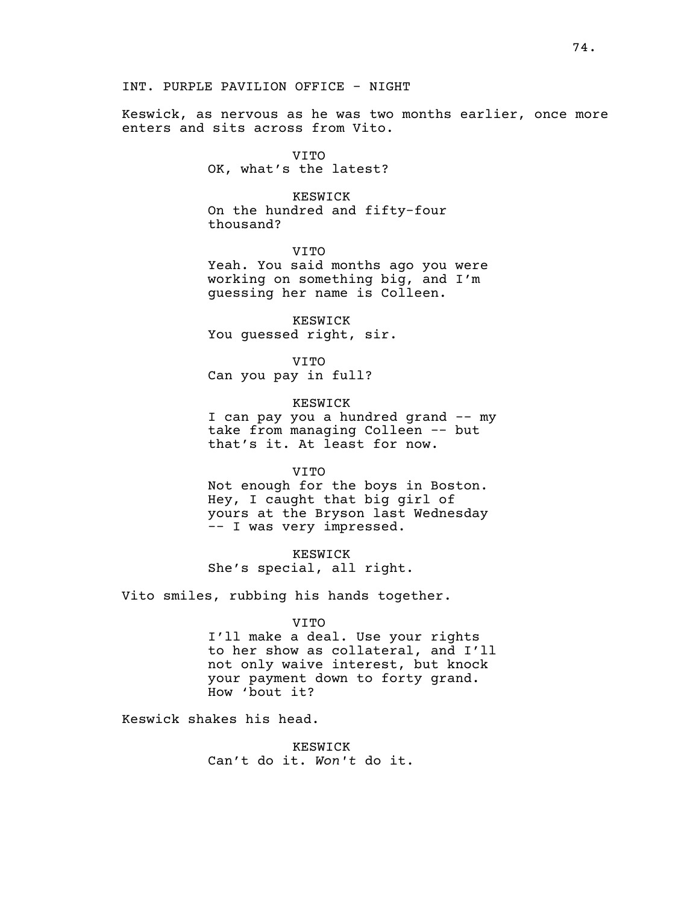INT. PURPLE PAVILION OFFICE - NIGHT

Keswick, as nervous as he was two months earlier, once more enters and sits across from Vito.

VITO
OK, what's the latest?

KESWICK
On the hundred and fifty-four thousand?

VITO
Yeah. You said months ago you were working on something big, and I'm guessing her name is Colleen.

KESWICK
You guessed right, sir.

VITO
Can you pay in full?

KESWICK
I can pay you a hundred grand -- my take from managing Colleen -- but that's it. At least for now.

VITO
Not enough for the boys in Boston. Hey, I caught that big girl of yours at the Bryson last Wednesday -- I was very impressed.

KESWICK
She's special, all right.

Vito smiles, rubbing his hands together.

VITO
I'll make a deal. Use your rights to her show as collateral, and I'll not only waive interest, but knock your payment down to forty grand. How 'bout it?

Keswick shakes his head.

KESWICK
Can't do it. *Won't* do it.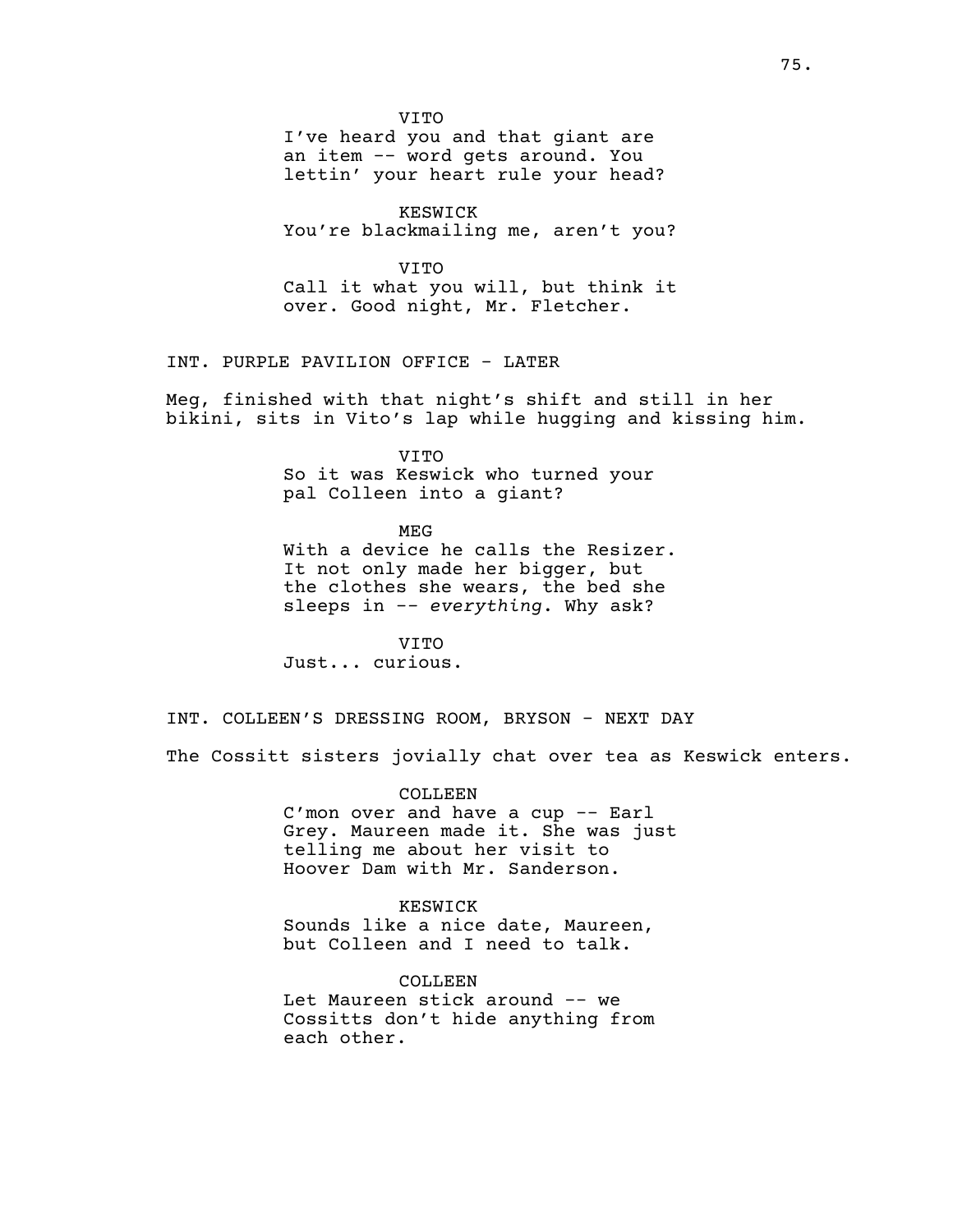VITO

I've heard you and that giant are an item -- word gets around. You lettin' your heart rule your head?

KESWICK

You're blackmailing me, aren't you?

VITO

Call it what you will, but think it over. Good night, Mr. Fletcher.

INT. PURPLE PAVILION OFFICE - LATER

Meg, finished with that night's shift and still in her bikini, sits in Vito's lap while hugging and kissing him.

VITO

So it was Keswick who turned your pal Colleen into a giant?

MEG

With a device he calls the Resizer. It not only made her bigger, but the clothes she wears, the bed she sleeps in -- *everything*. Why ask?

VITO

Just... curious.

INT. COLLEEN'S DRESSING ROOM, BRYSON - NEXT DAY

The Cossitt sisters jovially chat over tea as Keswick enters.

COLLEEN

C'mon over and have a cup -- Earl Grey. Maureen made it. She was just telling me about her visit to Hoover Dam with Mr. Sanderson.

KESWICK

Sounds like a nice date, Maureen, but Colleen and I need to talk.

COLLEEN

Let Maureen stick around -- we Cossitts don't hide anything from each other.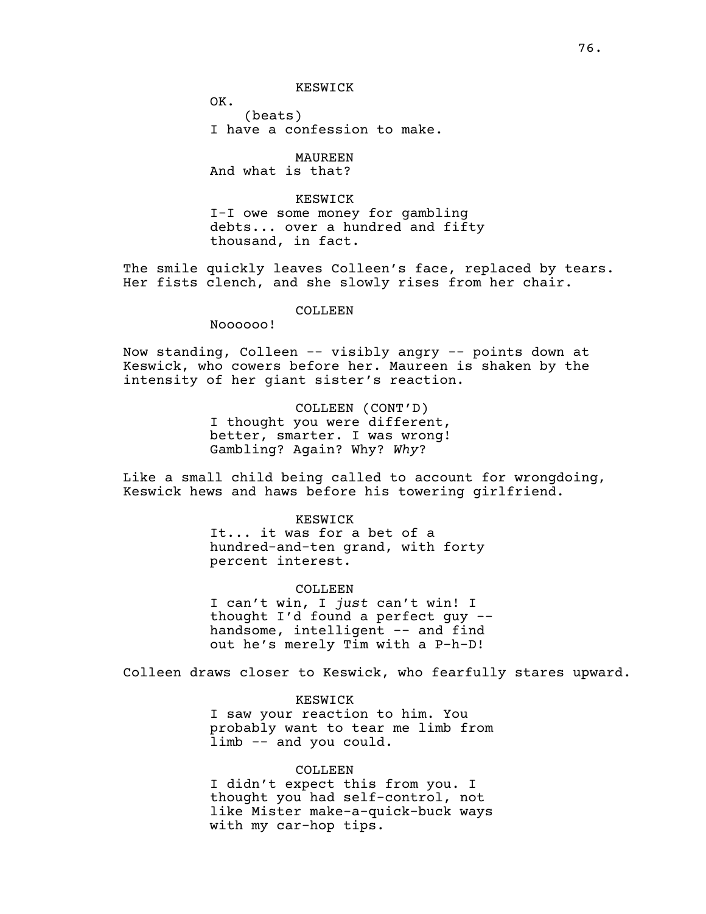KESWICK

OK.

(beats)

I have a confession to make.

MAUREEN

And what is that?

KESWICK

I-I owe some money for gambling debts... over a hundred and fifty thousand, in fact.

The smile quickly leaves Colleen's face, replaced by tears. Her fists clench, and she slowly rises from her chair.

COLLEEN

Noooooo!

Now standing, Colleen -- visibly angry -- points down at Keswick, who cowers before her. Maureen is shaken by the intensity of her giant sister's reaction.

COLLEEN (CONT'D)

I thought you were different, better, smarter. I was wrong! Gambling? Again? Why? *Why*?

Like a small child being called to account for wrongdoing, Keswick hews and haws before his towering girlfriend.

KESWICK

It... it was for a bet of a hundred-and-ten grand, with forty percent interest.

COLLEEN

I can't win, I *just* can't win! I thought I'd found a perfect guy -- handsome, intelligent -- and find out he's merely Tim with a P-h-D!

Colleen draws closer to Keswick, who fearfully stares upward.

KESWICK

I saw your reaction to him. You probably want to tear me limb from limb -- and you could.

COLLEEN

I didn't expect this from you. I thought you had self-control, not like Mister make-a-quick-buck ways with my car-hop tips.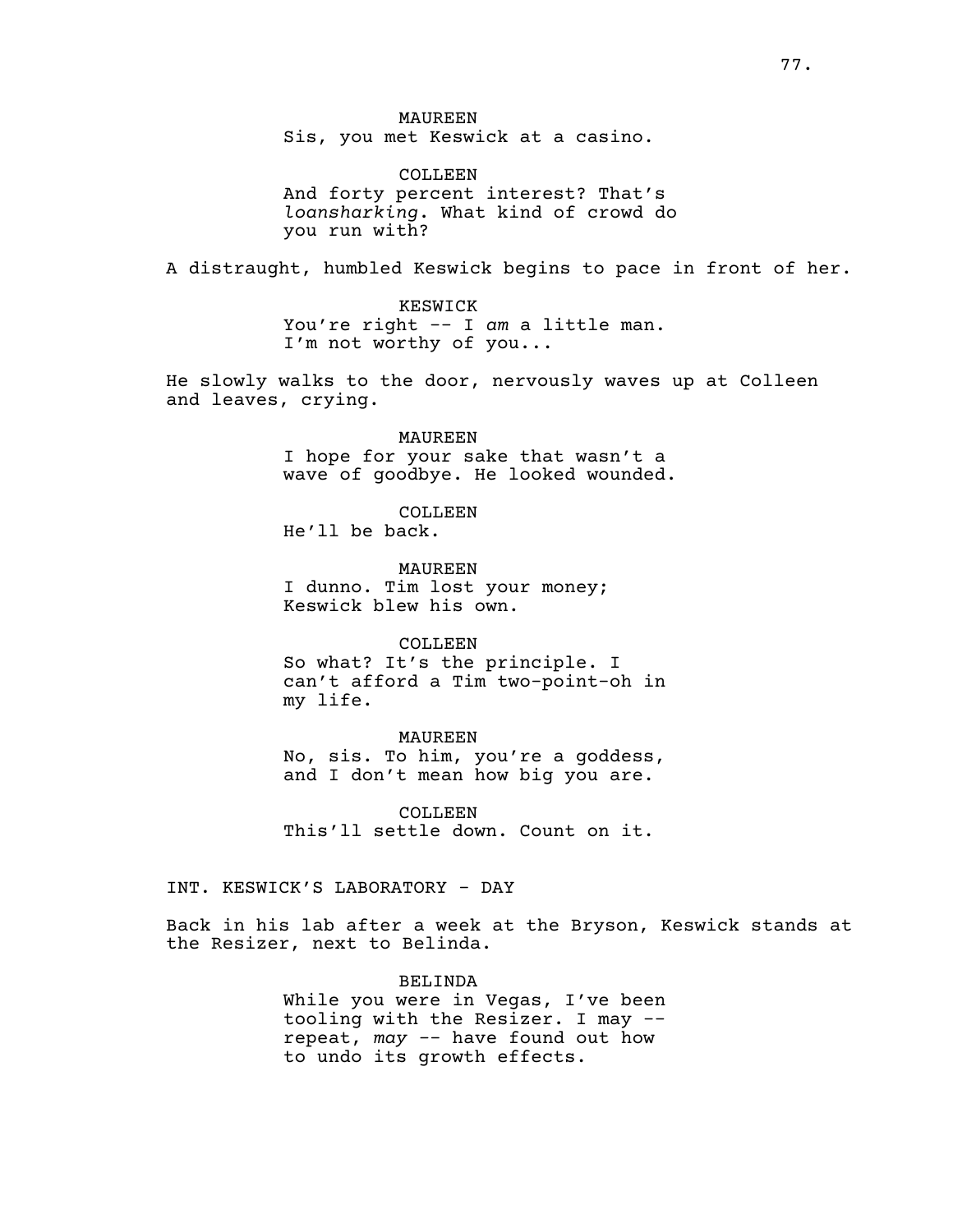MAUREEN
Sis, you met Keswick at a casino.

COLLEEN
And forty percent interest? That's *loansharking*. What kind of crowd do you run with?

A distraught, humbled Keswick begins to pace in front of her.

KESWICK
You're right -- I *am* a little man. I'm not worthy of you...

He slowly walks to the door, nervously waves up at Colleen and leaves, crying.

MAUREEN
I hope for your sake that wasn't a wave of goodbye. He looked wounded.

COLLEEN
He'll be back.

MAUREEN
I dunno. Tim lost your money; Keswick blew his own.

COLLEEN
So what? It's the principle. I can't afford a Tim two-point-oh in my life.

MAUREEN
No, sis. To him, you're a goddess, and I don't mean how big you are.

COLLEEN
This'll settle down. Count on it.

INT. KESWICK'S LABORATORY - DAY

Back in his lab after a week at the Bryson, Keswick stands at the Resizer, next to Belinda.

BELINDA
While you were in Vegas, I've been tooling with the Resizer. I may -- repeat, *may* -- have found out how to undo its growth effects.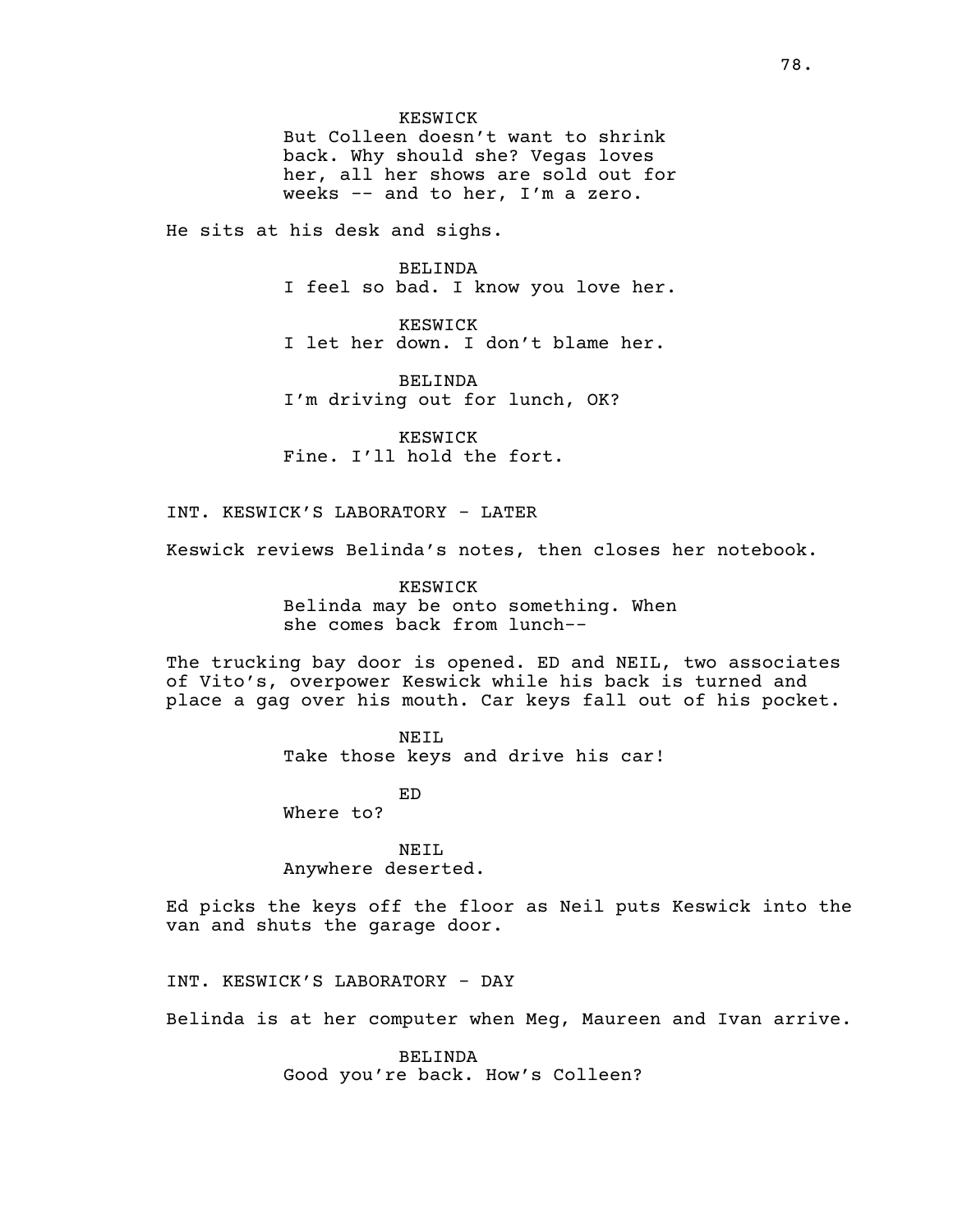KESWICK

But Colleen doesn't want to shrink back. Why should she? Vegas loves her, all her shows are sold out for weeks -- and to her, I'm a zero.

He sits at his desk and sighs.

BELINDA

I feel so bad. I know you love her.

KESWICK

I let her down. I don't blame her.

BELINDA

I'm driving out for lunch, OK?

KESWICK

Fine. I'll hold the fort.

INT. KESWICK'S LABORATORY - LATER

Keswick reviews Belinda's notes, then closes her notebook.

KESWICK

Belinda may be onto something. When she comes back from lunch--

The trucking bay door is opened. ED and NEIL, two associates of Vito's, overpower Keswick while his back is turned and place a gag over his mouth. Car keys fall out of his pocket.

NEIL

Take those keys and drive his car!

ED

Where to?

NEIL

Anywhere deserted.

Ed picks the keys off the floor as Neil puts Keswick into the van and shuts the garage door.

INT. KESWICK'S LABORATORY - DAY

Belinda is at her computer when Meg, Maureen and Ivan arrive.

BELINDA

Good you're back. How's Colleen?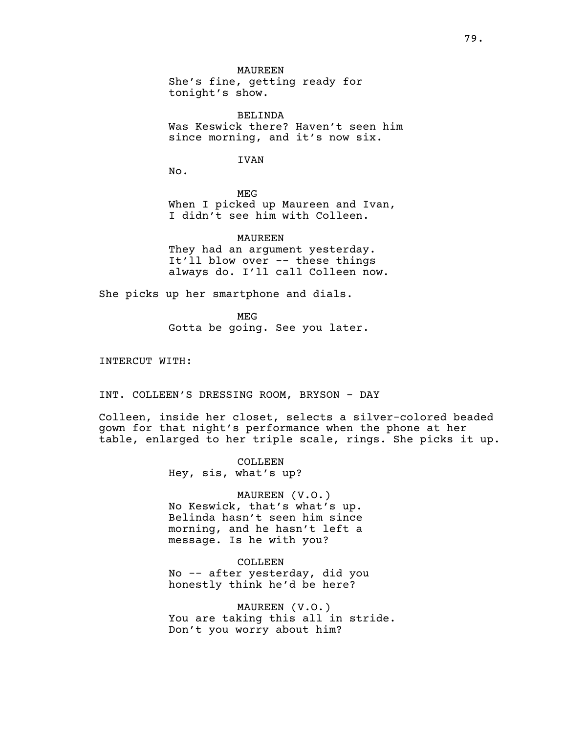MAUREEN
She's fine, getting ready for
tonight's show.

BELINDA
Was Keswick there? Haven't seen him
since morning, and it's now six.

IVAN
No.

MEG
When I picked up Maureen and Ivan,
I didn't see him with Colleen.

MAUREEN
They had an argument yesterday.
It'll blow over -- these things
always do. I'll call Colleen now.

She picks up her smartphone and dials.

MEG
Gotta be going. See you later.

INTERCUT WITH:

INT. COLLEEN'S DRESSING ROOM, BRYSON - DAY

Colleen, inside her closet, selects a silver-colored beaded
gown for that night's performance when the phone at her
table, enlarged to her triple scale, rings. She picks it up.

COLLEEN
Hey, sis, what's up?

MAUREEN (V.O.)
No Keswick, that's what's up.
Belinda hasn't seen him since
morning, and he hasn't left a
message. Is he with you?

COLLEEN
No -- after yesterday, did you
honestly think he'd be here?

MAUREEN (V.O.)
You are taking this all in stride.
Don't you worry about him?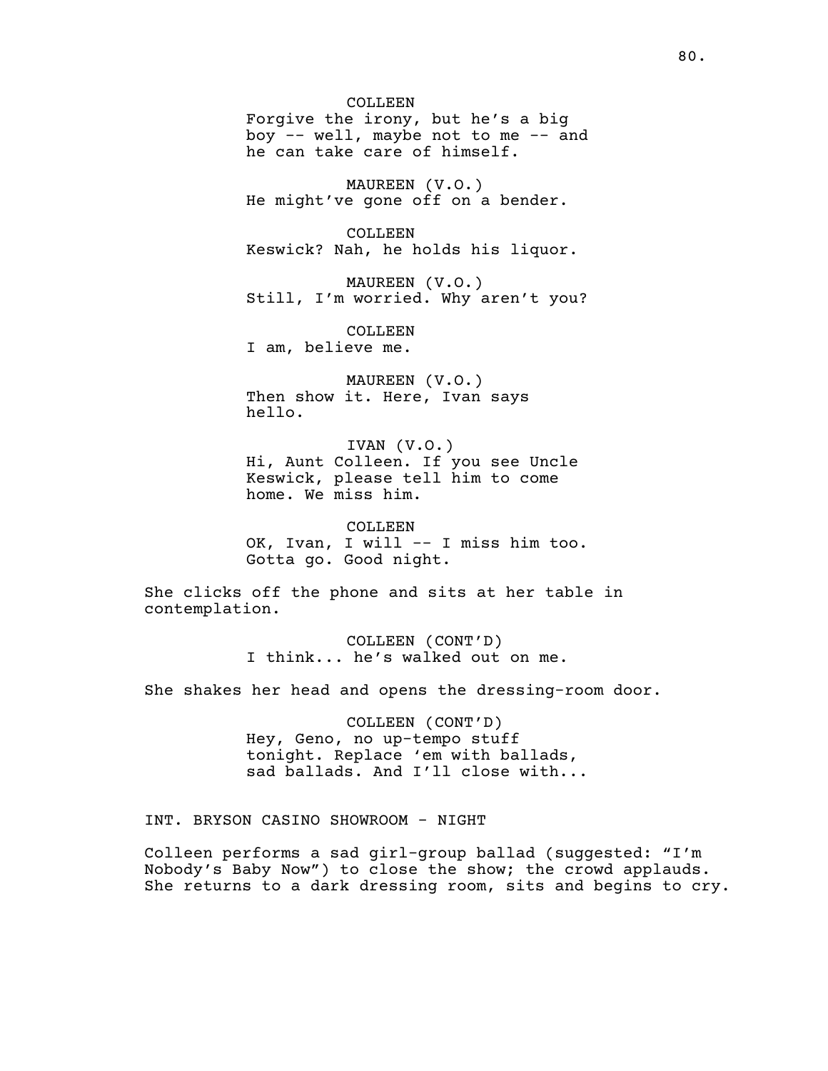COLLEEN
Forgive the irony, but he's a big boy -- well, maybe not to me -- and he can take care of himself.

MAUREEN (V.O.)
He might've gone off on a bender.

COLLEEN
Keswick? Nah, he holds his liquor.

MAUREEN (V.O.)
Still, I'm worried. Why aren't you?

COLLEEN
I am, believe me.

MAUREEN (V.O.)
Then show it. Here, Ivan says hello.

IVAN (V.O.)
Hi, Aunt Colleen. If you see Uncle Keswick, please tell him to come home. We miss him.

COLLEEN
OK, Ivan, I will -- I miss him too. Gotta go. Good night.

She clicks off the phone and sits at her table in contemplation.

COLLEEN (CONT'D)
I think... he's walked out on me.

She shakes her head and opens the dressing-room door.

COLLEEN (CONT'D)
Hey, Geno, no up-tempo stuff tonight. Replace 'em with ballads, sad ballads. And I'll close with...

INT. BRYSON CASINO SHOWROOM - NIGHT

Colleen performs a sad girl-group ballad (suggested: "I'm Nobody's Baby Now") to close the show; the crowd applauds. She returns to a dark dressing room, sits and begins to cry.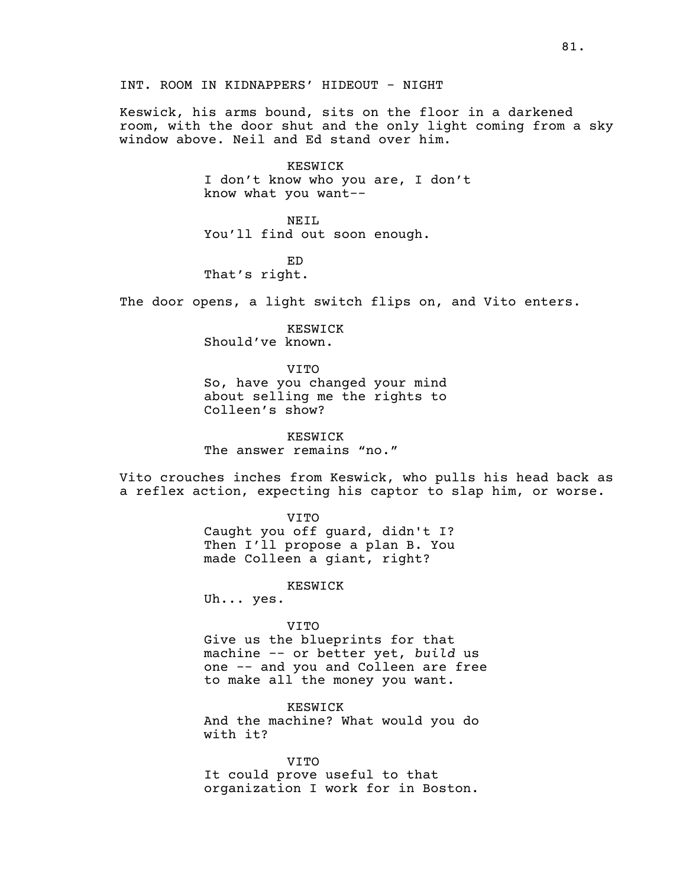INT. ROOM IN KIDNAPPERS' HIDEOUT - NIGHT

Keswick, his arms bound, sits on the floor in a darkened room, with the door shut and the only light coming from a sky window above. Neil and Ed stand over him.

KESWICK
I don't know who you are, I don't know what you want--

NEIL
You'll find out soon enough.

ED
That's right.

The door opens, a light switch flips on, and Vito enters.

KESWICK
Should've known.

VITO
So, have you changed your mind about selling me the rights to Colleen's show?

KESWICK
The answer remains "no."

Vito crouches inches from Keswick, who pulls his head back as a reflex action, expecting his captor to slap him, or worse.

VITO
Caught you off guard, didn't I? Then I'll propose a plan B. You made Colleen a giant, right?

KESWICK
Uh... yes.

VITO
Give us the blueprints for that machine -- or better yet, *build* us one -- and you and Colleen are free to make all the money you want.

KESWICK
And the machine? What would you do with it?

VITO
It could prove useful to that organization I work for in Boston.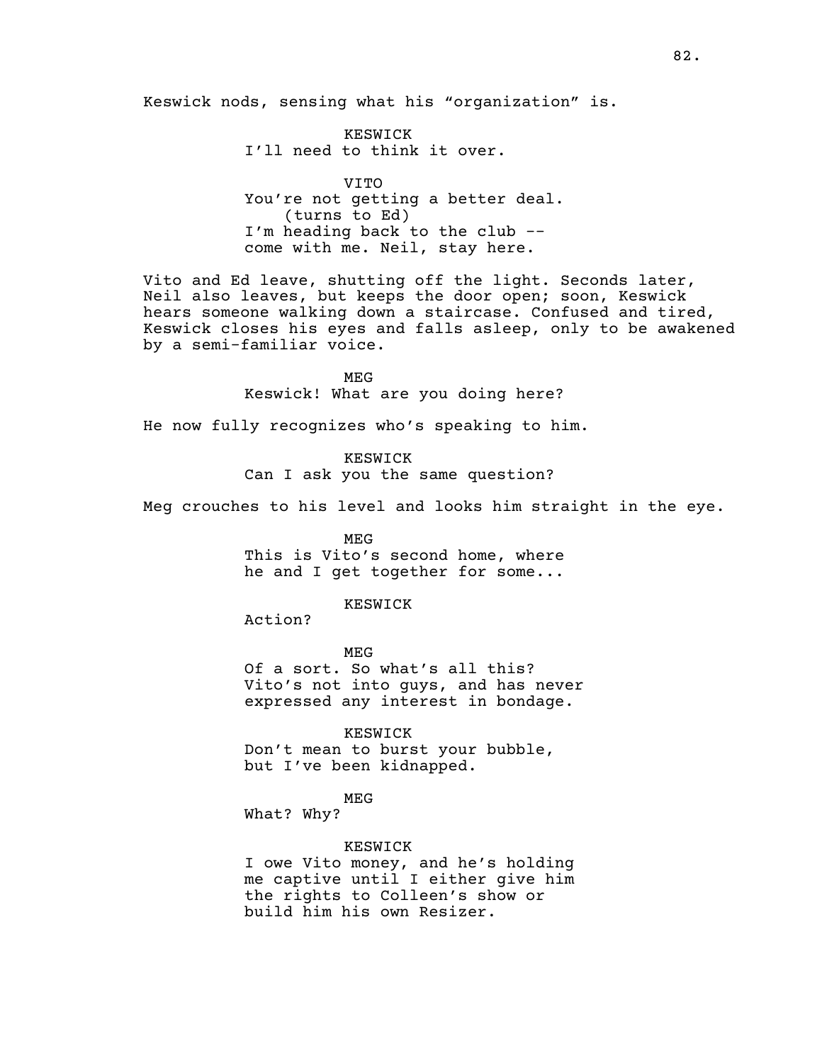Keswick nods, sensing what his “organization” is.

KESWICK
I’ll need to think it over.

VITO
You’re not getting a better deal.
(turns to Ed)
I’m heading back to the club --
come with me. Neil, stay here.

Vito and Ed leave, shutting off the light. Seconds later, Neil also leaves, but keeps the door open; soon, Keswick hears someone walking down a staircase. Confused and tired, Keswick closes his eyes and falls asleep, only to be awakened by a semi-familiar voice.

MEG
Keswick! What are you doing here?

He now fully recognizes who’s speaking to him.

KESWICK
Can I ask you the same question?

Meg crouches to his level and looks him straight in the eye.

MEG
This is Vito’s second home, where
he and I get together for some...

KESWICK
Action?

MEG
Of a sort. So what’s all this?
Vito’s not into guys, and has never
expressed any interest in bondage.

KESWICK
Don’t mean to burst your bubble,
but I’ve been kidnapped.

MEG
What? Why?

KESWICK
I owe Vito money, and he’s holding
me captive until I either give him
the rights to Colleen’s show or
build him his own Resizer.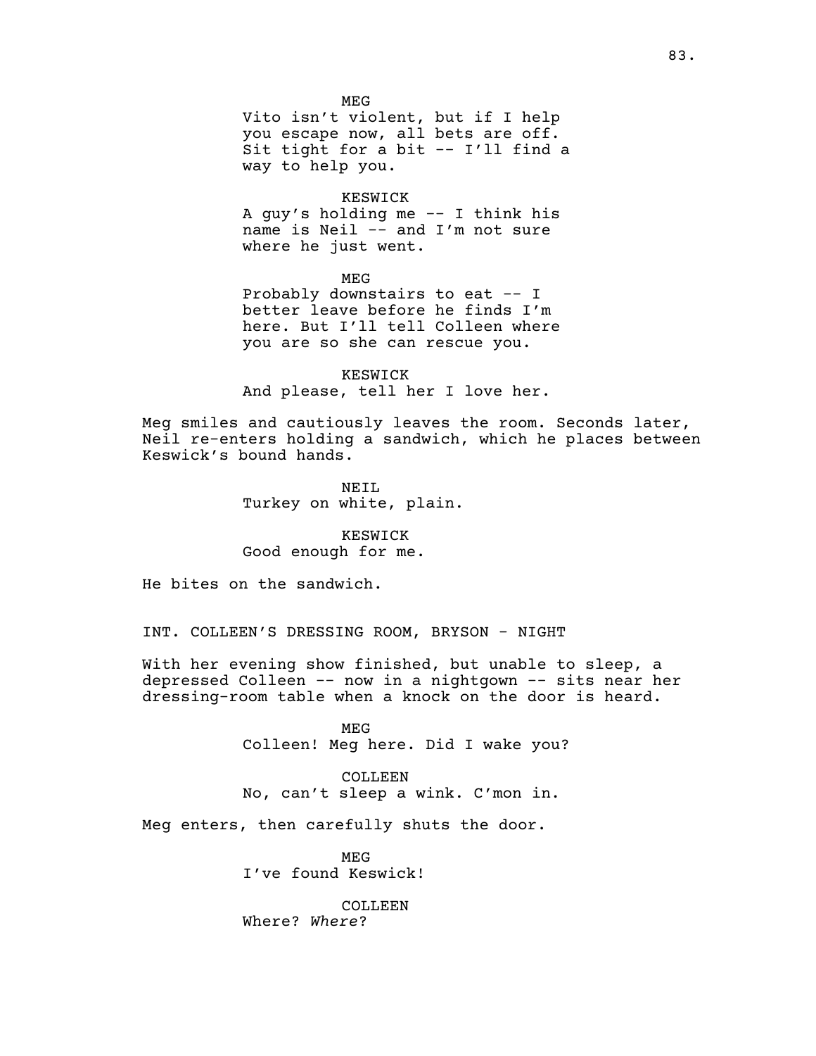MEG

Vito isn't violent, but if I help you escape now, all bets are off. Sit tight for a bit -- I'll find a way to help you.

KESWICK

A guy's holding me -- I think his name is Neil -- and I'm not sure where he just went.

MEG

Probably downstairs to eat -- I better leave before he finds I'm here. But I'll tell Colleen where you are so she can rescue you.

KESWICK

And please, tell her I love her.

Meg smiles and cautiously leaves the room. Seconds later, Neil re-enters holding a sandwich, which he places between Keswick's bound hands.

NEIL

Turkey on white, plain.

KESWICK

Good enough for me.

He bites on the sandwich.

INT. COLLEEN'S DRESSING ROOM, BRYSON - NIGHT

With her evening show finished, but unable to sleep, a depressed Colleen -- now in a nightgown -- sits near her dressing-room table when a knock on the door is heard.

MEG

Colleen! Meg here. Did I wake you?

COLLEEN

No, can't sleep a wink. C'mon in.

Meg enters, then carefully shuts the door.

MEG

I've found Keswick!

COLLEEN

Where? *Where*?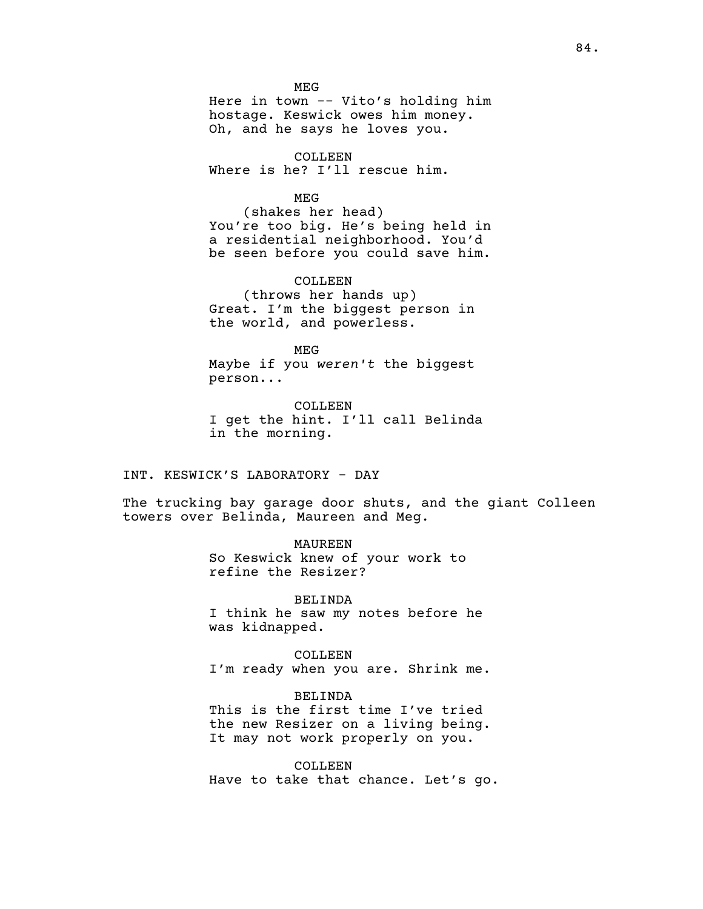MEG
Here in town -- Vito's holding him hostage. Keswick owes him money. Oh, and he says he loves you.

COLLEEN
Where is he? I'll rescue him.

MEG
(shakes her head)
You're too big. He's being held in a residential neighborhood. You'd be seen before you could save him.

COLLEEN
(throws her hands up)
Great. I'm the biggest person in the world, and powerless.

MEG
Maybe if you *weren't* the biggest person...

COLLEEN
I get the hint. I'll call Belinda in the morning.

INT. KESWICK'S LABORATORY - DAY

The trucking bay garage door shuts, and the giant Colleen towers over Belinda, Maureen and Meg.

MAUREEN
So Keswick knew of your work to refine the Resizer?

BELINDA
I think he saw my notes before he was kidnapped.

COLLEEN
I'm ready when you are. Shrink me.

BELINDA
This is the first time I've tried the new Resizer on a living being. It may not work properly on you.

COLLEEN
Have to take that chance. Let's go.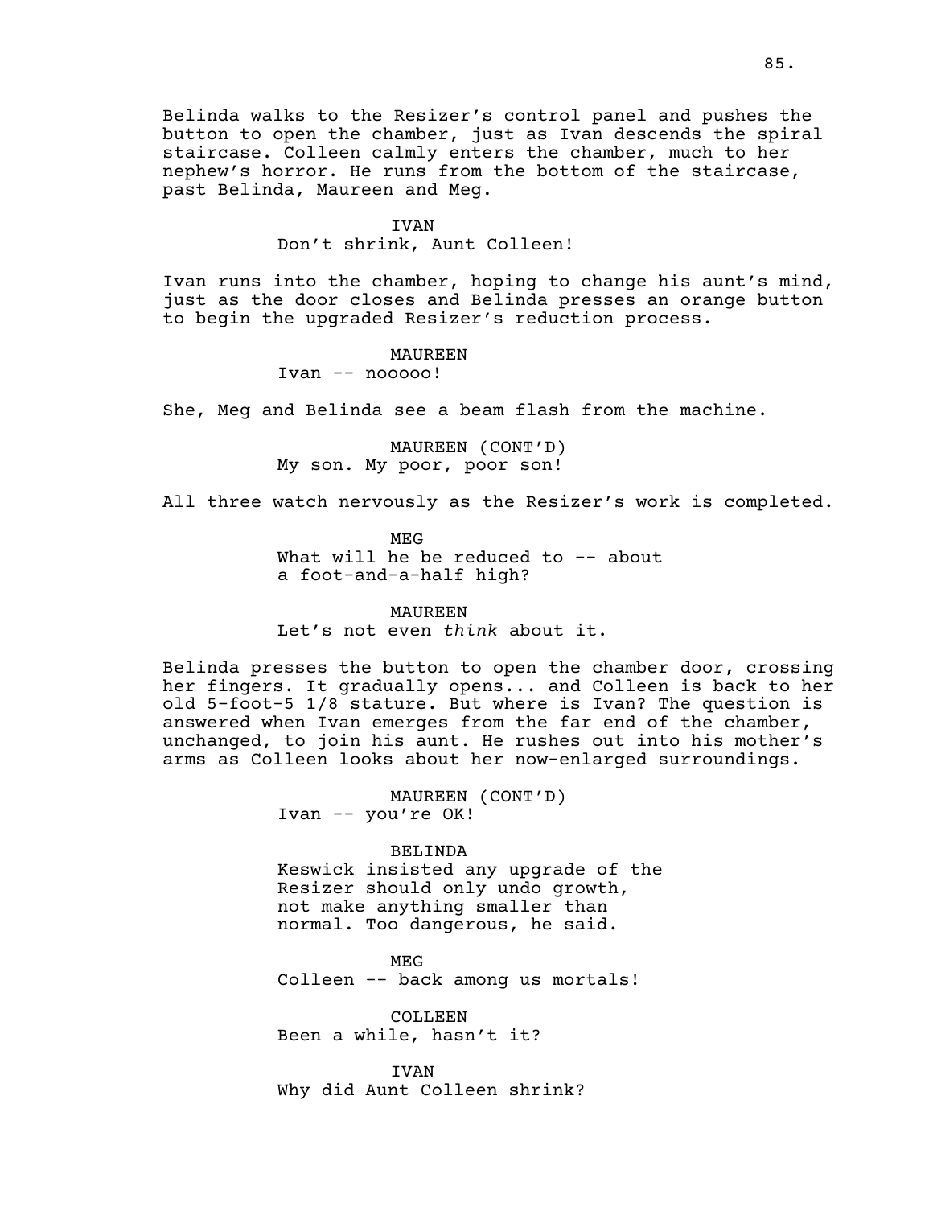Belinda walks to the Resizer's control panel and pushes the button to open the chamber, just as Ivan descends the spiral staircase. Colleen calmly enters the chamber, much to her nephew's horror. He runs from the bottom of the staircase, past Belinda, Maureen and Meg.

IVAN
Don't shrink, Aunt Colleen!

Ivan runs into the chamber, hoping to change his aunt's mind, just as the door closes and Belinda presses an orange button to begin the upgraded Resizer's reduction process.

MAUREEN
Ivan -- nooooo!

She, Meg and Belinda see a beam flash from the machine.

MAUREEN (CONT'D)
My son. My poor, poor son!

All three watch nervously as the Resizer's work is completed.

MEG
What will he be reduced to -- about a foot-and-a-half high?

MAUREEN
Let's not even *think* about it.

Belinda presses the button to open the chamber door, crossing her fingers. It gradually opens... and Colleen is back to her old 5-foot-5 1/8 stature. But where is Ivan? The question is answered when Ivan emerges from the far end of the chamber, unchanged, to join his aunt. He rushes out into his mother's arms as Colleen looks about her now-enlarged surroundings.

MAUREEN (CONT'D)
Ivan -- you're OK!

BELINDA
Keswick insisted any upgrade of the Resizer should only undo growth, not make anything smaller than normal. Too dangerous, he said.

MEG
Colleen -- back among us mortals!

COLLEEN
Been a while, hasn't it?

IVAN
Why did Aunt Colleen shrink?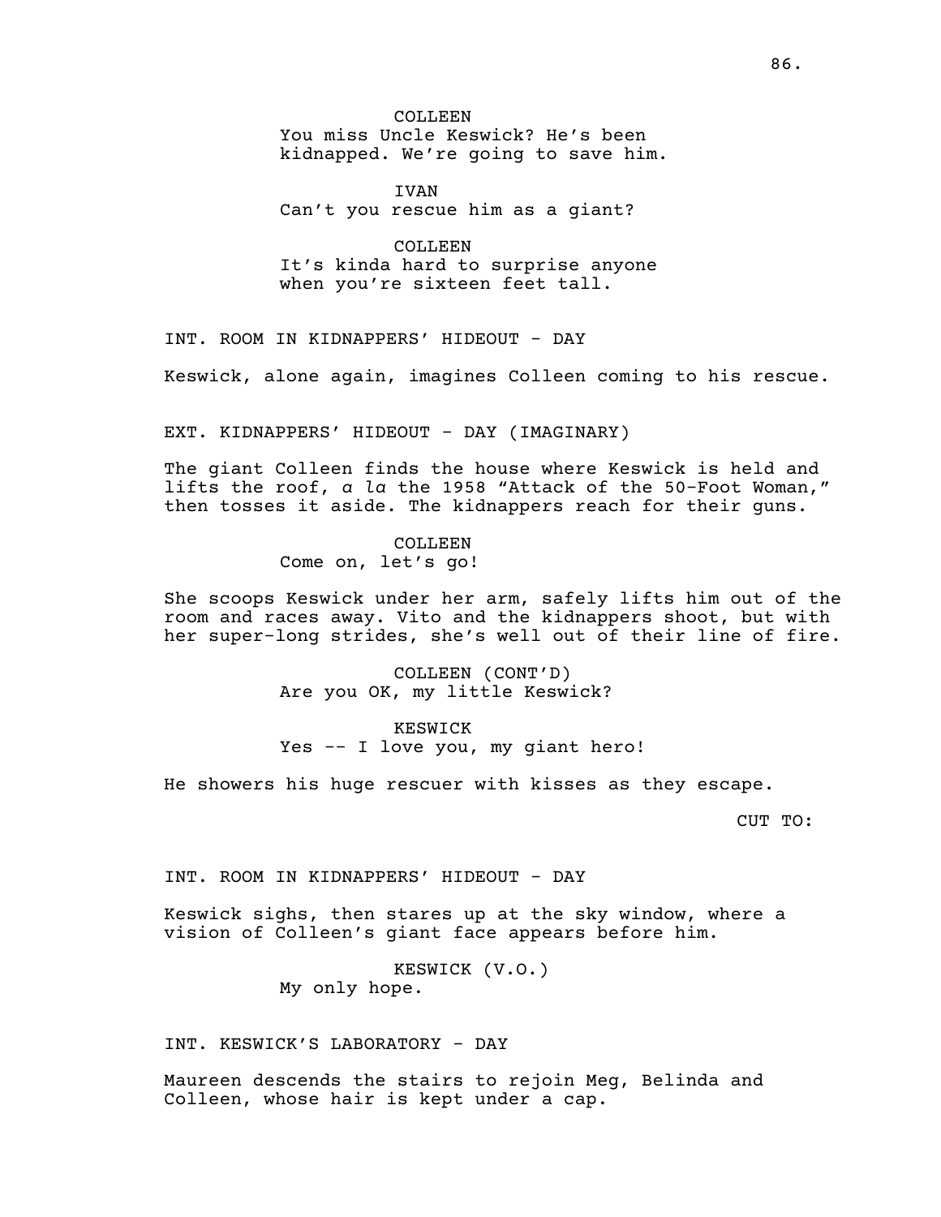COLLEEN
You miss Uncle Keswick? He's been kidnapped. We're going to save him.

IVAN
Can't you rescue him as a giant?

COLLEEN
It's kinda hard to surprise anyone when you're sixteen feet tall.

INT. ROOM IN KIDNAPPERS' HIDEOUT - DAY

Keswick, alone again, imagines Colleen coming to his rescue.

EXT. KIDNAPPERS' HIDEOUT - DAY (IMAGINARY)

The giant Colleen finds the house where Keswick is held and lifts the roof, *a la* the 1958 "Attack of the 50-Foot Woman," then tosses it aside. The kidnappers reach for their guns.

COLLEEN
Come on, let's go!

She scoops Keswick under her arm, safely lifts him out of the room and races away. Vito and the kidnappers shoot, but with her super-long strides, she's well out of their line of fire.

COLLEEN (CONT'D)
Are you OK, my little Keswick?

KESWICK
Yes -- I love you, my giant hero!

He showers his huge rescuer with kisses as they escape.

CUT TO:

INT. ROOM IN KIDNAPPERS' HIDEOUT - DAY

Keswick sighs, then stares up at the sky window, where a vision of Colleen's giant face appears before him.

KESWICK (V.O.)
My only hope.

INT. KESWICK'S LABORATORY - DAY

Maureen descends the stairs to rejoin Meg, Belinda and Colleen, whose hair is kept under a cap.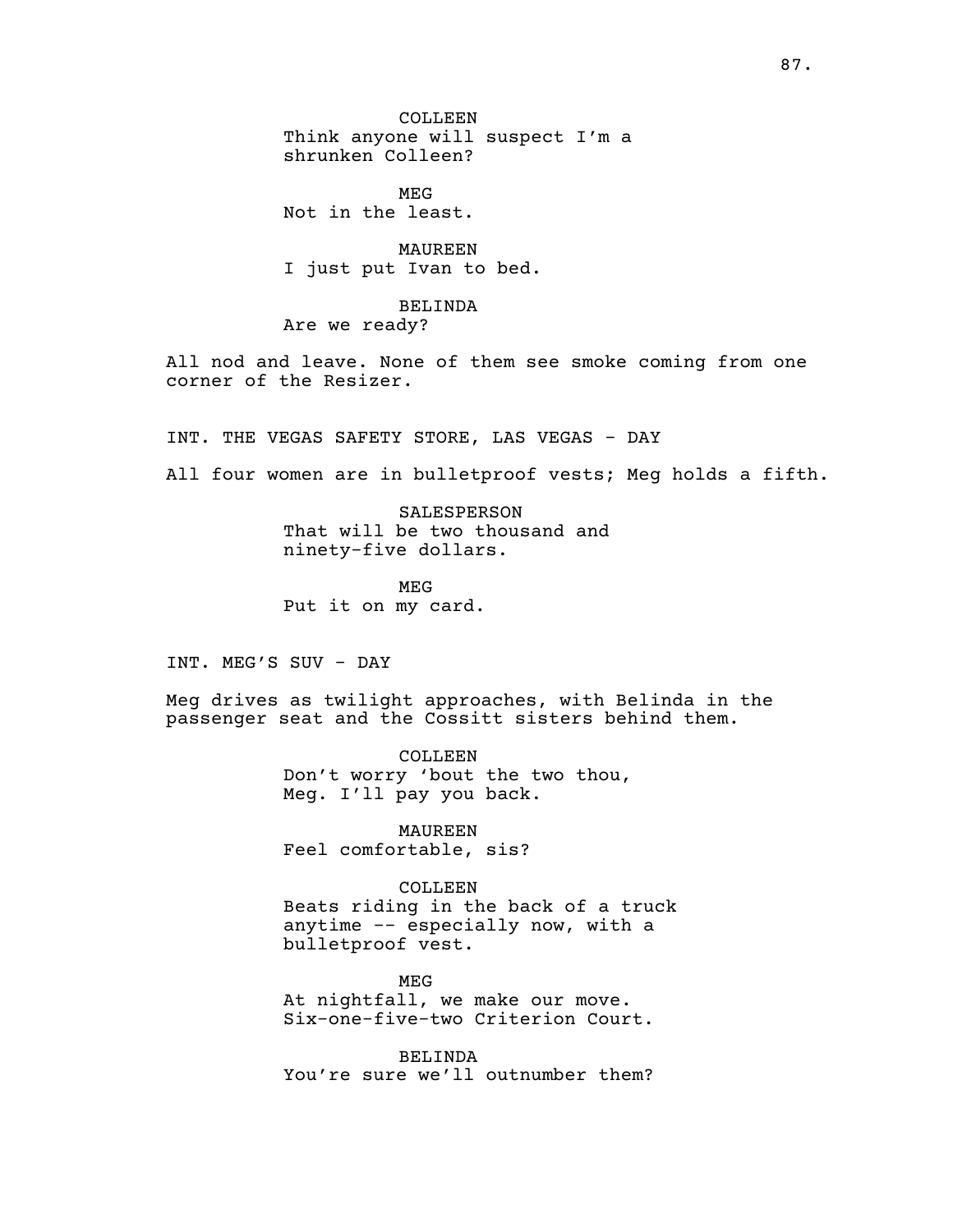COLLEEN
Think anyone will suspect I'm a shrunken Colleen?

MEG
Not in the least.

MAUREEN
I just put Ivan to bed.

BELINDA
Are we ready?

All nod and leave. None of them see smoke coming from one corner of the Resizer.

INT. THE VEGAS SAFETY STORE, LAS VEGAS - DAY

All four women are in bulletproof vests; Meg holds a fifth.

SALESPERSON
That will be two thousand and ninety-five dollars.

MEG
Put it on my card.

INT. MEG'S SUV - DAY

Meg drives as twilight approaches, with Belinda in the passenger seat and the Cossitt sisters behind them.

COLLEEN
Don't worry 'bout the two thou, Meg. I'll pay you back.

MAUREEN
Feel comfortable, sis?

COLLEEN
Beats riding in the back of a truck anytime -- especially now, with a bulletproof vest.

MEG
At nightfall, we make our move. Six-one-five-two Criterion Court.

BELINDA
You're sure we'll outnumber them?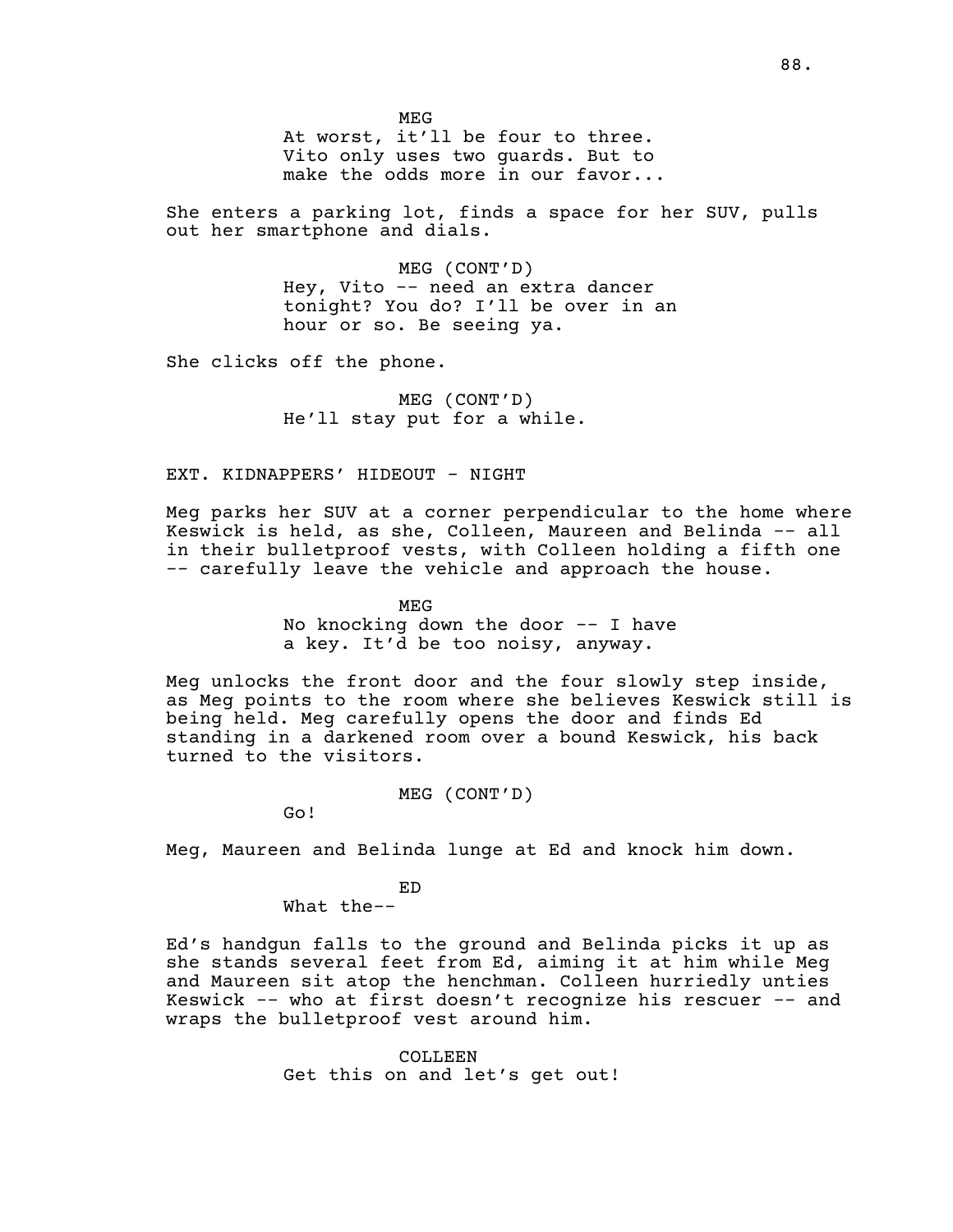MEG
At worst, it'll be four to three. Vito only uses two guards. But to make the odds more in our favor...

She enters a parking lot, finds a space for her SUV, pulls out her smartphone and dials.

MEG (CONT'D)
Hey, Vito -- need an extra dancer tonight? You do? I'll be over in an hour or so. Be seeing ya.

She clicks off the phone.

MEG (CONT'D)
He'll stay put for a while.

EXT. KIDNAPPERS' HIDEOUT - NIGHT

Meg parks her SUV at a corner perpendicular to the home where Keswick is held, as she, Colleen, Maureen and Belinda -- all in their bulletproof vests, with Colleen holding a fifth one -- carefully leave the vehicle and approach the house.

MEG
No knocking down the door -- I have a key. It'd be too noisy, anyway.

Meg unlocks the front door and the four slowly step inside, as Meg points to the room where she believes Keswick still is being held. Meg carefully opens the door and finds Ed standing in a darkened room over a bound Keswick, his back turned to the visitors.

MEG (CONT'D)
Go!

Meg, Maureen and Belinda lunge at Ed and knock him down.

ED
What the--

Ed's handgun falls to the ground and Belinda picks it up as she stands several feet from Ed, aiming it at him while Meg and Maureen sit atop the henchman. Colleen hurriedly unties Keswick -- who at first doesn't recognize his rescuer -- and wraps the bulletproof vest around him.

COLLEEN
Get this on and let's get out!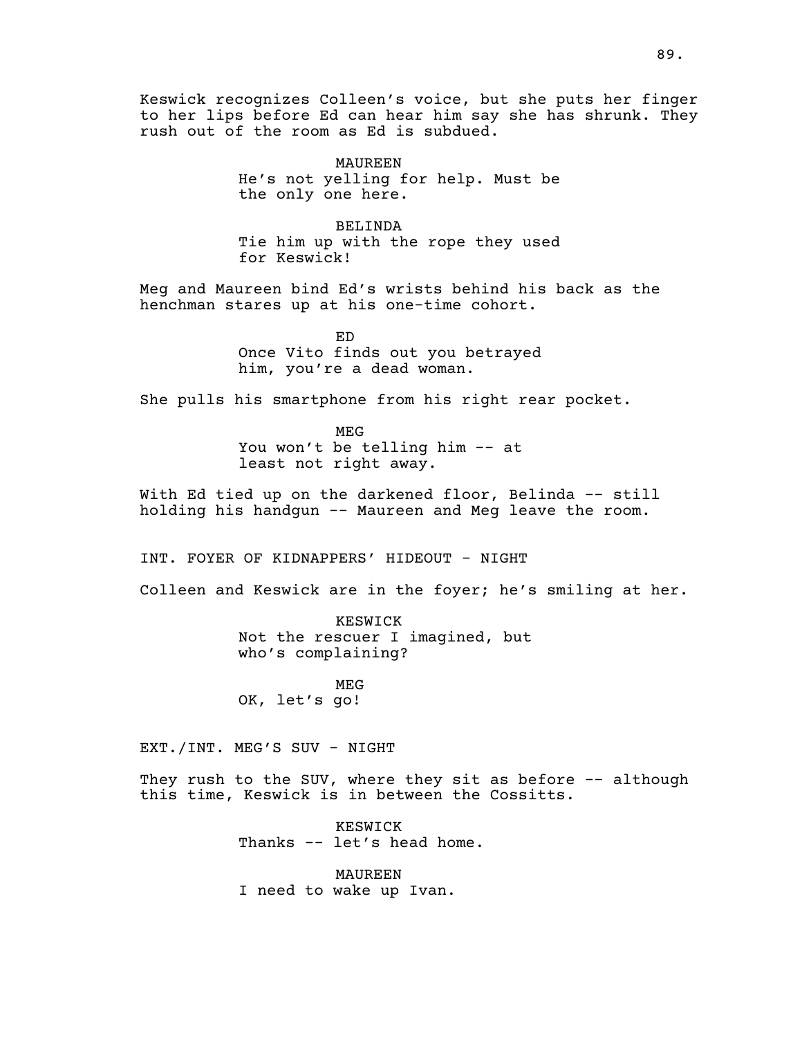Keswick recognizes Colleen's voice, but she puts her finger to her lips before Ed can hear him say she has shrunk. They rush out of the room as Ed is subdued.

MAUREEN
He's not yelling for help. Must be the only one here.

BELINDA
Tie him up with the rope they used for Keswick!

Meg and Maureen bind Ed's wrists behind his back as the henchman stares up at his one-time cohort.

ED
Once Vito finds out you betrayed him, you're a dead woman.

She pulls his smartphone from his right rear pocket.

MEG
You won't be telling him -- at least not right away.

With Ed tied up on the darkened floor, Belinda -- still holding his handgun -- Maureen and Meg leave the room.

INT. FOYER OF KIDNAPPERS' HIDEOUT - NIGHT

Colleen and Keswick are in the foyer; he's smiling at her.

KESWICK
Not the rescuer I imagined, but who's complaining?

MEG
OK, let's go!

EXT./INT. MEG'S SUV - NIGHT

They rush to the SUV, where they sit as before -- although this time, Keswick is in between the Cossitts.

KESWICK
Thanks -- let's head home.

MAUREEN
I need to wake up Ivan.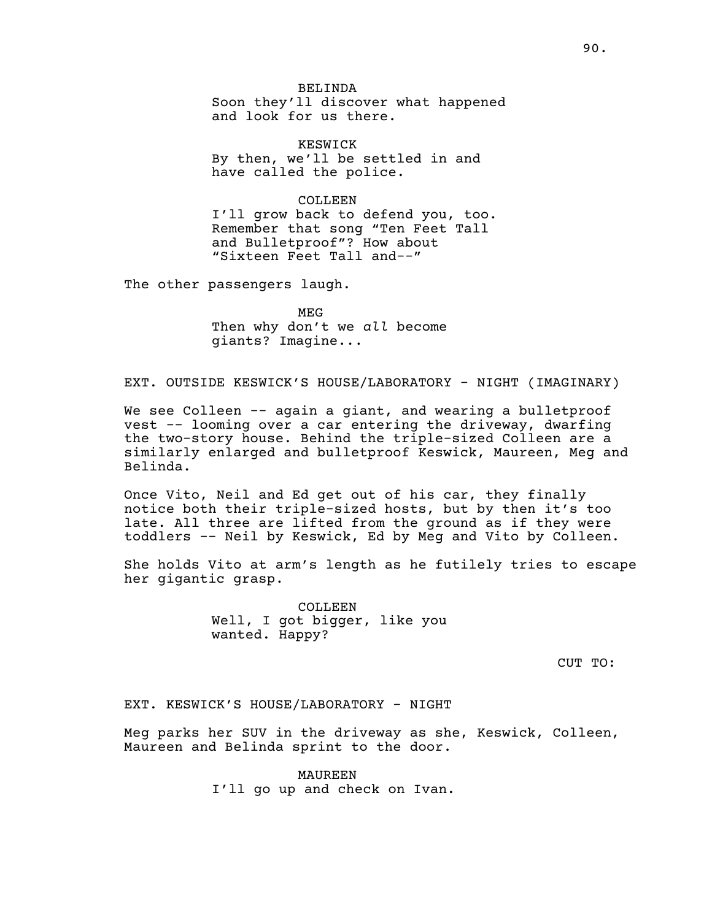BELINDA

Soon they'll discover what happened and look for us there.

KESWICK

By then, we'll be settled in and have called the police.

COLLEEN

I'll grow back to defend you, too. Remember that song "Ten Feet Tall and Bulletproof"? How about "Sixteen Feet Tall and--"

The other passengers laugh.

MEG

Then why don't we *all* become giants? Imagine...

EXT. OUTSIDE KESWICK'S HOUSE/LABORATORY - NIGHT (IMAGINARY)

We see Colleen -- again a giant, and wearing a bulletproof vest -- looming over a car entering the driveway, dwarfing the two-story house. Behind the triple-sized Colleen are a similarly enlarged and bulletproof Keswick, Maureen, Meg and Belinda.

Once Vito, Neil and Ed get out of his car, they finally notice both their triple-sized hosts, but by then it's too late. All three are lifted from the ground as if they were toddlers -- Neil by Keswick, Ed by Meg and Vito by Colleen.

She holds Vito at arm's length as he futilely tries to escape her gigantic grasp.

COLLEEN

Well, I got bigger, like you wanted. Happy?

CUT TO:

EXT. KESWICK'S HOUSE/LABORATORY - NIGHT

Meg parks her SUV in the driveway as she, Keswick, Colleen, Maureen and Belinda sprint to the door.

MAUREEN

I'll go up and check on Ivan.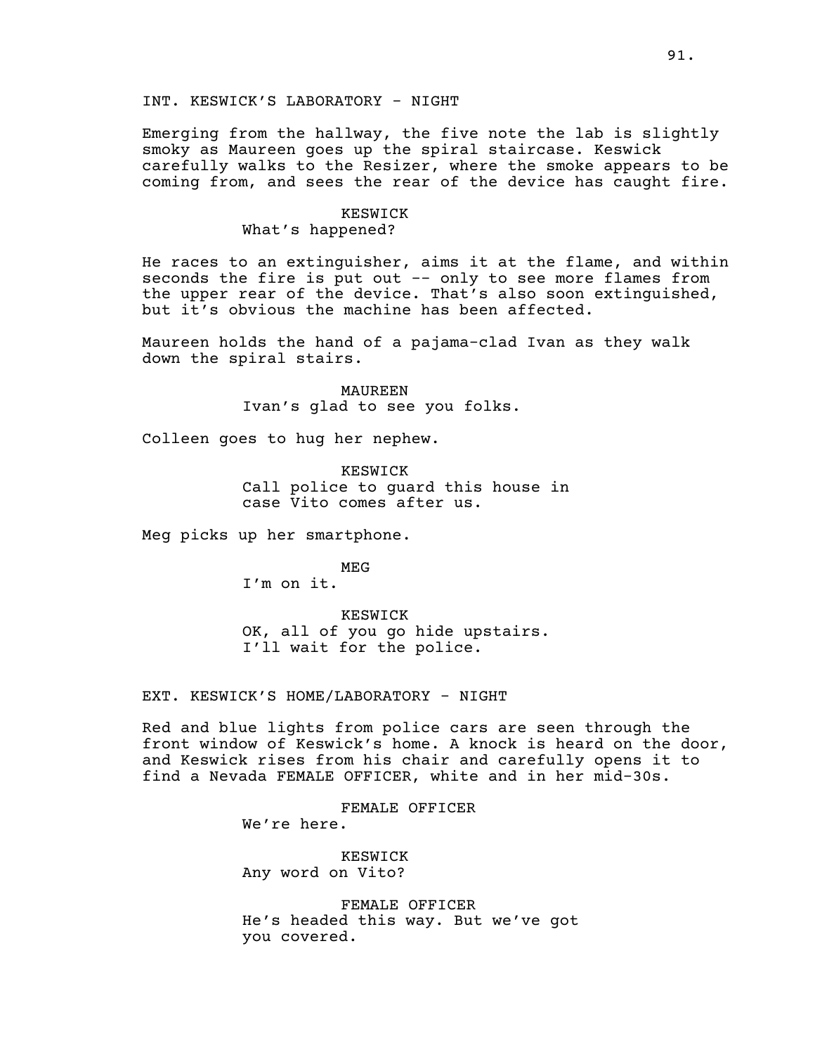INT. KESWICK'S LABORATORY - NIGHT

Emerging from the hallway, the five note the lab is slightly smoky as Maureen goes up the spiral staircase. Keswick carefully walks to the Resizer, where the smoke appears to be coming from, and sees the rear of the device has caught fire.

KESWICK
What's happened?

He races to an extinguisher, aims it at the flame, and within seconds the fire is put out -- only to see more flames from the upper rear of the device. That's also soon extinguished, but it's obvious the machine has been affected.

Maureen holds the hand of a pajama-clad Ivan as they walk down the spiral stairs.

MAUREEN
Ivan's glad to see you folks.

Colleen goes to hug her nephew.

KESWICK
Call police to guard this house in case Vito comes after us.

Meg picks up her smartphone.

MEG
I'm on it.

KESWICK
OK, all of you go hide upstairs. I'll wait for the police.

EXT. KESWICK'S HOME/LABORATORY - NIGHT

Red and blue lights from police cars are seen through the front window of Keswick's home. A knock is heard on the door, and Keswick rises from his chair and carefully opens it to find a Nevada FEMALE OFFICER, white and in her mid-30s.

FEMALE OFFICER
We're here.

KESWICK
Any word on Vito?

FEMALE OFFICER
He's headed this way. But we've got you covered.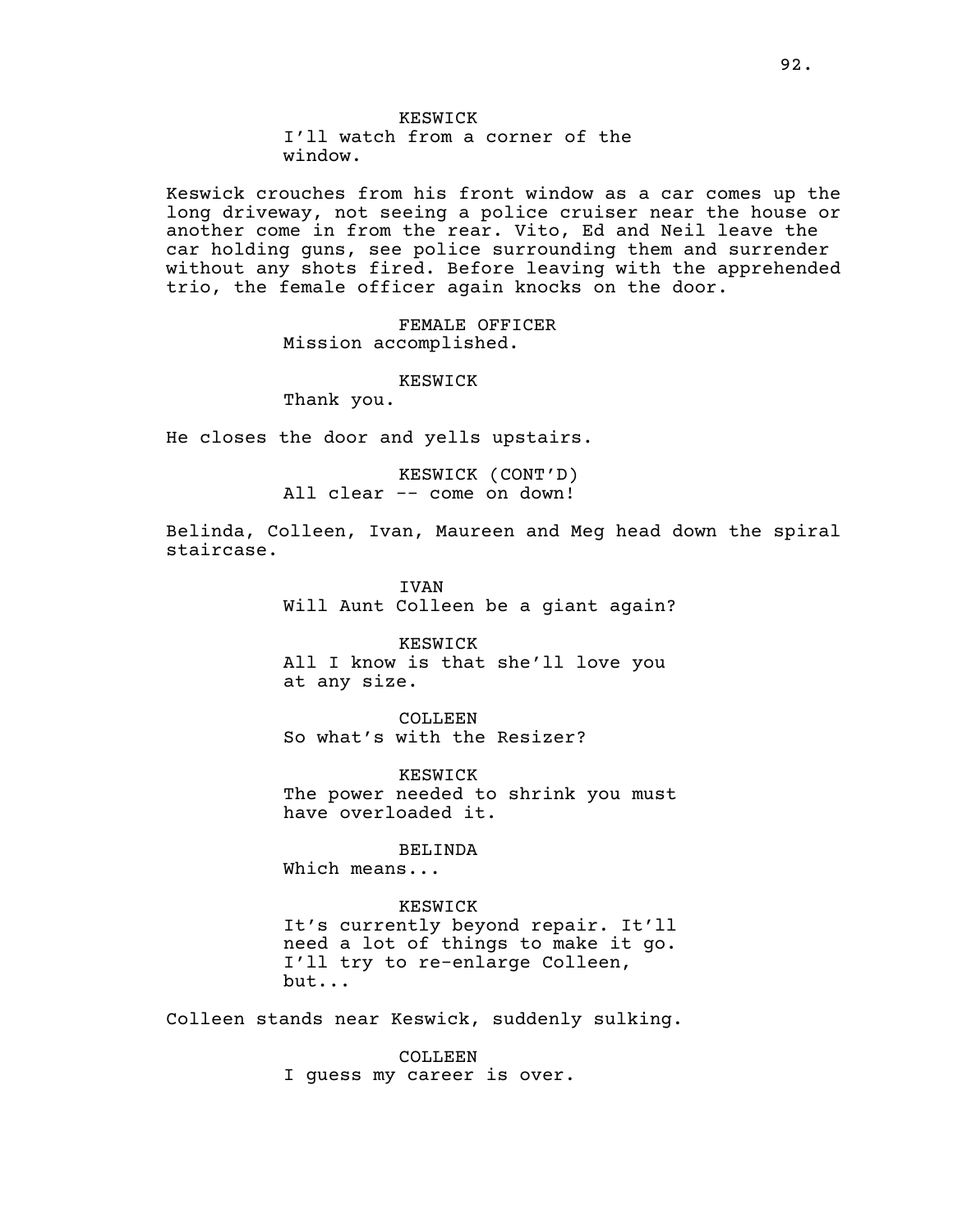KESWICK
I'll watch from a corner of the window.

Keswick crouches from his front window as a car comes up the long driveway, not seeing a police cruiser near the house or another come in from the rear. Vito, Ed and Neil leave the car holding guns, see police surrounding them and surrender without any shots fired. Before leaving with the apprehended trio, the female officer again knocks on the door.

FEMALE OFFICER
Mission accomplished.

KESWICK
Thank you.

He closes the door and yells upstairs.

KESWICK (CONT'D)
All clear -- come on down!

Belinda, Colleen, Ivan, Maureen and Meg head down the spiral staircase.

IVAN
Will Aunt Colleen be a giant again?

KESWICK
All I know is that she'll love you at any size.

COLLEEN
So what's with the Resizer?

KESWICK
The power needed to shrink you must have overloaded it.

BELINDA
Which means...

KESWICK
It's currently beyond repair. It'll need a lot of things to make it go. I'll try to re-enlarge Colleen, but...

Colleen stands near Keswick, suddenly sulking.

COLLEEN
I guess my career is over.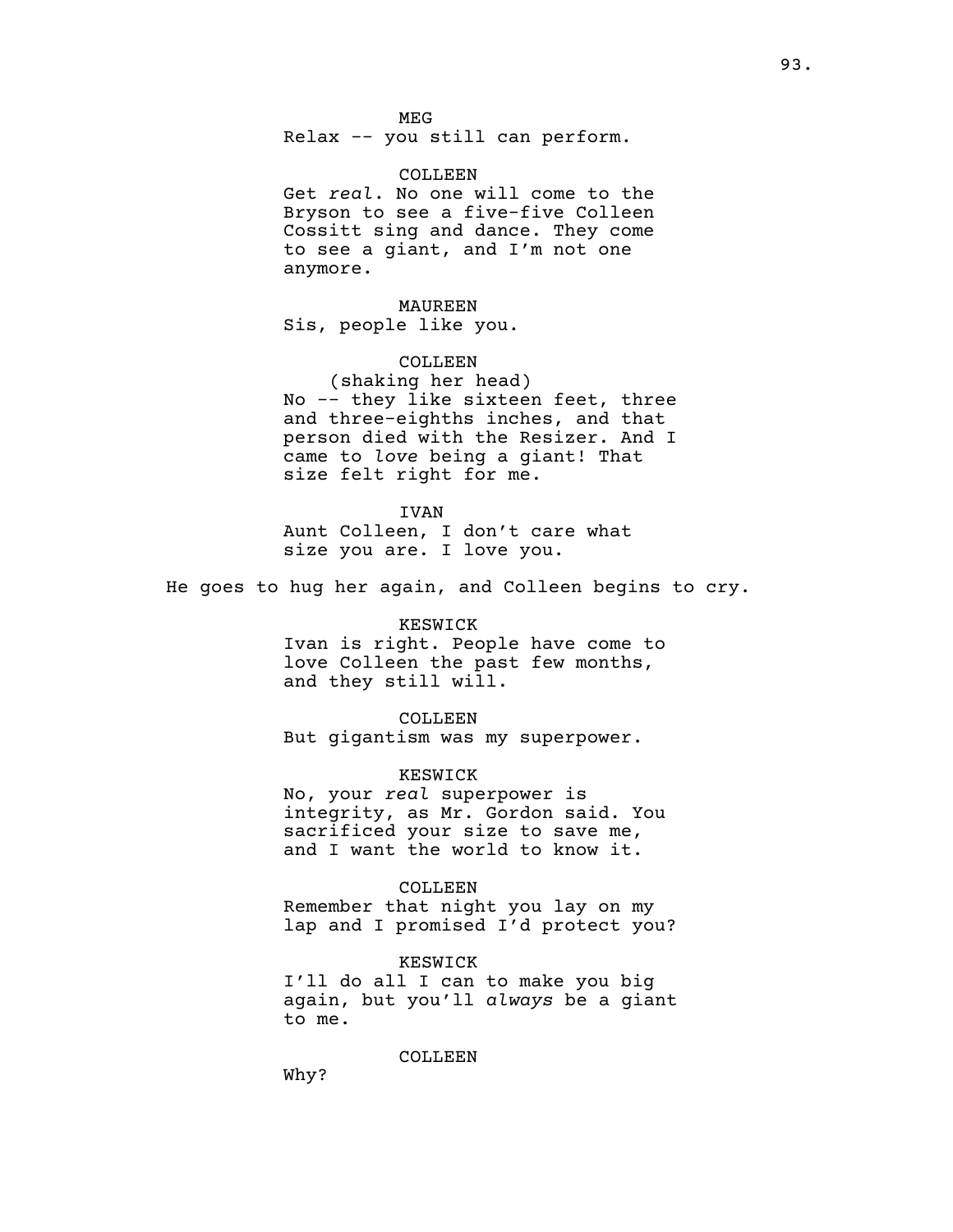MEG

Relax -- you still can perform.

COLLEEN

Get *real*. No one will come to the Bryson to see a five-five Colleen Cossitt sing and dance. They come to see a giant, and I'm not one anymore.

MAUREEN

Sis, people like you.

COLLEEN

(shaking her head)

No -- they like sixteen feet, three and three-eighths inches, and that person died with the Resizer. And I came to *love* being a giant! That size felt right for me.

IVAN

Aunt Colleen, I don't care what size you are. I love you.

He goes to hug her again, and Colleen begins to cry.

KESWICK

Ivan is right. People have come to love Colleen the past few months, and they still will.

COLLEEN

But gigantism was my superpower.

KESWICK

No, your *real* superpower is integrity, as Mr. Gordon said. You sacrificed your size to save me, and I want the world to know it.

COLLEEN

Remember that night you lay on my lap and I promised I'd protect you?

KESWICK

I'll do all I can to make you big again, but you'll *always* be a giant to me.

COLLEEN

Why?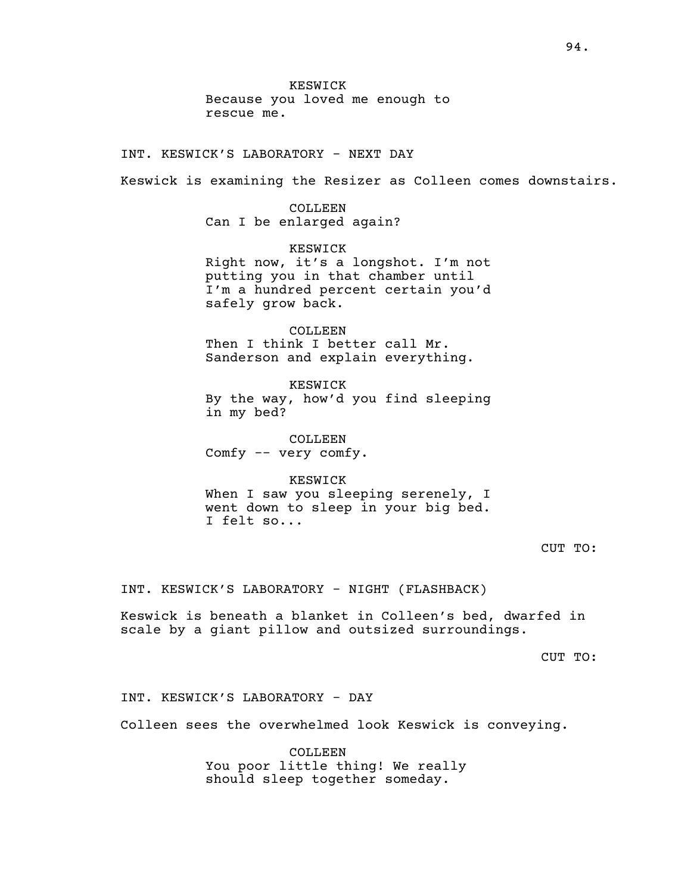KESWICK
Because you loved me enough to rescue me.

INT. KESWICK'S LABORATORY - NEXT DAY

Keswick is examining the Resizer as Colleen comes downstairs.

COLLEEN
Can I be enlarged again?

KESWICK
Right now, it's a longshot. I'm not putting you in that chamber until I'm a hundred percent certain you'd safely grow back.

COLLEEN
Then I think I better call Mr. Sanderson and explain everything.

KESWICK
By the way, how'd you find sleeping in my bed?

COLLEEN
Comfy -- very comfy.

KESWICK
When I saw you sleeping serenely, I went down to sleep in your big bed. I felt so...

CUT TO:

INT. KESWICK'S LABORATORY - NIGHT (FLASHBACK)

Keswick is beneath a blanket in Colleen's bed, dwarfed in scale by a giant pillow and outsized surroundings.

CUT TO:

INT. KESWICK'S LABORATORY - DAY

Colleen sees the overwhelmed look Keswick is conveying.

COLLEEN
You poor little thing! We really should sleep together someday.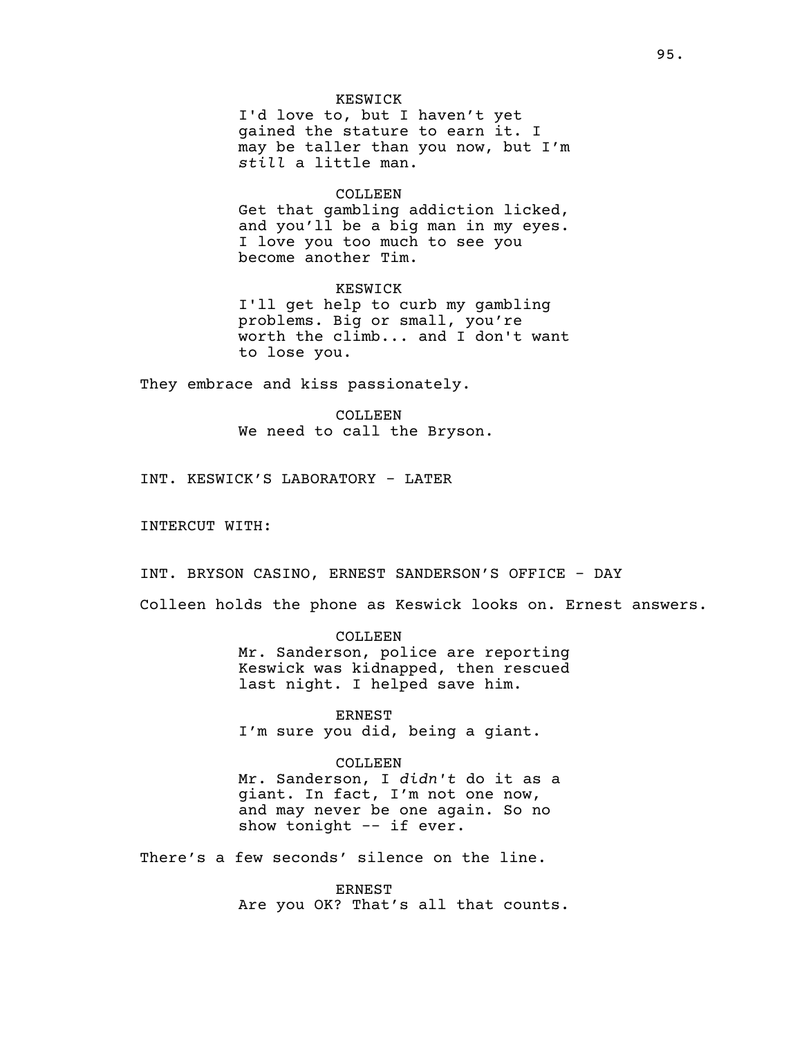KESWICK

I'd love to, but I haven't yet gained the stature to earn it. I may be taller than you now, but I'm *still* a little man.

COLLEEN

Get that gambling addiction licked, and you'll be a big man in my eyes. I love you too much to see you become another Tim.

KESWICK

I'll get help to curb my gambling problems. Big or small, you're worth the climb... and I don't want to lose you.

They embrace and kiss passionately.

COLLEEN

We need to call the Bryson.

INT. KESWICK'S LABORATORY - LATER

INTERCUT WITH:

INT. BRYSON CASINO, ERNEST SANDERSON'S OFFICE - DAY

Colleen holds the phone as Keswick looks on. Ernest answers.

COLLEEN

Mr. Sanderson, police are reporting Keswick was kidnapped, then rescued last night. I helped save him.

ERNEST

I'm sure you did, being a giant.

COLLEEN

Mr. Sanderson, I *didn't* do it as a giant. In fact, I'm not one now, and may never be one again. So no show tonight -- if ever.

There's a few seconds' silence on the line.

ERNEST

Are you OK? That's all that counts.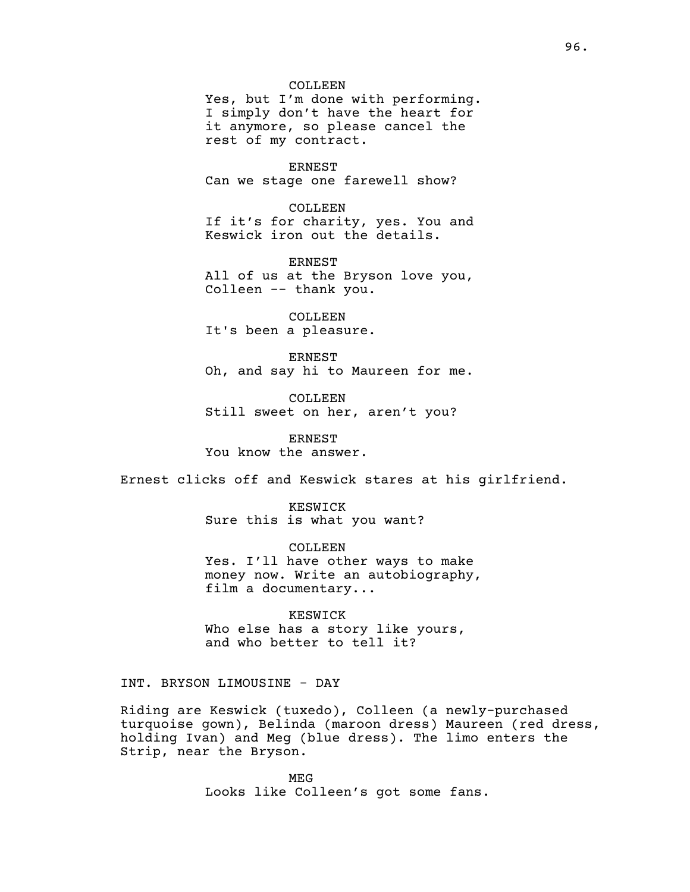COLLEEN
Yes, but I'm done with performing. I simply don't have the heart for it anymore, so please cancel the rest of my contract.

ERNEST
Can we stage one farewell show?

COLLEEN
If it's for charity, yes. You and Keswick iron out the details.

ERNEST
All of us at the Bryson love you, Colleen -- thank you.

COLLEEN
It's been a pleasure.

ERNEST
Oh, and say hi to Maureen for me.

COLLEEN
Still sweet on her, aren't you?

ERNEST
You know the answer.

Ernest clicks off and Keswick stares at his girlfriend.

KESWICK
Sure this is what you want?

COLLEEN
Yes. I'll have other ways to make money now. Write an autobiography, film a documentary...

KESWICK
Who else has a story like yours, and who better to tell it?

INT. BRYSON LIMOUSINE - DAY

Riding are Keswick (tuxedo), Colleen (a newly-purchased turquoise gown), Belinda (maroon dress) Maureen (red dress, holding Ivan) and Meg (blue dress). The limo enters the Strip, near the Bryson.

MEG
Looks like Colleen's got some fans.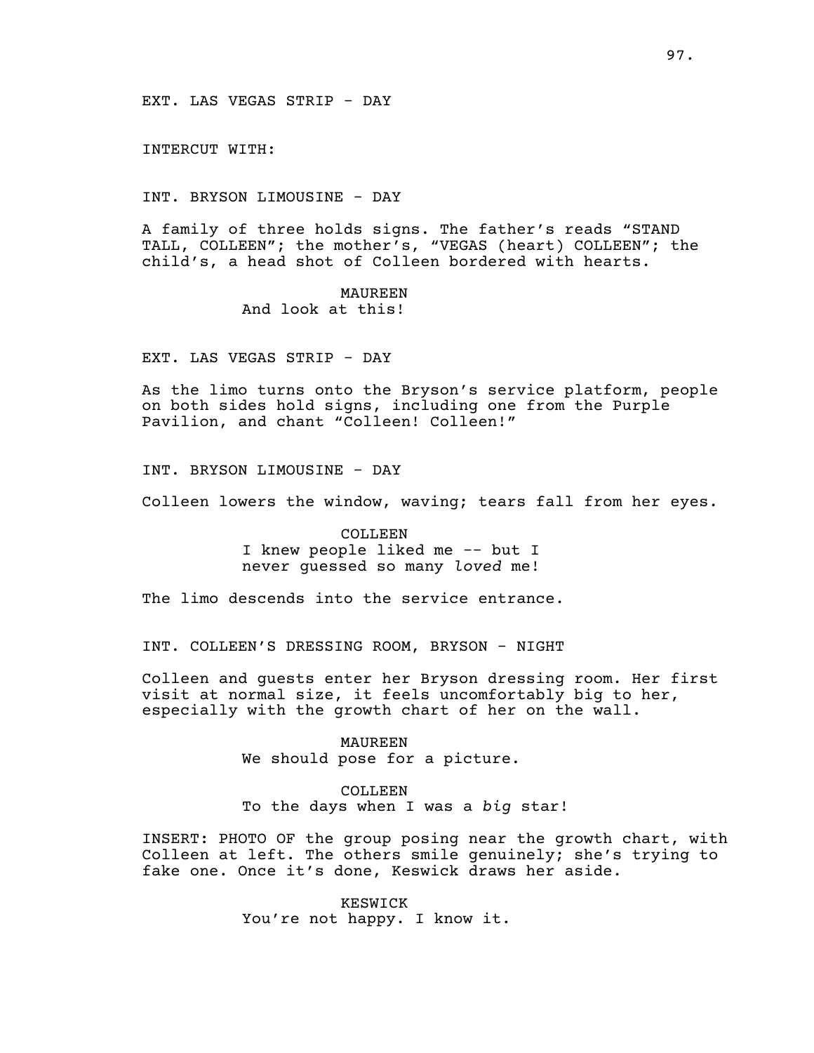EXT. LAS VEGAS STRIP - DAY

INTERCUT WITH:

INT. BRYSON LIMOUSINE - DAY

A family of three holds signs. The father's reads "STAND TALL, COLLEEN"; the mother's, "VEGAS (heart) COLLEEN"; the child's, a head shot of Colleen bordered with hearts.

MAUREEN
And look at this!

EXT. LAS VEGAS STRIP - DAY

As the limo turns onto the Bryson's service platform, people on both sides hold signs, including one from the Purple Pavilion, and chant "Colleen! Colleen!"

INT. BRYSON LIMOUSINE - DAY

Colleen lowers the window, waving; tears fall from her eyes.

COLLEEN
I knew people liked me -- but I never guessed so many *loved* me!

The limo descends into the service entrance.

INT. COLLEEN'S DRESSING ROOM, BRYSON - NIGHT

Colleen and guests enter her Bryson dressing room. Her first visit at normal size, it feels uncomfortably big to her, especially with the growth chart of her on the wall.

MAUREEN
We should pose for a picture.

COLLEEN
To the days when I was a *big* star!

INSERT: PHOTO OF the group posing near the growth chart, with Colleen at left. The others smile genuinely; she's trying to fake one. Once it's done, Keswick draws her aside.

KESWICK
You're not happy. I know it.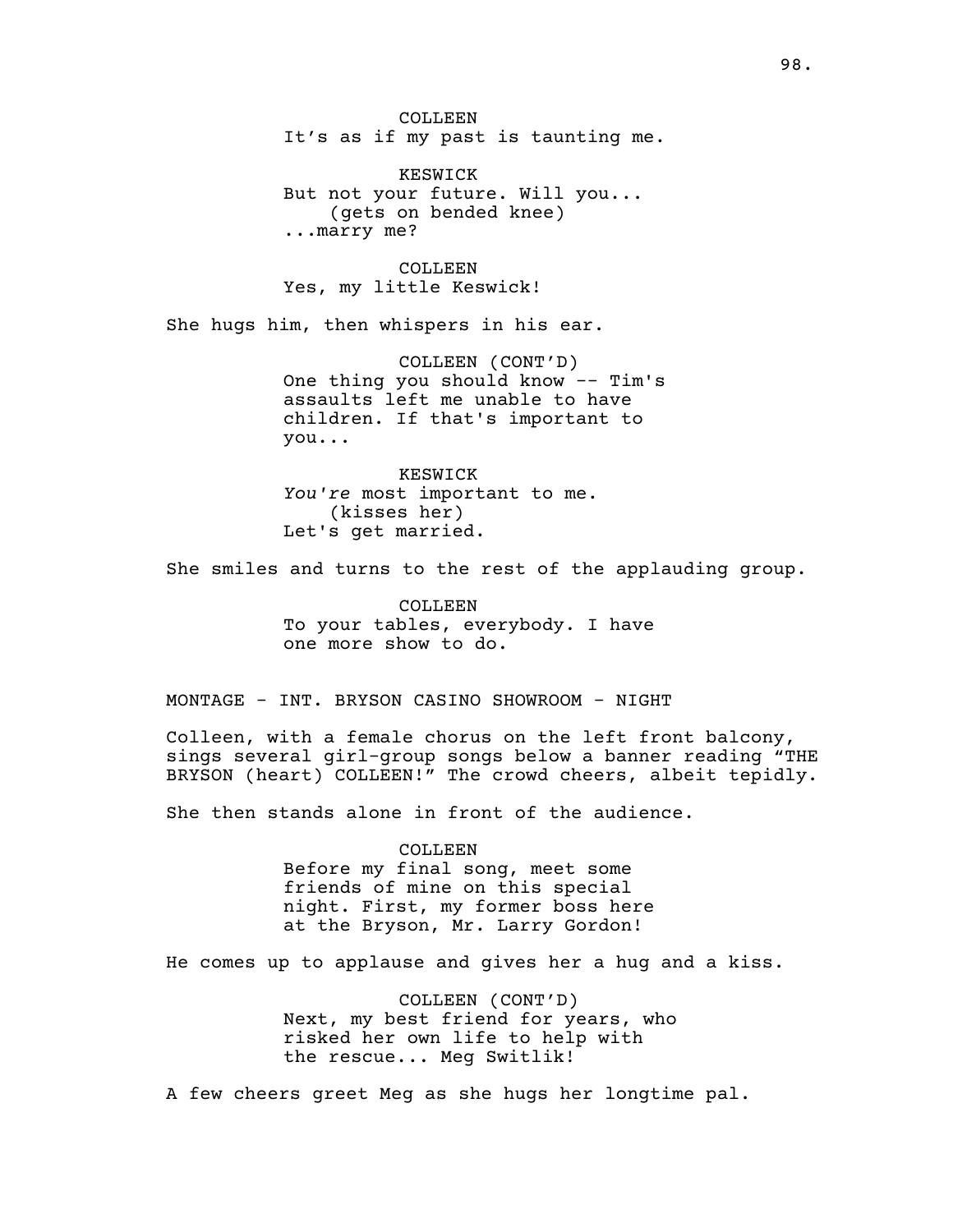COLLEEN
It's as if my past is taunting me.

KESWICK
But not your future. Will you...
(gets on bended knee)
...marry me?

COLLEEN
Yes, my little Keswick!

She hugs him, then whispers in his ear.

COLLEEN (CONT'D)
One thing you should know -- Tim's assaults left me unable to have children. If that's important to you...

KESWICK
*You're* most important to me.
(kisses her)
Let's get married.

She smiles and turns to the rest of the applauding group.

COLLEEN
To your tables, everybody. I have one more show to do.

MONTAGE - INT. BRYSON CASINO SHOWROOM - NIGHT

Colleen, with a female chorus on the left front balcony, sings several girl-group songs below a banner reading "THE BRYSON (heart) COLLEEN!" The crowd cheers, albeit tepidly.

She then stands alone in front of the audience.

COLLEEN
Before my final song, meet some friends of mine on this special night. First, my former boss here at the Bryson, Mr. Larry Gordon!

He comes up to applause and gives her a hug and a kiss.

COLLEEN (CONT'D)
Next, my best friend for years, who risked her own life to help with the rescue... Meg Switlik!

A few cheers greet Meg as she hugs her longtime pal.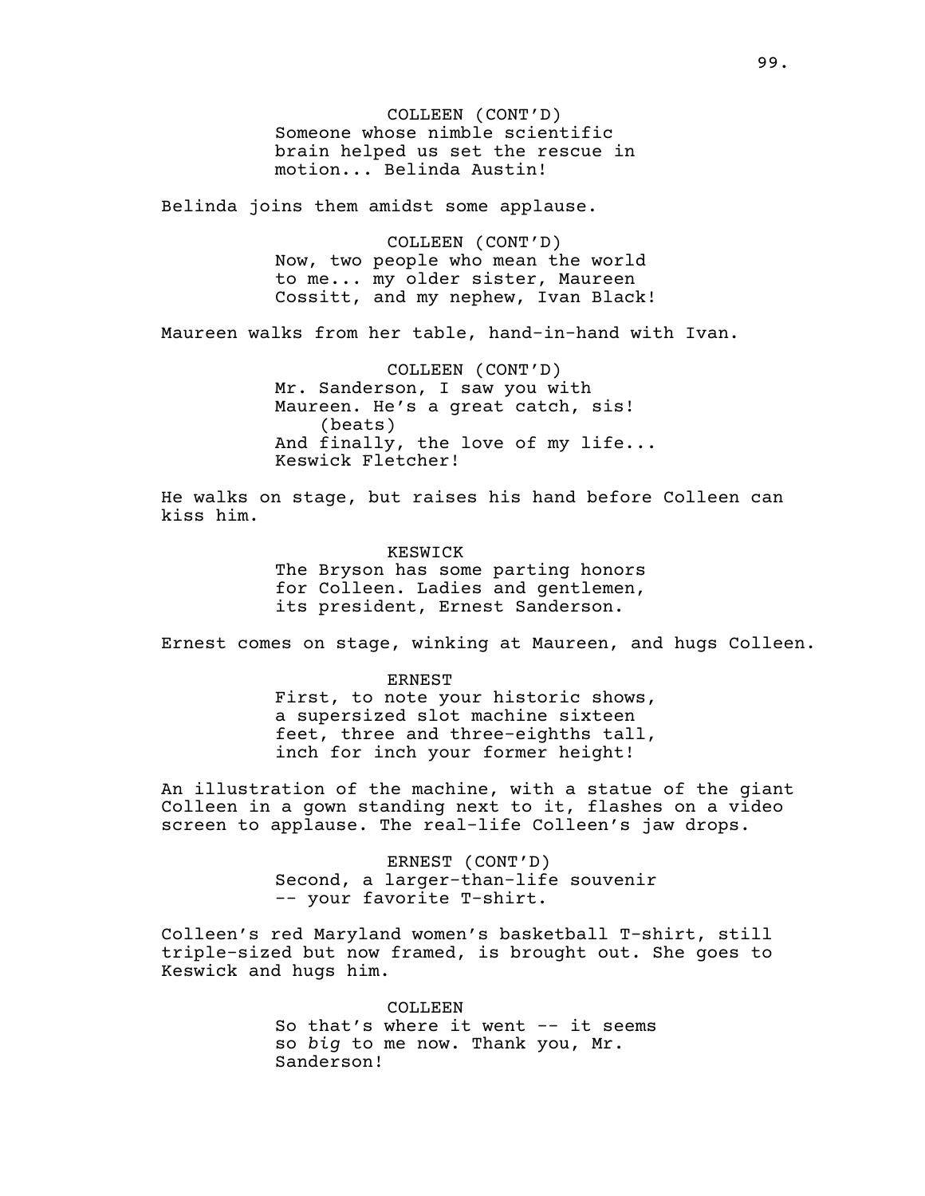COLLEEN (CONT'D)
Someone whose nimble scientific brain helped us set the rescue in motion... Belinda Austin!

Belinda joins them amidst some applause.

COLLEEN (CONT'D)
Now, two people who mean the world to me... my older sister, Maureen Cossitt, and my nephew, Ivan Black!

Maureen walks from her table, hand-in-hand with Ivan.

COLLEEN (CONT'D)
Mr. Sanderson, I saw you with Maureen. He's a great catch, sis!
(beats)
And finally, the love of my life... Keswick Fletcher!

He walks on stage, but raises his hand before Colleen can kiss him.

KESWICK
The Bryson has some parting honors for Colleen. Ladies and gentlemen, its president, Ernest Sanderson.

Ernest comes on stage, winking at Maureen, and hugs Colleen.

ERNEST
First, to note your historic shows, a supersized slot machine sixteen feet, three and three-eighths tall, inch for inch your former height!

An illustration of the machine, with a statue of the giant Colleen in a gown standing next to it, flashes on a video screen to applause. The real-life Colleen's jaw drops.

ERNEST (CONT'D)
Second, a larger-than-life souvenir -- your favorite T-shirt.

Colleen's red Maryland women's basketball T-shirt, still triple-sized but now framed, is brought out. She goes to Keswick and hugs him.

COLLEEN
So that's where it went -- it seems so *big* to me now. Thank you, Mr. Sanderson!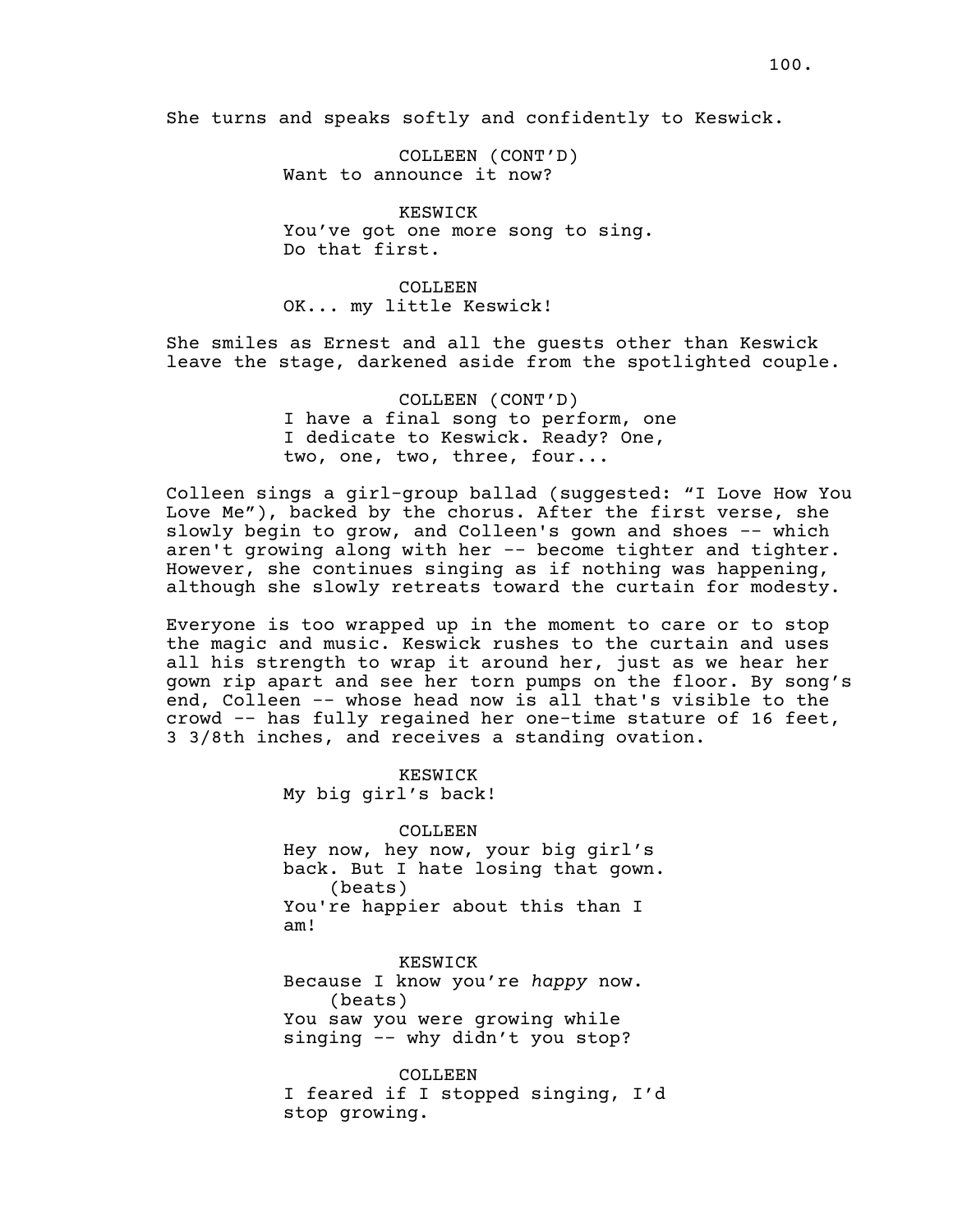She turns and speaks softly and confidently to Keswick.

COLLEEN (CONT'D)
Want to announce it now?

KESWICK
You've got one more song to sing.
Do that first.

COLLEEN
OK... my little Keswick!

She smiles as Ernest and all the guests other than Keswick leave the stage, darkened aside from the spotlighted couple.

COLLEEN (CONT'D)
I have a final song to perform, one
I dedicate to Keswick. Ready? One,
two, one, two, three, four...

Colleen sings a girl-group ballad (suggested: "I Love How You Love Me"), backed by the chorus. After the first verse, she slowly begin to grow, and Colleen's gown and shoes -- which aren't growing along with her -- become tighter and tighter. However, she continues singing as if nothing was happening, although she slowly retreats toward the curtain for modesty.

Everyone is too wrapped up in the moment to care or to stop the magic and music. Keswick rushes to the curtain and uses all his strength to wrap it around her, just as we hear her gown rip apart and see her torn pumps on the floor. By song's end, Colleen -- whose head now is all that's visible to the crowd -- has fully regained her one-time stature of 16 feet, 3 3/8th inches, and receives a standing ovation.

KESWICK
My big girl's back!

COLLEEN
Hey now, hey now, your big girl's
back. But I hate losing that gown.
(beats)
You're happier about this than I
am!

KESWICK
Because I know you're *happy* now.
(beats)
You saw you were growing while
singing -- why didn't you stop?

COLLEEN
I feared if I stopped singing, I'd
stop growing.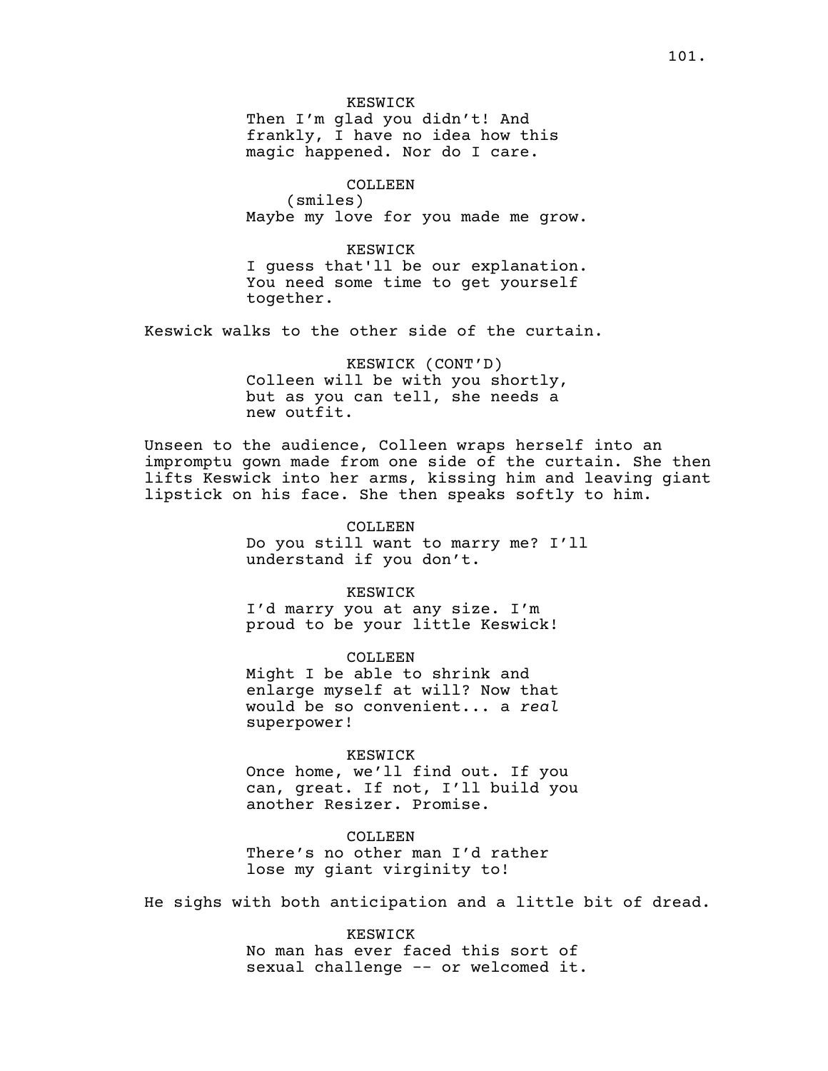KESWICK
Then I'm glad you didn't! And frankly, I have no idea how this magic happened. Nor do I care.

COLLEEN
(smiles)
Maybe my love for you made me grow.

KESWICK
I guess that'll be our explanation. You need some time to get yourself together.

Keswick walks to the other side of the curtain.

KESWICK (CONT'D)
Colleen will be with you shortly, but as you can tell, she needs a new outfit.

Unseen to the audience, Colleen wraps herself into an impromptu gown made from one side of the curtain. She then lifts Keswick into her arms, kissing him and leaving giant lipstick on his face. She then speaks softly to him.

COLLEEN
Do you still want to marry me? I'll understand if you don't.

KESWICK
I'd marry you at any size. I'm proud to be your little Keswick!

COLLEEN
Might I be able to shrink and enlarge myself at will? Now that would be so convenient... a *real* superpower!

KESWICK
Once home, we'll find out. If you can, great. If not, I'll build you another Resizer. Promise.

COLLEEN
There's no other man I'd rather lose my giant virginity to!

He sighs with both anticipation and a little bit of dread.

KESWICK
No man has ever faced this sort of sexual challenge -- or welcomed it.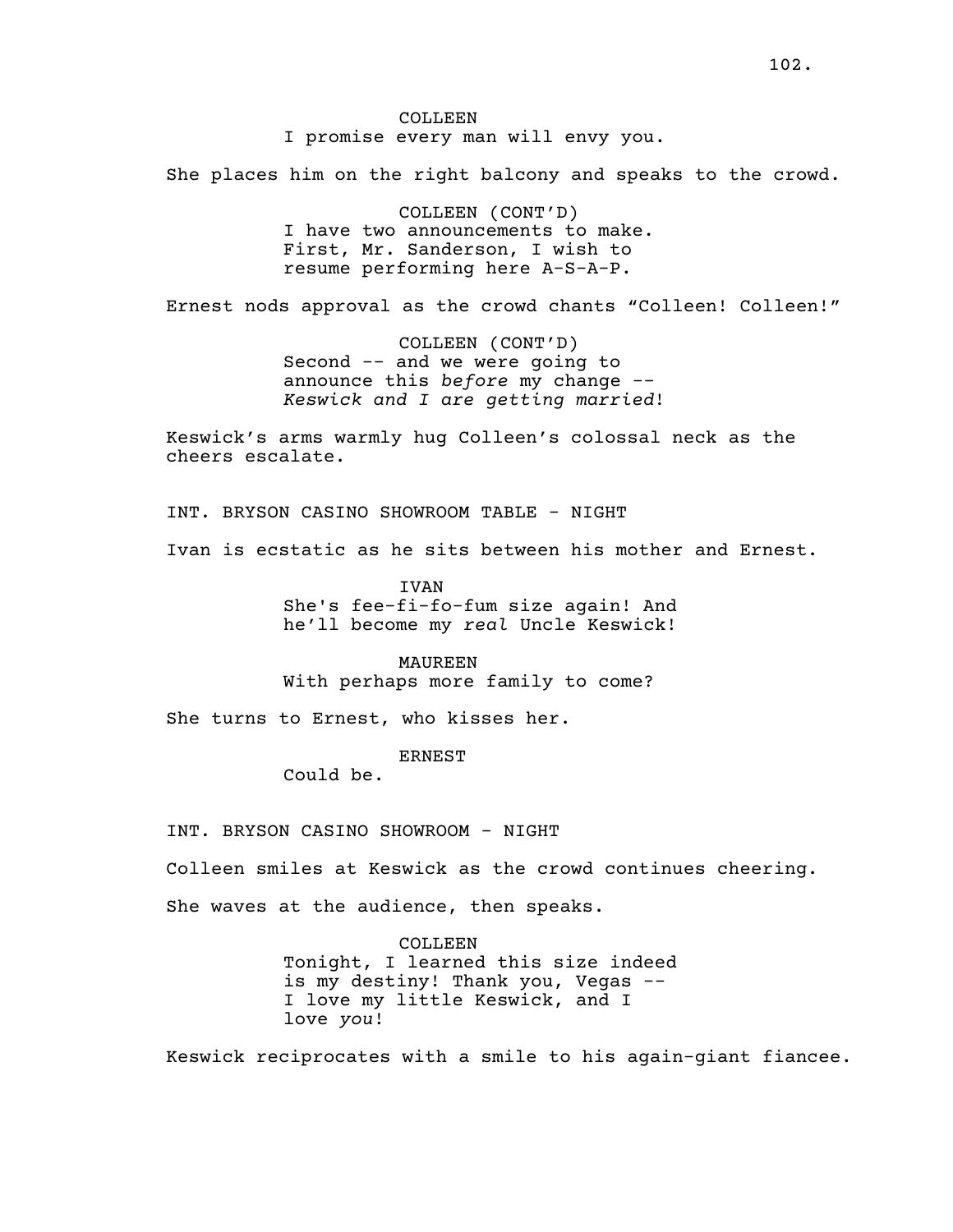COLLEEN
I promise every man will envy you.

She places him on the right balcony and speaks to the crowd.

COLLEEN (CONT'D)
I have two announcements to make. First, Mr. Sanderson, I wish to resume performing here A-S-A-P.

Ernest nods approval as the crowd chants "Colleen! Colleen!"

COLLEEN (CONT'D)
Second -- and we were going to announce this *before* my change -- *Keswick and I are getting married*!

Keswick's arms warmly hug Colleen's colossal neck as the cheers escalate.

INT. BRYSON CASINO SHOWROOM TABLE - NIGHT

Ivan is ecstatic as he sits between his mother and Ernest.

IVAN
She's fee-fi-fo-fum size again! And he'll become my *real* Uncle Keswick!

MAUREEN
With perhaps more family to come?

She turns to Ernest, who kisses her.

ERNEST
Could be.

INT. BRYSON CASINO SHOWROOM - NIGHT

Colleen smiles at Keswick as the crowd continues cheering.

She waves at the audience, then speaks.

COLLEEN
Tonight, I learned this size indeed is my destiny! Thank you, Vegas -- I love my little Keswick, and I love *you*!

Keswick reciprocates with a smile to his again-giant fiancee.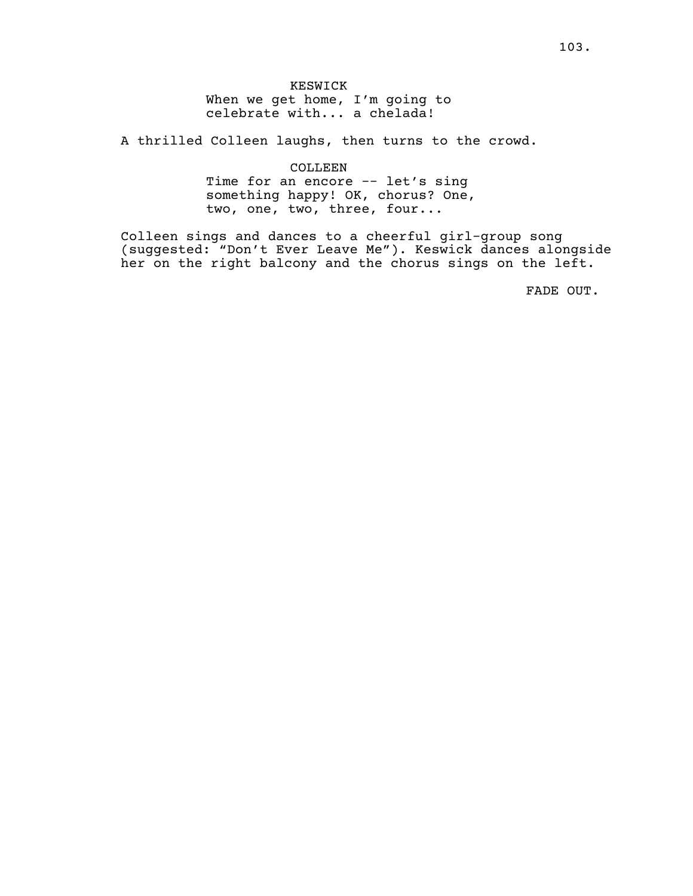KESWICK

When we get home, I'm going to celebrate with... a chelada!

A thrilled Colleen laughs, then turns to the crowd.

COLLEEN

Time for an encore -- let's sing something happy! OK, chorus? One, two, one, two, three, four...

Colleen sings and dances to a cheerful girl-group song (suggested: "Don't Ever Leave Me"). Keswick dances alongside her on the right balcony and the chorus sings on the left.

FADE OUT.